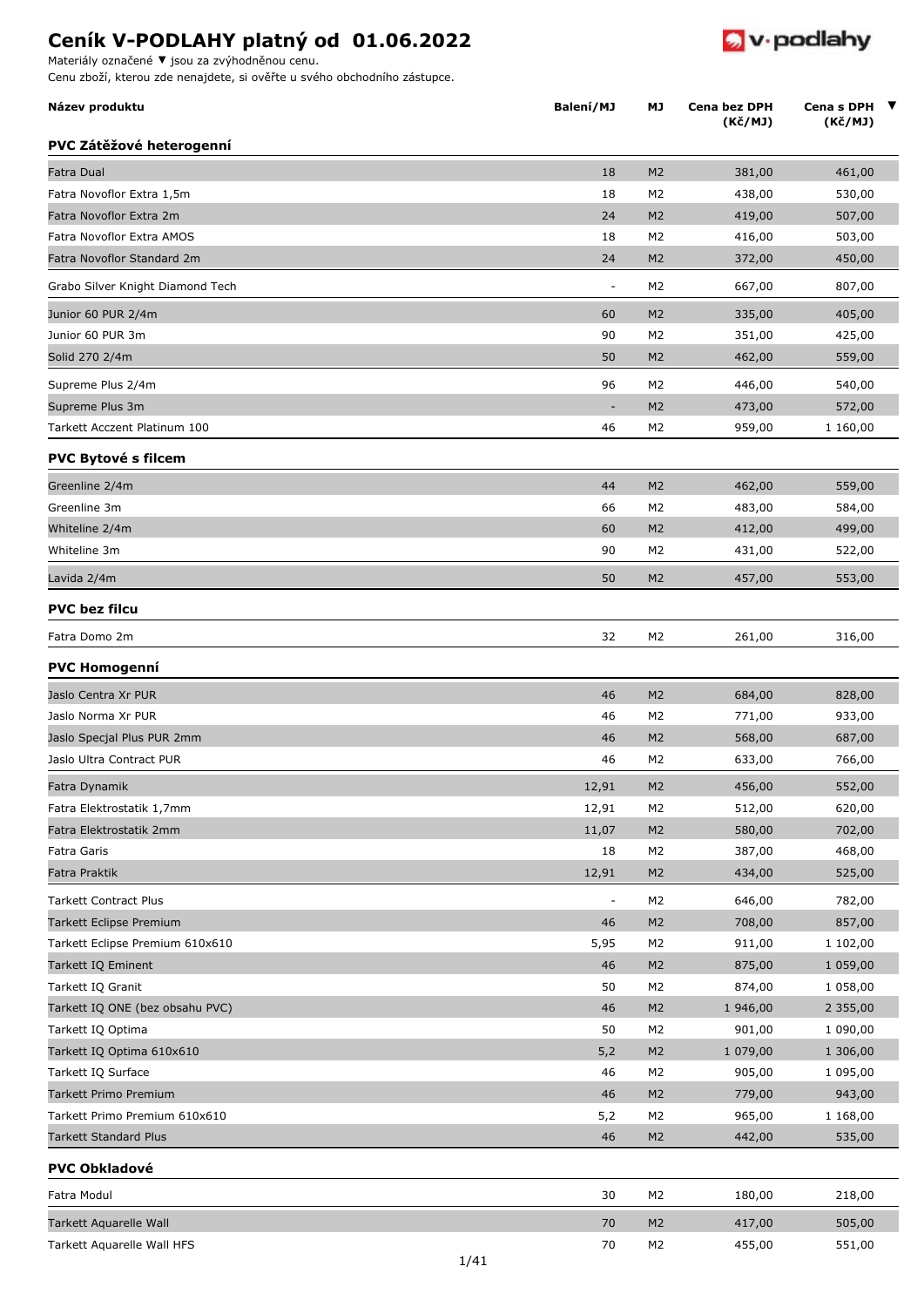# Ceník V-PODLAHY platný od 01.06.2022

Materiály označené ▼ jsou za zvýhodněnou cenu.
Cenu zboží, kterou zde nenajdete, si ověřte u svého obchodního zástupce.

| Název produktu | Balení/MJ | MJ | Cena bez DPH (Kč/MJ) | Cena s DPH (Kč/MJ) | ▼ |
|---|---|---|---|---|---|
| **PVC Zátěžové heterogenní** | | | | | |
| Fatra Dual | 18 | M2 | 381,00 | 461,00 | |
| Fatra Novoflor Extra 1,5m | 18 | M2 | 438,00 | 530,00 | |
| Fatra Novoflor Extra 2m | 24 | M2 | 419,00 | 507,00 | |
| Fatra Novoflor Extra AMOS | 18 | M2 | 416,00 | 503,00 | |
| Fatra Novoflor Standard 2m | 24 | M2 | 372,00 | 450,00 | |
| Grabo Silver Knight Diamond Tech | - | M2 | 667,00 | 807,00 | |
| Junior 60 PUR 2/4m | 60 | M2 | 335,00 | 405,00 | |
| Junior 60 PUR 3m | 90 | M2 | 351,00 | 425,00 | |
| Solid 270 2/4m | 50 | M2 | 462,00 | 559,00 | |
| Supreme Plus 2/4m | 96 | M2 | 446,00 | 540,00 | |
| Supreme Plus 3m | - | M2 | 473,00 | 572,00 | |
| Tarkett Acczent Platinum 100 | 46 | M2 | 959,00 | 1 160,00 | |
| **PVC Bytové s filcem** | | | | | |
| Greenline 2/4m | 44 | M2 | 462,00 | 559,00 | |
| Greenline 3m | 66 | M2 | 483,00 | 584,00 | |
| Whiteline 2/4m | 60 | M2 | 412,00 | 499,00 | |
| Whiteline 3m | 90 | M2 | 431,00 | 522,00 | |
| Lavida 2/4m | 50 | M2 | 457,00 | 553,00 | |
| **PVC bez filcu** | | | | | |
| Fatra Domo 2m | 32 | M2 | 261,00 | 316,00 | |
| **PVC Homogenní** | | | | | |
| Jaslo Centra Xr PUR | 46 | M2 | 684,00 | 828,00 | |
| Jaslo Norma Xr PUR | 46 | M2 | 771,00 | 933,00 | |
| Jaslo Specjal Plus PUR 2mm | 46 | M2 | 568,00 | 687,00 | |
| Jaslo Ultra Contract PUR | 46 | M2 | 633,00 | 766,00 | |
| Fatra Dynamik | 12,91 | M2 | 456,00 | 552,00 | |
| Fatra Elektrostatik 1,7mm | 12,91 | M2 | 512,00 | 620,00 | |
| Fatra Elektrostatik 2mm | 11,07 | M2 | 580,00 | 702,00 | |
| Fatra Garis | 18 | M2 | 387,00 | 468,00 | |
| Fatra Praktik | 12,91 | M2 | 434,00 | 525,00 | |
| Tarkett Contract Plus | - | M2 | 646,00 | 782,00 | |
| Tarkett Eclipse Premium | 46 | M2 | 708,00 | 857,00 | |
| Tarkett Eclipse Premium 610x610 | 5,95 | M2 | 911,00 | 1 102,00 | |
| Tarkett IQ Eminent | 46 | M2 | 875,00 | 1 059,00 | |
| Tarkett IQ Granit | 50 | M2 | 874,00 | 1 058,00 | |
| Tarkett IQ ONE (bez obsahu PVC) | 46 | M2 | 1 946,00 | 2 355,00 | |
| Tarkett IQ Optima | 50 | M2 | 901,00 | 1 090,00 | |
| Tarkett IQ Optima 610x610 | 5,2 | M2 | 1 079,00 | 1 306,00 | |
| Tarkett IQ Surface | 46 | M2 | 905,00 | 1 095,00 | |
| Tarkett Primo Premium | 46 | M2 | 779,00 | 943,00 | |
| Tarkett Primo Premium 610x610 | 5,2 | M2 | 965,00 | 1 168,00 | |
| Tarkett Standard Plus | 46 | M2 | 442,00 | 535,00 | |
| **PVC Obkladové** | | | | | |
| Fatra Modul | 30 | M2 | 180,00 | 218,00 | |
| Tarkett Aquarelle Wall | 70 | M2 | 417,00 | 505,00 | |
| Tarkett Aquarelle Wall HFS | 70 | M2 | 455,00 | 551,00 | |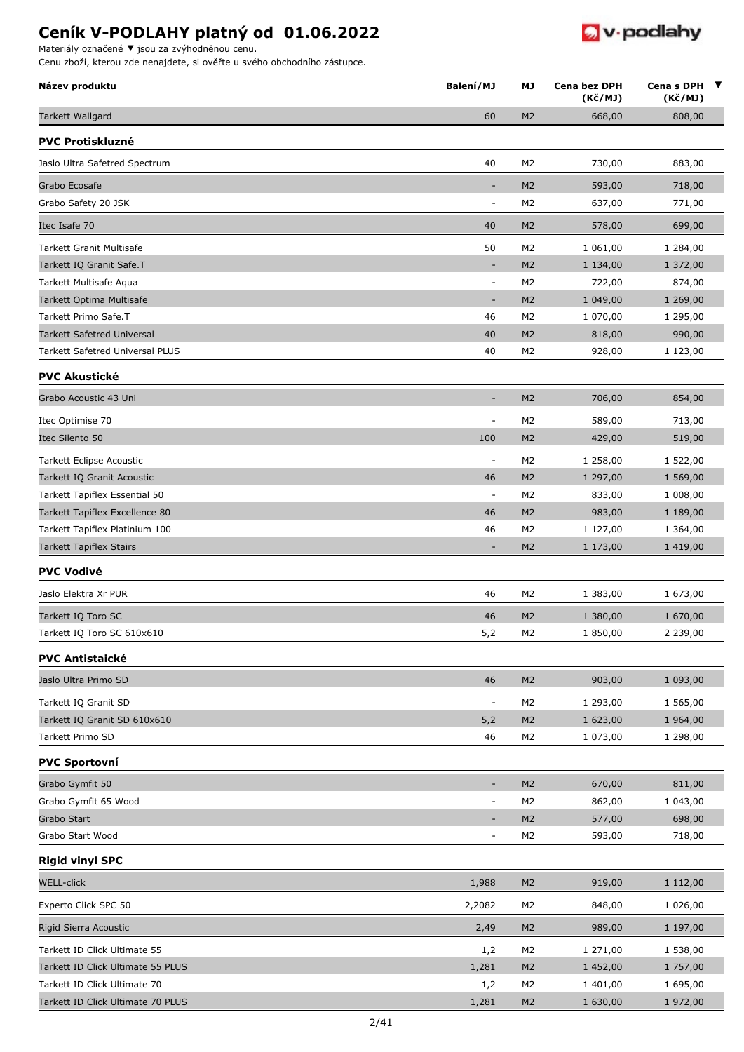# Ceník V-PODLAHY platný od 01.06.2022

Materiály označené ▼ jsou za zvýhodněnou cenu.
Cenu zboží, kterou zde nenajdete, si ověřte u svého obchodního zástupce.

| Název produktu | Balení/MJ | MJ | Cena bez DPH (Kč/MJ) | Cena s DPH (Kč/MJ) | ▼ |
|---|---|---|---|---|---|
| Tarkett Wallgard | 60 | M2 | 668,00 | 808,00 | |
| **PVC Protiskluzné** | | | | | |
| Jaslo Ultra Safetred Spectrum | 40 | M2 | 730,00 | 883,00 | |
| Grabo Ecosafe | - | M2 | 593,00 | 718,00 | |
| Grabo Safety 20 JSK | - | M2 | 637,00 | 771,00 | |
| Itec Isafe 70 | 40 | M2 | 578,00 | 699,00 | |
| Tarkett Granit Multisafe | 50 | M2 | 1 061,00 | 1 284,00 | |
| Tarkett IQ Granit Safe.T | - | M2 | 1 134,00 | 1 372,00 | |
| Tarkett Multisafe Aqua | - | M2 | 722,00 | 874,00 | |
| Tarkett Optima Multisafe | - | M2 | 1 049,00 | 1 269,00 | |
| Tarkett Primo Safe.T | 46 | M2 | 1 070,00 | 1 295,00 | |
| Tarkett Safetred Universal | 40 | M2 | 818,00 | 990,00 | |
| Tarkett Safetred Universal PLUS | 40 | M2 | 928,00 | 1 123,00 | |
| **PVC Akustické** | | | | | |
| Grabo Acoustic 43 Uni | - | M2 | 706,00 | 854,00 | |
| Itec Optimise 70 | - | M2 | 589,00 | 713,00 | |
| Itec Silento 50 | 100 | M2 | 429,00 | 519,00 | |
| Tarkett Eclipse Acoustic | - | M2 | 1 258,00 | 1 522,00 | |
| Tarkett IQ Granit Acoustic | 46 | M2 | 1 297,00 | 1 569,00 | |
| Tarkett Tapiflex Essential 50 | - | M2 | 833,00 | 1 008,00 | |
| Tarkett Tapiflex Excellence 80 | 46 | M2 | 983,00 | 1 189,00 | |
| Tarkett Tapiflex Platinium 100 | 46 | M2 | 1 127,00 | 1 364,00 | |
| Tarkett Tapiflex Stairs | - | M2 | 1 173,00 | 1 419,00 | |
| **PVC Vodivé** | | | | | |
| Jaslo Elektra Xr PUR | 46 | M2 | 1 383,00 | 1 673,00 | |
| Tarkett IQ Toro SC | 46 | M2 | 1 380,00 | 1 670,00 | |
| Tarkett IQ Toro SC 610x610 | 5,2 | M2 | 1 850,00 | 2 239,00 | |
| **PVC Antistaické** | | | | | |
| Jaslo Ultra Primo SD | 46 | M2 | 903,00 | 1 093,00 | |
| Tarkett IQ Granit SD | - | M2 | 1 293,00 | 1 565,00 | |
| Tarkett IQ Granit SD 610x610 | 5,2 | M2 | 1 623,00 | 1 964,00 | |
| Tarkett Primo SD | 46 | M2 | 1 073,00 | 1 298,00 | |
| **PVC Sportovní** | | | | | |
| Grabo Gymfit 50 | - | M2 | 670,00 | 811,00 | |
| Grabo Gymfit 65 Wood | - | M2 | 862,00 | 1 043,00 | |
| Grabo Start | - | M2 | 577,00 | 698,00 | |
| Grabo Start Wood | - | M2 | 593,00 | 718,00 | |
| **Rigid vinyl SPC** | | | | | |
| WELL-click | 1,988 | M2 | 919,00 | 1 112,00 | |
| Experto Click SPC 50 | 2,2082 | M2 | 848,00 | 1 026,00 | |
| Rigid Sierra Acoustic | 2,49 | M2 | 989,00 | 1 197,00 | |
| Tarkett ID Click Ultimate 55 | 1,2 | M2 | 1 271,00 | 1 538,00 | |
| Tarkett ID Click Ultimate 55 PLUS | 1,281 | M2 | 1 452,00 | 1 757,00 | |
| Tarkett ID Click Ultimate 70 | 1,2 | M2 | 1 401,00 | 1 695,00 | |
| Tarkett ID Click Ultimate 70 PLUS | 1,281 | M2 | 1 630,00 | 1 972,00 | |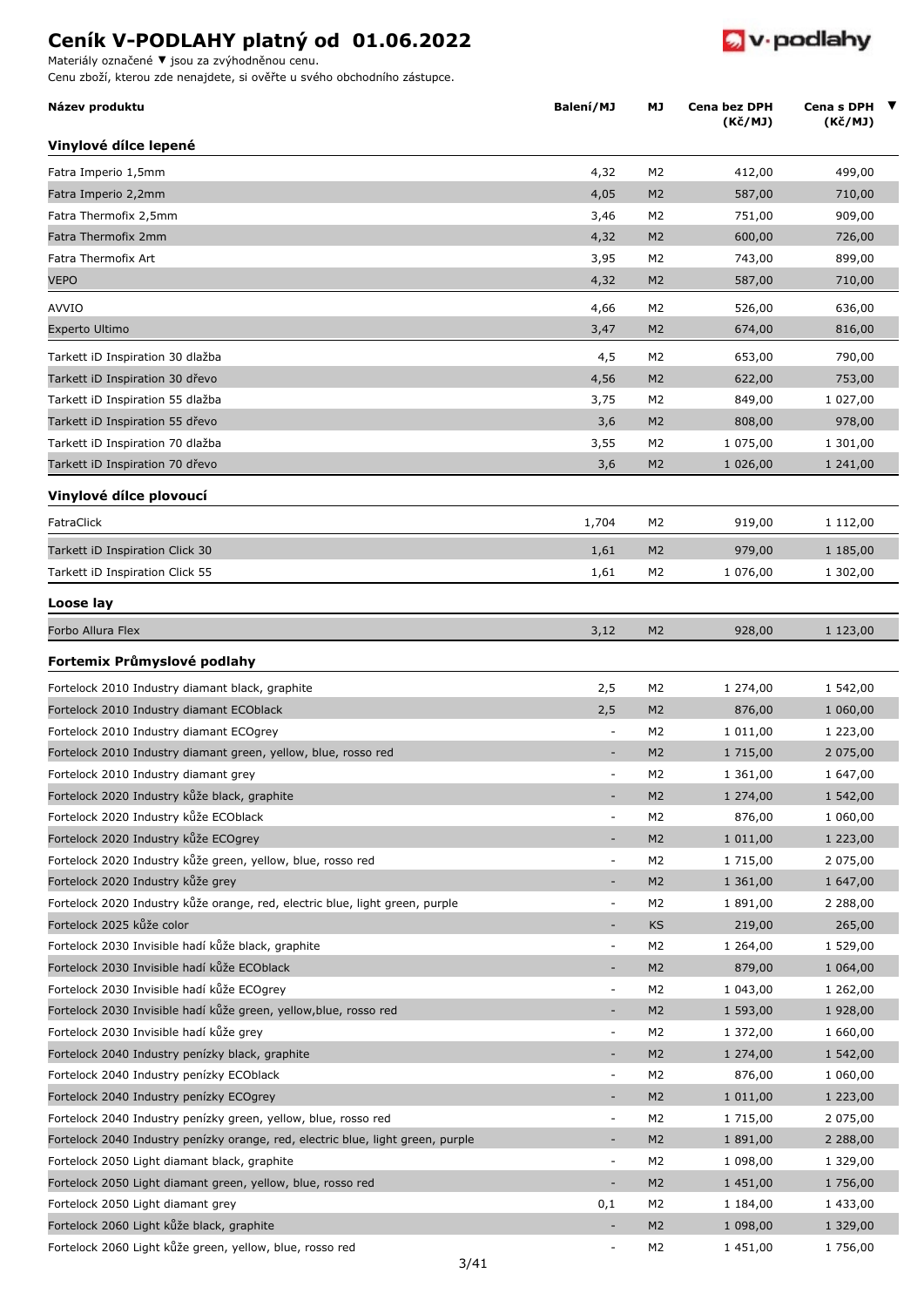# Ceník V-PODLAHY platný od 01.06.2022

Materiály označené ▼ jsou za zvýhodněnou cenu.
Cenu zboží, kterou zde nenajdete, si ověřte u svého obchodního zástupce.

| Název produktu | Balení/MJ | MJ | Cena bez DPH (Kč/MJ) | Cena s DPH (Kč/MJ) | ▼ |
|---|---|---|---|---|---|
| **Vinylové dílce lepené** | | | | | |
| Fatra Imperio 1,5mm | 4,32 | M2 | 412,00 | 499,00 | |
| Fatra Imperio 2,2mm | 4,05 | M2 | 587,00 | 710,00 | |
| Fatra Thermofix 2,5mm | 3,46 | M2 | 751,00 | 909,00 | |
| Fatra Thermofix 2mm | 4,32 | M2 | 600,00 | 726,00 | |
| Fatra Thermofix Art | 3,95 | M2 | 743,00 | 899,00 | |
| VEPO | 4,32 | M2 | 587,00 | 710,00 | |
| AVVIO | 4,66 | M2 | 526,00 | 636,00 | |
| Experto Ultimo | 3,47 | M2 | 674,00 | 816,00 | |
| Tarkett iD Inspiration 30 dlažba | 4,5 | M2 | 653,00 | 790,00 | |
| Tarkett iD Inspiration 30 dřevo | 4,56 | M2 | 622,00 | 753,00 | |
| Tarkett iD Inspiration 55 dlažba | 3,75 | M2 | 849,00 | 1 027,00 | |
| Tarkett iD Inspiration 55 dřevo | 3,6 | M2 | 808,00 | 978,00 | |
| Tarkett iD Inspiration 70 dlažba | 3,55 | M2 | 1 075,00 | 1 301,00 | |
| Tarkett iD Inspiration 70 dřevo | 3,6 | M2 | 1 026,00 | 1 241,00 | |
| **Vinylové dílce plovoucí** | | | | | |
| FatraClick | 1,704 | M2 | 919,00 | 1 112,00 | |
| Tarkett iD Inspiration Click 30 | 1,61 | M2 | 979,00 | 1 185,00 | |
| Tarkett iD Inspiration Click 55 | 1,61 | M2 | 1 076,00 | 1 302,00 | |
| **Loose lay** | | | | | |
| Forbo Allura Flex | 3,12 | M2 | 928,00 | 1 123,00 | |
| **Fortemix Průmyslové podlahy** | | | | | |
| Fortelock 2010 Industry diamant black, graphite | 2,5 | M2 | 1 274,00 | 1 542,00 | |
| Fortelock 2010 Industry diamant ECOblack | 2,5 | M2 | 876,00 | 1 060,00 | |
| Fortelock 2010 Industry diamant ECOgrey | - | M2 | 1 011,00 | 1 223,00 | |
| Fortelock 2010 Industry diamant green, yellow, blue, rosso red | - | M2 | 1 715,00 | 2 075,00 | |
| Fortelock 2010 Industry diamant grey | - | M2 | 1 361,00 | 1 647,00 | |
| Fortelock 2020 Industry kůže black, graphite | - | M2 | 1 274,00 | 1 542,00 | |
| Fortelock 2020 Industry kůže ECOblack | - | M2 | 876,00 | 1 060,00 | |
| Fortelock 2020 Industry kůže ECOgrey | - | M2 | 1 011,00 | 1 223,00 | |
| Fortelock 2020 Industry kůže green, yellow, blue, rosso red | - | M2 | 1 715,00 | 2 075,00 | |
| Fortelock 2020 Industry kůže grey | - | M2 | 1 361,00 | 1 647,00 | |
| Fortelock 2020 Industry kůže orange, red, electric blue, light green, purple | - | M2 | 1 891,00 | 2 288,00 | |
| Fortelock 2025 kůže color | - | KS | 219,00 | 265,00 | |
| Fortelock 2030 Invisible hadí kůže black, graphite | - | M2 | 1 264,00 | 1 529,00 | |
| Fortelock 2030 Invisible hadí kůže ECOblack | - | M2 | 879,00 | 1 064,00 | |
| Fortelock 2030 Invisible hadí kůže ECOgrey | - | M2 | 1 043,00 | 1 262,00 | |
| Fortelock 2030 Invisible hadí kůže green, yellow,blue, rosso red | - | M2 | 1 593,00 | 1 928,00 | |
| Fortelock 2030 Invisible hadí kůže grey | - | M2 | 1 372,00 | 1 660,00 | |
| Fortelock 2040 Industry penízky black, graphite | - | M2 | 1 274,00 | 1 542,00 | |
| Fortelock 2040 Industry penízky ECOblack | - | M2 | 876,00 | 1 060,00 | |
| Fortelock 2040 Industry penízky ECOgrey | - | M2 | 1 011,00 | 1 223,00 | |
| Fortelock 2040 Industry penízky green, yellow, blue, rosso red | - | M2 | 1 715,00 | 2 075,00 | |
| Fortelock 2040 Industry penízky orange, red, electric blue, light green, purple | - | M2 | 1 891,00 | 2 288,00 | |
| Fortelock 2050 Light diamant black, graphite | - | M2 | 1 098,00 | 1 329,00 | |
| Fortelock 2050 Light diamant green, yellow, blue, rosso red | - | M2 | 1 451,00 | 1 756,00 | |
| Fortelock 2050 Light diamant grey | 0,1 | M2 | 1 184,00 | 1 433,00 | |
| Fortelock 2060 Light kůže black, graphite | - | M2 | 1 098,00 | 1 329,00 | |
| Fortelock 2060 Light kůže green, yellow, blue, rosso red | - | M2 | 1 451,00 | 1 756,00 | |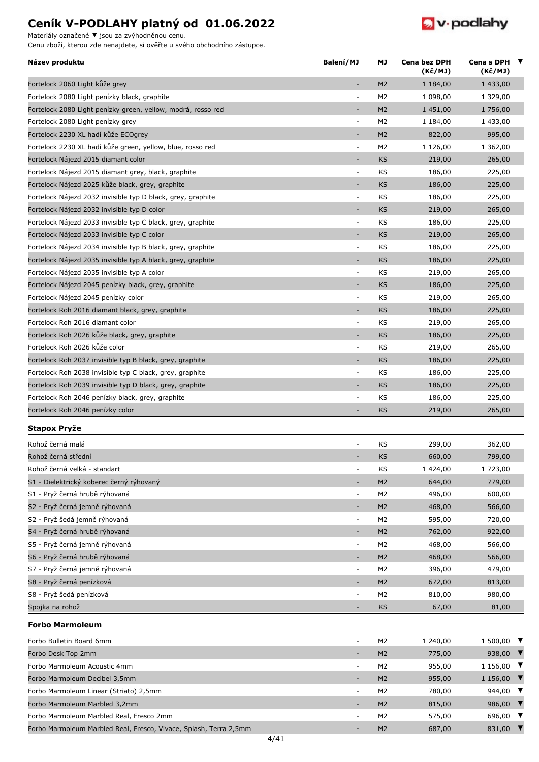# Ceník V-PODLAHY platný od 01.06.2022

Materiály označené ▼ jsou za zvýhodněnou cenu.
Cenu zboží, kterou zde nenajdete, si ověřte u svého obchodního zástupce.

| Název produktu | Balení/MJ | MJ | Cena bez DPH (Kč/MJ) | Cena s DPH (Kč/MJ) | ▼ |
|---|---|---|---|---|---|
| Fortelock 2060 Light kůže grey | - | M2 | 1 184,00 | 1 433,00 | |
| Fortelock 2080 Light penízky black, graphite | - | M2 | 1 098,00 | 1 329,00 | |
| Fortelock 2080 Light penízky green, yellow, modrá, rosso red | - | M2 | 1 451,00 | 1 756,00 | |
| Fortelock 2080 Light penízky grey | - | M2 | 1 184,00 | 1 433,00 | |
| Fortelock 2230 XL hadí kůže ECOgrey | - | M2 | 822,00 | 995,00 | |
| Fortelock 2230 XL hadí kůže green, yellow, blue, rosso red | - | M2 | 1 126,00 | 1 362,00 | |
| Fortelock Nájezd 2015 diamant color | - | KS | 219,00 | 265,00 | |
| Fortelock Nájezd 2015 diamant grey, black, graphite | - | KS | 186,00 | 225,00 | |
| Fortelock Nájezd 2025 kůže black, grey, graphite | - | KS | 186,00 | 225,00 | |
| Fortelock Nájezd 2032 invisible typ D black, grey, graphite | - | KS | 186,00 | 225,00 | |
| Fortelock Nájezd 2032 invisible typ D color | - | KS | 219,00 | 265,00 | |
| Fortelock Nájezd 2033 invisible typ C black, grey, graphite | - | KS | 186,00 | 225,00 | |
| Fortelock Nájezd 2033 invisible typ C color | - | KS | 219,00 | 265,00 | |
| Fortelock Nájezd 2034 invisible typ B black, grey, graphite | - | KS | 186,00 | 225,00 | |
| Fortelock Nájezd 2035 invisible typ A black, grey, graphite | - | KS | 186,00 | 225,00 | |
| Fortelock Nájezd 2035 invisible typ A color | - | KS | 219,00 | 265,00 | |
| Fortelock Nájezd 2045 penízky black, grey, graphite | - | KS | 186,00 | 225,00 | |
| Fortelock Nájezd 2045 penízky color | - | KS | 219,00 | 265,00 | |
| Fortelock Roh 2016 diamant black, grey, graphite | - | KS | 186,00 | 225,00 | |
| Fortelock Roh 2016 diamant color | - | KS | 219,00 | 265,00 | |
| Fortelock Roh 2026 kůže black, grey, graphite | - | KS | 186,00 | 225,00 | |
| Fortelock Roh 2026 kůže color | - | KS | 219,00 | 265,00 | |
| Fortelock Roh 2037 invisible typ B black, grey, graphite | - | KS | 186,00 | 225,00 | |
| Fortelock Roh 2038 invisible typ C black, grey, graphite | - | KS | 186,00 | 225,00 | |
| Fortelock Roh 2039 invisible typ D black, grey, graphite | - | KS | 186,00 | 225,00 | |
| Fortelock Roh 2046 penízky black, grey, graphite | - | KS | 186,00 | 225,00 | |
| Fortelock Roh 2046 penízky color | - | KS | 219,00 | 265,00 | |
| **Stapox Pryže** | | | | | |
| Rohož černá malá | - | KS | 299,00 | 362,00 | |
| Rohož černá střední | - | KS | 660,00 | 799,00 | |
| Rohož černá velká - standart | - | KS | 1 424,00 | 1 723,00 | |
| S1 - Dielektrický koberec černý rýhovaný | - | M2 | 644,00 | 779,00 | |
| S1 - Pryž černá hrubě rýhovaná | - | M2 | 496,00 | 600,00 | |
| S2 - Pryž černá jemně rýhovaná | - | M2 | 468,00 | 566,00 | |
| S2 - Pryž šedá jemně rýhovaná | - | M2 | 595,00 | 720,00 | |
| S4 - Pryž černá hrubě rýhovaná | - | M2 | 762,00 | 922,00 | |
| S5 - Pryž černá jemně rýhovaná | - | M2 | 468,00 | 566,00 | |
| S6 - Pryž černá hrubě rýhovaná | - | M2 | 468,00 | 566,00 | |
| S7 - Pryž černá jemně rýhovaná | - | M2 | 396,00 | 479,00 | |
| S8 - Pryž černá penízková | - | M2 | 672,00 | 813,00 | |
| S8 - Pryž šedá penízková | - | M2 | 810,00 | 980,00 | |
| Spojka na rohož | - | KS | 67,00 | 81,00 | |
| **Forbo Marmoleum** | | | | | |
| Forbo Bulletin Board 6mm | - | M2 | 1 240,00 | 1 500,00 | ▼ |
| Forbo Desk Top 2mm | - | M2 | 775,00 | 938,00 | ▼ |
| Forbo Marmoleum Acoustic 4mm | - | M2 | 955,00 | 1 156,00 | ▼ |
| Forbo Marmoleum Decibel 3,5mm | - | M2 | 955,00 | 1 156,00 | ▼ |
| Forbo Marmoleum Linear (Striato) 2,5mm | - | M2 | 780,00 | 944,00 | ▼ |
| Forbo Marmoleum Marbled 3,2mm | - | M2 | 815,00 | 986,00 | ▼ |
| Forbo Marmoleum Marbled Real, Fresco 2mm | - | M2 | 575,00 | 696,00 | ▼ |
| Forbo Marmoleum Marbled Real, Fresco, Vivace, Splash, Terra 2,5mm | - | M2 | 687,00 | 831,00 | ▼ |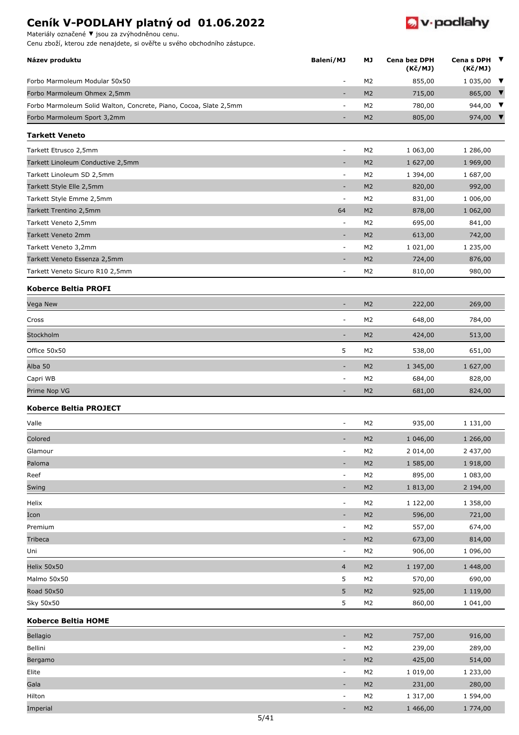# Ceník V-PODLAHY platný od 01.06.2022

Materiály označené ▼ jsou za zvýhodněnou cenu.
Cenu zboží, kterou zde nenajdete, si ověřte u svého obchodního zástupce.

| Název produktu | Balení/MJ | MJ | Cena bez DPH (Kč/MJ) | Cena s DPH (Kč/MJ) | ▼ |
|---|---|---|---|---|---|
| Forbo Marmoleum Modular 50x50 | - | M2 | 855,00 | 1 035,00 | ▼ |
| Forbo Marmoleum Ohmex 2,5mm | - | M2 | 715,00 | 865,00 | ▼ |
| Forbo Marmoleum Solid Walton, Concrete, Piano, Cocoa, Slate 2,5mm | - | M2 | 780,00 | 944,00 | ▼ |
| Forbo Marmoleum Sport 3,2mm | - | M2 | 805,00 | 974,00 | ▼ |
| **Tarkett Veneto** | | | | | |
| Tarkett Etrusco 2,5mm | - | M2 | 1 063,00 | 1 286,00 | |
| Tarkett Linoleum Conductive 2,5mm | - | M2 | 1 627,00 | 1 969,00 | |
| Tarkett Linoleum SD 2,5mm | - | M2 | 1 394,00 | 1 687,00 | |
| Tarkett Style Elle 2,5mm | - | M2 | 820,00 | 992,00 | |
| Tarkett Style Emme 2,5mm | - | M2 | 831,00 | 1 006,00 | |
| Tarkett Trentino 2,5mm | 64 | M2 | 878,00 | 1 062,00 | |
| Tarkett Veneto 2,5mm | - | M2 | 695,00 | 841,00 | |
| Tarkett Veneto 2mm | - | M2 | 613,00 | 742,00 | |
| Tarkett Veneto 3,2mm | - | M2 | 1 021,00 | 1 235,00 | |
| Tarkett Veneto Essenza 2,5mm | - | M2 | 724,00 | 876,00 | |
| Tarkett Veneto Sicuro R10 2,5mm | - | M2 | 810,00 | 980,00 | |
| **Koberce Beltia PROFI** | | | | | |
| Vega New | - | M2 | 222,00 | 269,00 | |
| Cross | - | M2 | 648,00 | 784,00 | |
| Stockholm | - | M2 | 424,00 | 513,00 | |
| Office 50x50 | 5 | M2 | 538,00 | 651,00 | |
| Alba 50 | - | M2 | 1 345,00 | 1 627,00 | |
| Capri WB | - | M2 | 684,00 | 828,00 | |
| Prime Nop VG | - | M2 | 681,00 | 824,00 | |
| **Koberce Beltia PROJECT** | | | | | |
| Valle | - | M2 | 935,00 | 1 131,00 | |
| Colored | - | M2 | 1 046,00 | 1 266,00 | |
| Glamour | - | M2 | 2 014,00 | 2 437,00 | |
| Paloma | - | M2 | 1 585,00 | 1 918,00 | |
| Reef | - | M2 | 895,00 | 1 083,00 | |
| Swing | - | M2 | 1 813,00 | 2 194,00 | |
| Helix | - | M2 | 1 122,00 | 1 358,00 | |
| Icon | - | M2 | 596,00 | 721,00 | |
| Premium | - | M2 | 557,00 | 674,00 | |
| Tribeca | - | M2 | 673,00 | 814,00 | |
| Uni | - | M2 | 906,00 | 1 096,00 | |
| Helix 50x50 | 4 | M2 | 1 197,00 | 1 448,00 | |
| Malmo 50x50 | 5 | M2 | 570,00 | 690,00 | |
| Road 50x50 | 5 | M2 | 925,00 | 1 119,00 | |
| Sky 50x50 | 5 | M2 | 860,00 | 1 041,00 | |
| **Koberce Beltia HOME** | | | | | |
| Bellagio | - | M2 | 757,00 | 916,00 | |
| Bellini | - | M2 | 239,00 | 289,00 | |
| Bergamo | - | M2 | 425,00 | 514,00 | |
| Elite | - | M2 | 1 019,00 | 1 233,00 | |
| Gala | - | M2 | 231,00 | 280,00 | |
| Hilton | - | M2 | 1 317,00 | 1 594,00 | |
| Imperial | - | M2 | 1 466,00 | 1 774,00 | |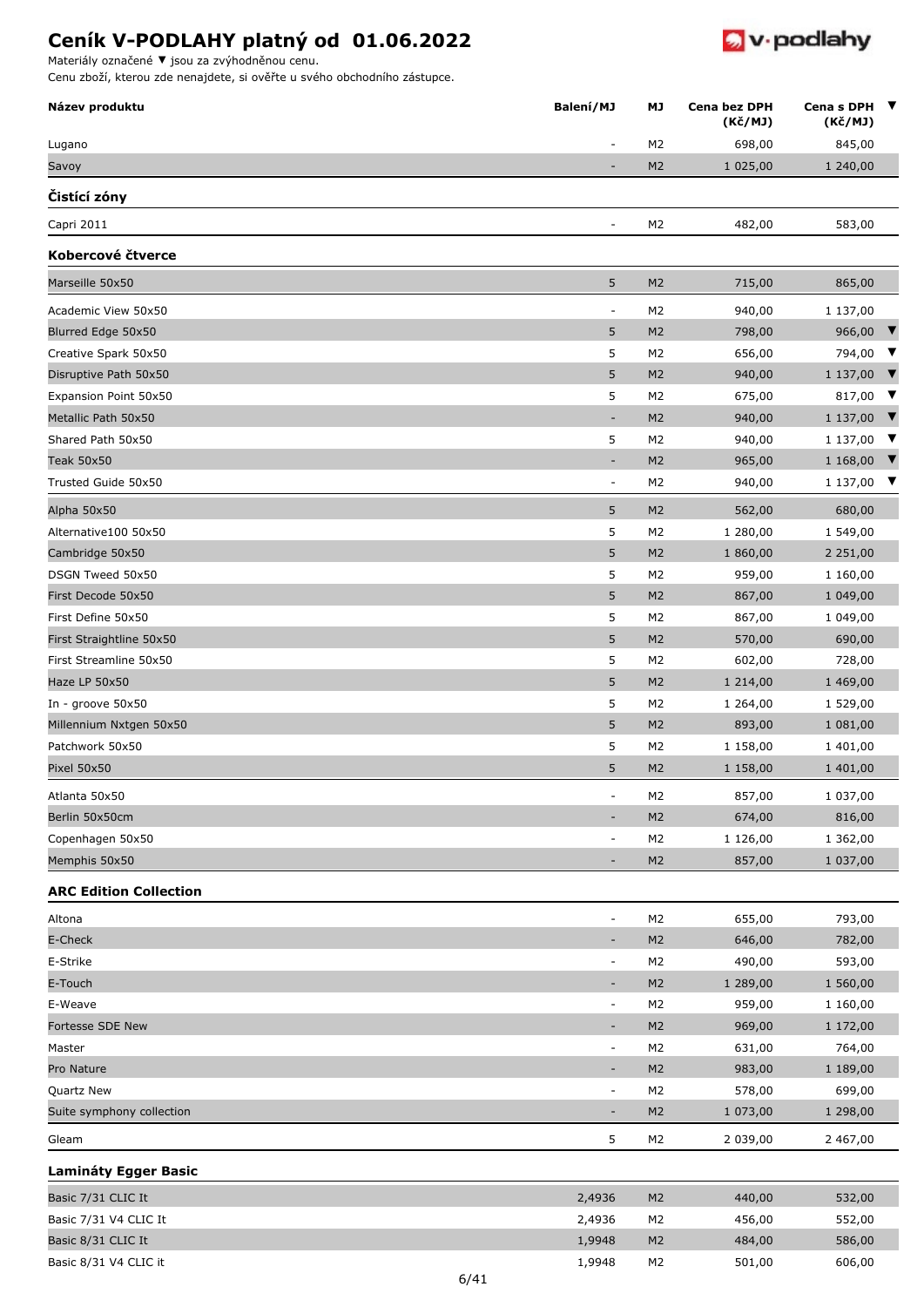# Ceník V-PODLAHY platný od 01.06.2022

Materiály označené ▼ jsou za zvýhodněnou cenu.
Cenu zboží, kterou zde nenajdete, si ověřte u svého obchodního zástupce.

| Název produktu | Balení/MJ | MJ | Cena bez DPH (Kč/MJ) | Cena s DPH (Kč/MJ) | ▼ |
|---|---|---|---|---|---|
| Lugano | - | M2 | 698,00 | 845,00 | |
| Savoy | - | M2 | 1 025,00 | 1 240,00 | |
| **Čistící zóny** | | | | | |
| Capri 2011 | - | M2 | 482,00 | 583,00 | |
| **Kobercové čtverce** | | | | | |
| Marseille 50x50 | 5 | M2 | 715,00 | 865,00 | |
| Academic View 50x50 | - | M2 | 940,00 | 1 137,00 | |
| Blurred Edge 50x50 | 5 | M2 | 798,00 | 966,00 | ▼ |
| Creative Spark 50x50 | 5 | M2 | 656,00 | 794,00 | ▼ |
| Disruptive Path 50x50 | 5 | M2 | 940,00 | 1 137,00 | ▼ |
| Expansion Point 50x50 | 5 | M2 | 675,00 | 817,00 | ▼ |
| Metallic Path 50x50 | - | M2 | 940,00 | 1 137,00 | ▼ |
| Shared Path 50x50 | 5 | M2 | 940,00 | 1 137,00 | ▼ |
| Teak 50x50 | - | M2 | 965,00 | 1 168,00 | ▼ |
| Trusted Guide 50x50 | - | M2 | 940,00 | 1 137,00 | ▼ |
| Alpha 50x50 | 5 | M2 | 562,00 | 680,00 | |
| Alternative100 50x50 | 5 | M2 | 1 280,00 | 1 549,00 | |
| Cambridge 50x50 | 5 | M2 | 1 860,00 | 2 251,00 | |
| DSGN Tweed 50x50 | 5 | M2 | 959,00 | 1 160,00 | |
| First Decode 50x50 | 5 | M2 | 867,00 | 1 049,00 | |
| First Define 50x50 | 5 | M2 | 867,00 | 1 049,00 | |
| First Straightline 50x50 | 5 | M2 | 570,00 | 690,00 | |
| First Streamline 50x50 | 5 | M2 | 602,00 | 728,00 | |
| Haze LP 50x50 | 5 | M2 | 1 214,00 | 1 469,00 | |
| In - groove 50x50 | 5 | M2 | 1 264,00 | 1 529,00 | |
| Millennium Nxtgen 50x50 | 5 | M2 | 893,00 | 1 081,00 | |
| Patchwork 50x50 | 5 | M2 | 1 158,00 | 1 401,00 | |
| Pixel 50x50 | 5 | M2 | 1 158,00 | 1 401,00 | |
| Atlanta 50x50 | - | M2 | 857,00 | 1 037,00 | |
| Berlin 50x50cm | - | M2 | 674,00 | 816,00 | |
| Copenhagen 50x50 | - | M2 | 1 126,00 | 1 362,00 | |
| Memphis 50x50 | - | M2 | 857,00 | 1 037,00 | |
| **ARC Edition Collection** | | | | | |
| Altona | - | M2 | 655,00 | 793,00 | |
| E-Check | - | M2 | 646,00 | 782,00 | |
| E-Strike | - | M2 | 490,00 | 593,00 | |
| E-Touch | - | M2 | 1 289,00 | 1 560,00 | |
| E-Weave | - | M2 | 959,00 | 1 160,00 | |
| Fortesse SDE New | - | M2 | 969,00 | 1 172,00 | |
| Master | - | M2 | 631,00 | 764,00 | |
| Pro Nature | - | M2 | 983,00 | 1 189,00 | |
| Quartz New | - | M2 | 578,00 | 699,00 | |
| Suite symphony collection | - | M2 | 1 073,00 | 1 298,00 | |
| Gleam | 5 | M2 | 2 039,00 | 2 467,00 | |
| **Lamináty Egger Basic** | | | | | |
| Basic 7/31 CLIC It | 2,4936 | M2 | 440,00 | 532,00 | |
| Basic 7/31 V4 CLIC It | 2,4936 | M2 | 456,00 | 552,00 | |
| Basic 8/31 CLIC It | 1,9948 | M2 | 484,00 | 586,00 | |
| Basic 8/31 V4 CLIC it | 1,9948 | M2 | 501,00 | 606,00 | |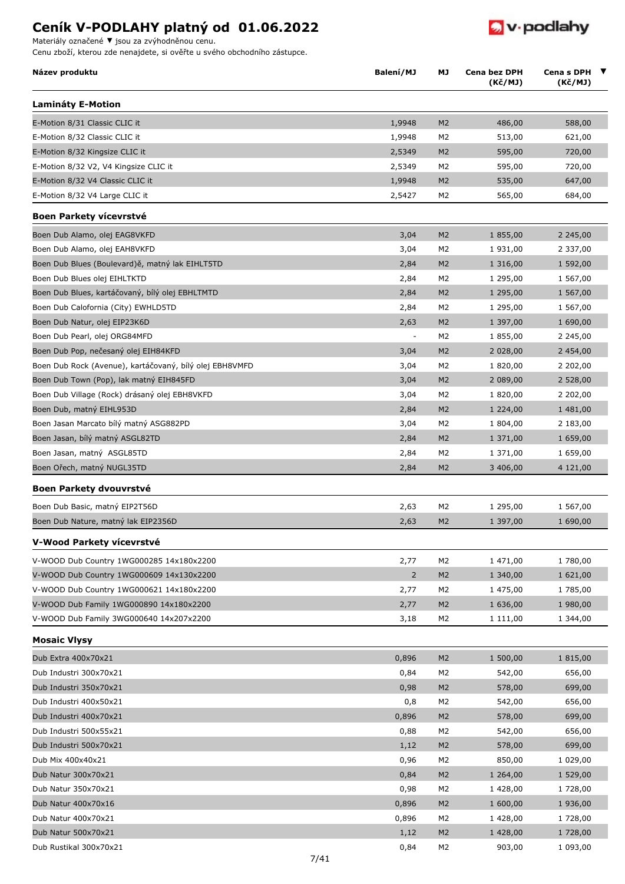# Ceník V-PODLAHY platný od 01.06.2022

Materiály označené ▼ jsou za zvýhodněnou cenu.

Cenu zboží, kterou zde nenajdete, si ověřte u svého obchodního zástupce.

| Název produktu | Balení/MJ | MJ | Cena bez DPH (Kč/MJ) | Cena s DPH (Kč/MJ) | ▼ |
|---|---|---|---|---|---|
| **Lamináty E-Motion** | | | | | |
| E-Motion 8/31 Classic CLIC it | 1,9948 | M2 | 486,00 | 588,00 | |
| E-Motion 8/32 Classic CLIC it | 1,9948 | M2 | 513,00 | 621,00 | |
| E-Motion 8/32 Kingsize CLIC it | 2,5349 | M2 | 595,00 | 720,00 | |
| E-Motion 8/32 V2, V4 Kingsize CLIC it | 2,5349 | M2 | 595,00 | 720,00 | |
| E-Motion 8/32 V4 Classic CLIC it | 1,9948 | M2 | 535,00 | 647,00 | |
| E-Motion 8/32 V4 Large CLIC it | 2,5427 | M2 | 565,00 | 684,00 | |
| **Boen Parkety vícevrstvé** | | | | | |
| Boen Dub Alamo, olej EAG8VKFD | 3,04 | M2 | 1 855,00 | 2 245,00 | |
| Boen Dub Alamo, olej EAH8VKFD | 3,04 | M2 | 1 931,00 | 2 337,00 | |
| Boen Dub Blues (Boulevard)ě, matný lak EIHLT5TD | 2,84 | M2 | 1 316,00 | 1 592,00 | |
| Boen Dub Blues olej EIHLTKTD | 2,84 | M2 | 1 295,00 | 1 567,00 | |
| Boen Dub Blues, kartáčovaný, bílý olej EBHLTMTD | 2,84 | M2 | 1 295,00 | 1 567,00 | |
| Boen Dub Calofornia (City) EWHLD5TD | 2,84 | M2 | 1 295,00 | 1 567,00 | |
| Boen Dub Natur, olej EIP23K6D | 2,63 | M2 | 1 397,00 | 1 690,00 | |
| Boen Dub Pearl, olej ORG84MFD | - | M2 | 1 855,00 | 2 245,00 | |
| Boen Dub Pop, nečesaný olej EIH84KFD | 3,04 | M2 | 2 028,00 | 2 454,00 | |
| Boen Dub Rock (Avenue), kartáčovaný, bílý olej EBH8VMFD | 3,04 | M2 | 1 820,00 | 2 202,00 | |
| Boen Dub Town (Pop), lak matný EIH845FD | 3,04 | M2 | 2 089,00 | 2 528,00 | |
| Boen Dub Village (Rock) drásaný olej EBH8VKFD | 3,04 | M2 | 1 820,00 | 2 202,00 | |
| Boen Dub, matný EIHL953D | 2,84 | M2 | 1 224,00 | 1 481,00 | |
| Boen Jasan Marcato bílý matný ASG882PD | 3,04 | M2 | 1 804,00 | 2 183,00 | |
| Boen Jasan, bílý matný ASGL82TD | 2,84 | M2 | 1 371,00 | 1 659,00 | |
| Boen Jasan, matný ASGL85TD | 2,84 | M2 | 1 371,00 | 1 659,00 | |
| Boen Ořech, matný NUGL35TD | 2,84 | M2 | 3 406,00 | 4 121,00 | |
| **Boen Parkety dvouvrstvé** | | | | | |
| Boen Dub Basic, matný EIP2T56D | 2,63 | M2 | 1 295,00 | 1 567,00 | |
| Boen Dub Nature, matný lak EIP2356D | 2,63 | M2 | 1 397,00 | 1 690,00 | |
| **V-Wood Parkety vícevrstvé** | | | | | |
| V-WOOD Dub Country 1WG000285 14x180x2200 | 2,77 | M2 | 1 471,00 | 1 780,00 | |
| V-WOOD Dub Country 1WG000609 14x130x2200 | 2 | M2 | 1 340,00 | 1 621,00 | |
| V-WOOD Dub Country 1WG000621 14x180x2200 | 2,77 | M2 | 1 475,00 | 1 785,00 | |
| V-WOOD Dub Family 1WG000890 14x180x2200 | 2,77 | M2 | 1 636,00 | 1 980,00 | |
| V-WOOD Dub Family 3WG000640 14x207x2200 | 3,18 | M2 | 1 111,00 | 1 344,00 | |
| **Mosaic Vlysy** | | | | | |
| Dub Extra 400x70x21 | 0,896 | M2 | 1 500,00 | 1 815,00 | |
| Dub Industri 300x70x21 | 0,84 | M2 | 542,00 | 656,00 | |
| Dub Industri 350x70x21 | 0,98 | M2 | 578,00 | 699,00 | |
| Dub Industri 400x50x21 | 0,8 | M2 | 542,00 | 656,00 | |
| Dub Industri 400x70x21 | 0,896 | M2 | 578,00 | 699,00 | |
| Dub Industri 500x55x21 | 0,88 | M2 | 542,00 | 656,00 | |
| Dub Industri 500x70x21 | 1,12 | M2 | 578,00 | 699,00 | |
| Dub Mix 400x40x21 | 0,96 | M2 | 850,00 | 1 029,00 | |
| Dub Natur 300x70x21 | 0,84 | M2 | 1 264,00 | 1 529,00 | |
| Dub Natur 350x70x21 | 0,98 | M2 | 1 428,00 | 1 728,00 | |
| Dub Natur 400x70x16 | 0,896 | M2 | 1 600,00 | 1 936,00 | |
| Dub Natur 400x70x21 | 0,896 | M2 | 1 428,00 | 1 728,00 | |
| Dub Natur 500x70x21 | 1,12 | M2 | 1 428,00 | 1 728,00 | |
| Dub Rustikal 300x70x21 | 0,84 | M2 | 903,00 | 1 093,00 | |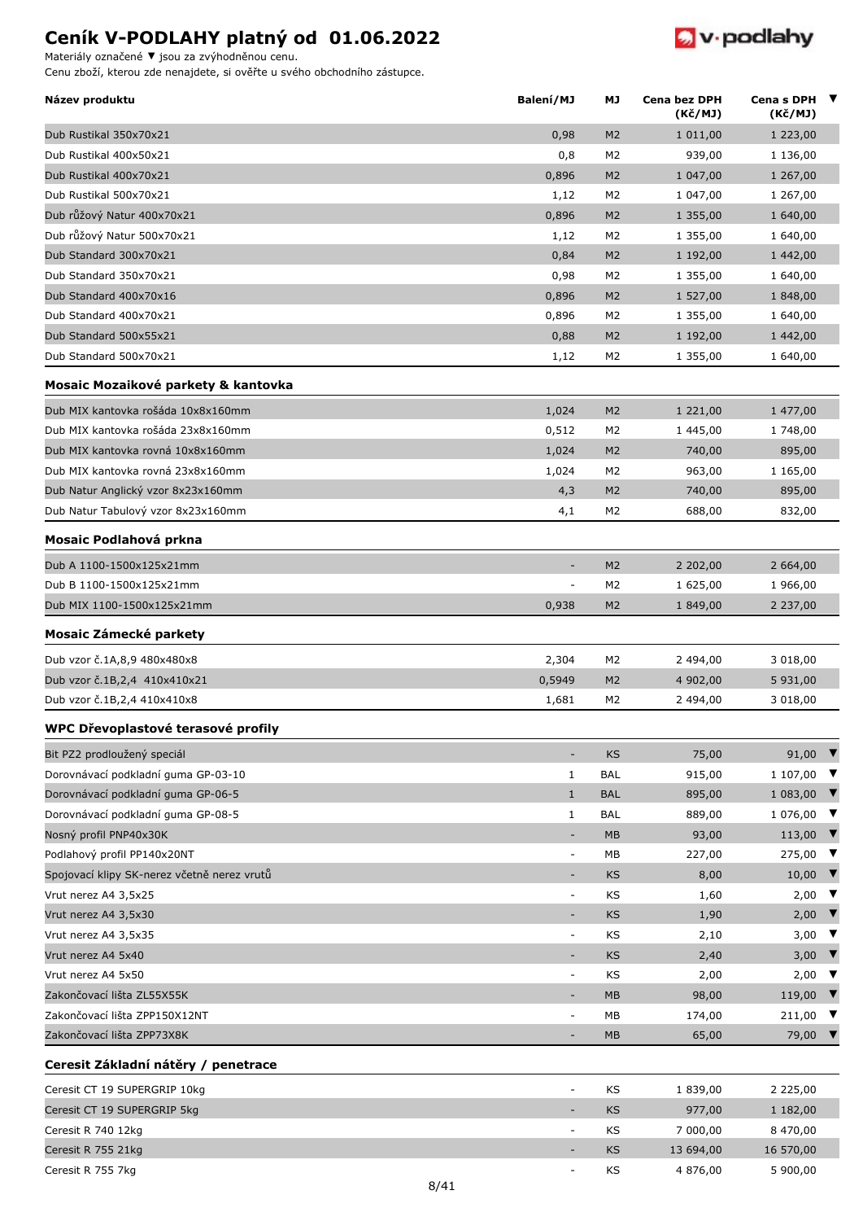# Ceník V-PODLAHY platný od 01.06.2022

Materiály označené ▼ jsou za zvýhodněnou cenu.
Cenu zboží, kterou zde nenajdete, si ověřte u svého obchodního zástupce.

| Název produktu | Balení/MJ | MJ | Cena bez DPH (Kč/MJ) | Cena s DPH (Kč/MJ) | ▼ |
|---|---|---|---|---|---|
| Dub Rustikal 350x70x21 | 0,98 | M2 | 1 011,00 | 1 223,00 | |
| Dub Rustikal 400x50x21 | 0,8 | M2 | 939,00 | 1 136,00 | |
| Dub Rustikal 400x70x21 | 0,896 | M2 | 1 047,00 | 1 267,00 | |
| Dub Rustikal 500x70x21 | 1,12 | M2 | 1 047,00 | 1 267,00 | |
| Dub růžový Natur 400x70x21 | 0,896 | M2 | 1 355,00 | 1 640,00 | |
| Dub růžový Natur 500x70x21 | 1,12 | M2 | 1 355,00 | 1 640,00 | |
| Dub Standard 300x70x21 | 0,84 | M2 | 1 192,00 | 1 442,00 | |
| Dub Standard 350x70x21 | 0,98 | M2 | 1 355,00 | 1 640,00 | |
| Dub Standard 400x70x16 | 0,896 | M2 | 1 527,00 | 1 848,00 | |
| Dub Standard 400x70x21 | 0,896 | M2 | 1 355,00 | 1 640,00 | |
| Dub Standard 500x55x21 | 0,88 | M2 | 1 192,00 | 1 442,00 | |
| Dub Standard 500x70x21 | 1,12 | M2 | 1 355,00 | 1 640,00 | |
| **Mosaic Mozaikové parkety & kantovka** | | | | | |
| Dub MIX kantovka rošáda 10x8x160mm | 1,024 | M2 | 1 221,00 | 1 477,00 | |
| Dub MIX kantovka rošáda 23x8x160mm | 0,512 | M2 | 1 445,00 | 1 748,00 | |
| Dub MIX kantovka rovná 10x8x160mm | 1,024 | M2 | 740,00 | 895,00 | |
| Dub MIX kantovka rovná 23x8x160mm | 1,024 | M2 | 963,00 | 1 165,00 | |
| Dub Natur Anglický vzor 8x23x160mm | 4,3 | M2 | 740,00 | 895,00 | |
| Dub Natur Tabulový vzor 8x23x160mm | 4,1 | M2 | 688,00 | 832,00 | |
| **Mosaic Podlahová prkna** | | | | | |
| Dub A 1100-1500x125x21mm | - | M2 | 2 202,00 | 2 664,00 | |
| Dub B 1100-1500x125x21mm | - | M2 | 1 625,00 | 1 966,00 | |
| Dub MIX 1100-1500x125x21mm | 0,938 | M2 | 1 849,00 | 2 237,00 | |
| **Mosaic Zámecké parkety** | | | | | |
| Dub vzor č.1A,8,9 480x480x8 | 2,304 | M2 | 2 494,00 | 3 018,00 | |
| Dub vzor č.1B,2,4 410x410x21 | 0,5949 | M2 | 4 902,00 | 5 931,00 | |
| Dub vzor č.1B,2,4 410x410x8 | 1,681 | M2 | 2 494,00 | 3 018,00 | |
| **WPC Dřevoplastové terasové profily** | | | | | |
| Bit PZ2 prodloužený speciál | - | KS | 75,00 | 91,00 | ▼ |
| Dorovnávací podkladní guma GP-03-10 | 1 | BAL | 915,00 | 1 107,00 | ▼ |
| Dorovnávací podkladní guma GP-06-5 | 1 | BAL | 895,00 | 1 083,00 | ▼ |
| Dorovnávací podkladní guma GP-08-5 | 1 | BAL | 889,00 | 1 076,00 | ▼ |
| Nosný profil PNP40x30K | - | MB | 93,00 | 113,00 | ▼ |
| Podlahový profil PP140x20NT | - | MB | 227,00 | 275,00 | ▼ |
| Spojovací klipy SK-nerez včetně nerez vrutů | - | KS | 8,00 | 10,00 | ▼ |
| Vrut nerez A4 3,5x25 | - | KS | 1,60 | 2,00 | ▼ |
| Vrut nerez A4 3,5x30 | - | KS | 1,90 | 2,00 | ▼ |
| Vrut nerez A4 3,5x35 | - | KS | 2,10 | 3,00 | ▼ |
| Vrut nerez A4 5x40 | - | KS | 2,40 | 3,00 | ▼ |
| Vrut nerez A4 5x50 | - | KS | 2,00 | 2,00 | ▼ |
| Zakončovací lišta ZL55X55K | - | MB | 98,00 | 119,00 | ▼ |
| Zakončovací lišta ZPP150X12NT | - | MB | 174,00 | 211,00 | ▼ |
| Zakončovací lišta ZPP73X8K | - | MB | 65,00 | 79,00 | ▼ |
| **Ceresit Základní nátěry / penetrace** | | | | | |
| Ceresit CT 19 SUPERGRIP 10kg | - | KS | 1 839,00 | 2 225,00 | |
| Ceresit CT 19 SUPERGRIP 5kg | - | KS | 977,00 | 1 182,00 | |
| Ceresit R 740 12kg | - | KS | 7 000,00 | 8 470,00 | |
| Ceresit R 755 21kg | - | KS | 13 694,00 | 16 570,00 | |
| Ceresit R 755 7kg | - | KS | 4 876,00 | 5 900,00 | |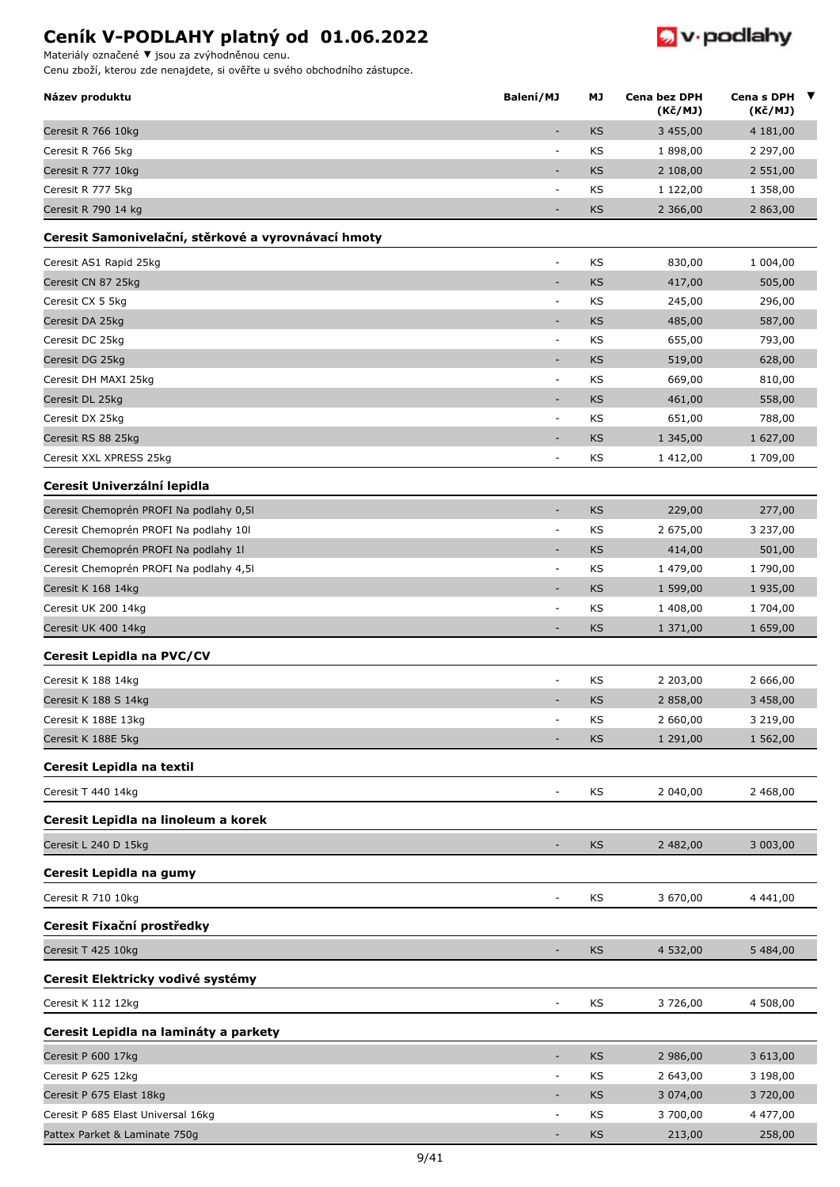# Ceník V-PODLAHY platný od 01.06.2022

Materiály označené ▼ jsou za zvýhodněnou cenu.
Cenu zboží, kterou zde nenajdete, si ověřte u svého obchodního zástupce.

| Název produktu | Balení/MJ | MJ | Cena bez DPH (Kč/MJ) | Cena s DPH (Kč/MJ) | ▼ |
|---|---|---|---|---|---|
| Ceresit R 766 10kg | - | KS | 3 455,00 | 4 181,00 | |
| Ceresit R 766 5kg | - | KS | 1 898,00 | 2 297,00 | |
| Ceresit R 777 10kg | - | KS | 2 108,00 | 2 551,00 | |
| Ceresit R 777 5kg | - | KS | 1 122,00 | 1 358,00 | |
| Ceresit R 790 14 kg | - | KS | 2 366,00 | 2 863,00 | |
| **Ceresit Samonivelační, stěrkové a vyrovnávací hmoty** | | | | | |
| Ceresit AS1 Rapid 25kg | - | KS | 830,00 | 1 004,00 | |
| Ceresit CN 87 25kg | - | KS | 417,00 | 505,00 | |
| Ceresit CX 5 5kg | - | KS | 245,00 | 296,00 | |
| Ceresit DA 25kg | - | KS | 485,00 | 587,00 | |
| Ceresit DC 25kg | - | KS | 655,00 | 793,00 | |
| Ceresit DG 25kg | - | KS | 519,00 | 628,00 | |
| Ceresit DH MAXI 25kg | - | KS | 669,00 | 810,00 | |
| Ceresit DL 25kg | - | KS | 461,00 | 558,00 | |
| Ceresit DX 25kg | - | KS | 651,00 | 788,00 | |
| Ceresit RS 88 25kg | - | KS | 1 345,00 | 1 627,00 | |
| Ceresit XXL XPRESS 25kg | - | KS | 1 412,00 | 1 709,00 | |
| **Ceresit Univerzální lepidla** | | | | | |
| Ceresit Chemoprén PROFI Na podlahy 0,5l | - | KS | 229,00 | 277,00 | |
| Ceresit Chemoprén PROFI Na podlahy 10l | - | KS | 2 675,00 | 3 237,00 | |
| Ceresit Chemoprén PROFI Na podlahy 1l | - | KS | 414,00 | 501,00 | |
| Ceresit Chemoprén PROFI Na podlahy 4,5l | - | KS | 1 479,00 | 1 790,00 | |
| Ceresit K 168 14kg | - | KS | 1 599,00 | 1 935,00 | |
| Ceresit UK 200 14kg | - | KS | 1 408,00 | 1 704,00 | |
| Ceresit UK 400 14kg | - | KS | 1 371,00 | 1 659,00 | |
| **Ceresit Lepidla na PVC/CV** | | | | | |
| Ceresit K 188 14kg | - | KS | 2 203,00 | 2 666,00 | |
| Ceresit K 188 S 14kg | - | KS | 2 858,00 | 3 458,00 | |
| Ceresit K 188E 13kg | - | KS | 2 660,00 | 3 219,00 | |
| Ceresit K 188E 5kg | - | KS | 1 291,00 | 1 562,00 | |
| **Ceresit Lepidla na textil** | | | | | |
| Ceresit T 440 14kg | - | KS | 2 040,00 | 2 468,00 | |
| **Ceresit Lepidla na linoleum a korek** | | | | | |
| Ceresit L 240 D 15kg | - | KS | 2 482,00 | 3 003,00 | |
| **Ceresit Lepidla na gumy** | | | | | |
| Ceresit R 710 10kg | - | KS | 3 670,00 | 4 441,00 | |
| **Ceresit Fixační prostředky** | | | | | |
| Ceresit T 425 10kg | - | KS | 4 532,00 | 5 484,00 | |
| **Ceresit Elektricky vodivé systémy** | | | | | |
| Ceresit K 112 12kg | - | KS | 3 726,00 | 4 508,00 | |
| **Ceresit Lepidla na lamináty a parkety** | | | | | |
| Ceresit P 600 17kg | - | KS | 2 986,00 | 3 613,00 | |
| Ceresit P 625 12kg | - | KS | 2 643,00 | 3 198,00 | |
| Ceresit P 675 Elast 18kg | - | KS | 3 074,00 | 3 720,00 | |
| Ceresit P 685 Elast Universal 16kg | - | KS | 3 700,00 | 4 477,00 | |
| Pattex Parket & Laminate 750g | - | KS | 213,00 | 258,00 | |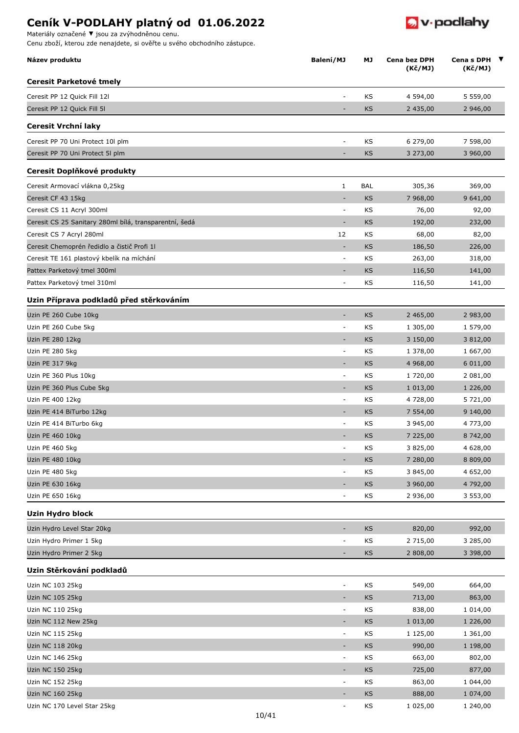# Ceník V-PODLAHY platný od 01.06.2022

Materiály označené ▼ jsou za zvýhodněnou cenu.
Cenu zboží, kterou zde nenajdete, si ověřte u svého obchodního zástupce.

| Název produktu | Balení/MJ | MJ | Cena bez DPH (Kč/MJ) | Cena s DPH (Kč/MJ) | ▼ |
|---|---|---|---|---|---|
| **Ceresit Parketové tmely** | | | | | |
| Ceresit PP 12 Quick Fill 12l | - | KS | 4 594,00 | 5 559,00 | |
| Ceresit PP 12 Quick Fill 5l | - | KS | 2 435,00 | 2 946,00 | |
| **Ceresit Vrchní laky** | | | | | |
| Ceresit PP 70 Uni Protect 10l plm | - | KS | 6 279,00 | 7 598,00 | |
| Ceresit PP 70 Uni Protect 5l plm | - | KS | 3 273,00 | 3 960,00 | |
| **Ceresit Doplňkové produkty** | | | | | |
| Ceresit Armovací vlákna 0,25kg | 1 | BAL | 305,36 | 369,00 | |
| Ceresit CF 43 15kg | - | KS | 7 968,00 | 9 641,00 | |
| Ceresit CS 11 Acryl 300ml | - | KS | 76,00 | 92,00 | |
| Ceresit CS 25 Sanitary 280ml bílá, transparentní, šedá | - | KS | 192,00 | 232,00 | |
| Ceresit CS 7 Acryl 280ml | 12 | KS | 68,00 | 82,00 | |
| Ceresit Chemoprén ředidlo a čistič Profi 1l | - | KS | 186,50 | 226,00 | |
| Ceresit TE 161 plastový kbelík na míchání | - | KS | 263,00 | 318,00 | |
| Pattex Parketový tmel 300ml | - | KS | 116,50 | 141,00 | |
| Pattex Parketový tmel 310ml | - | KS | 116,50 | 141,00 | |
| **Uzin Příprava podkladů před stěrkováním** | | | | | |
| Uzin PE 260 Cube 10kg | - | KS | 2 465,00 | 2 983,00 | |
| Uzin PE 260 Cube 5kg | - | KS | 1 305,00 | 1 579,00 | |
| Uzin PE 280 12kg | - | KS | 3 150,00 | 3 812,00 | |
| Uzin PE 280 5kg | - | KS | 1 378,00 | 1 667,00 | |
| Uzin PE 317 9kg | - | KS | 4 968,00 | 6 011,00 | |
| Uzin PE 360 Plus 10kg | - | KS | 1 720,00 | 2 081,00 | |
| Uzin PE 360 Plus Cube 5kg | - | KS | 1 013,00 | 1 226,00 | |
| Uzin PE 400 12kg | - | KS | 4 728,00 | 5 721,00 | |
| Uzin PE 414 BiTurbo 12kg | - | KS | 7 554,00 | 9 140,00 | |
| Uzin PE 414 BiTurbo 6kg | - | KS | 3 945,00 | 4 773,00 | |
| Uzin PE 460 10kg | - | KS | 7 225,00 | 8 742,00 | |
| Uzin PE 460 5kg | - | KS | 3 825,00 | 4 628,00 | |
| Uzin PE 480 10kg | - | KS | 7 280,00 | 8 809,00 | |
| Uzin PE 480 5kg | - | KS | 3 845,00 | 4 652,00 | |
| Uzin PE 630 16kg | - | KS | 3 960,00 | 4 792,00 | |
| Uzin PE 650 16kg | - | KS | 2 936,00 | 3 553,00 | |
| **Uzin Hydro block** | | | | | |
| Uzin Hydro Level Star 20kg | - | KS | 820,00 | 992,00 | |
| Uzin Hydro Primer 1 5kg | - | KS | 2 715,00 | 3 285,00 | |
| Uzin Hydro Primer 2 5kg | - | KS | 2 808,00 | 3 398,00 | |
| **Uzin Stěrkování podkladů** | | | | | |
| Uzin NC 103 25kg | - | KS | 549,00 | 664,00 | |
| Uzin NC 105 25kg | - | KS | 713,00 | 863,00 | |
| Uzin NC 110 25kg | - | KS | 838,00 | 1 014,00 | |
| Uzin NC 112 New 25kg | - | KS | 1 013,00 | 1 226,00 | |
| Uzin NC 115 25kg | - | KS | 1 125,00 | 1 361,00 | |
| Uzin NC 118 20kg | - | KS | 990,00 | 1 198,00 | |
| Uzin NC 146 25kg | - | KS | 663,00 | 802,00 | |
| Uzin NC 150 25kg | - | KS | 725,00 | 877,00 | |
| Uzin NC 152 25kg | - | KS | 863,00 | 1 044,00 | |
| Uzin NC 160 25kg | - | KS | 888,00 | 1 074,00 | |
| Uzin NC 170 Level Star 25kg | - | KS | 1 025,00 | 1 240,00 | |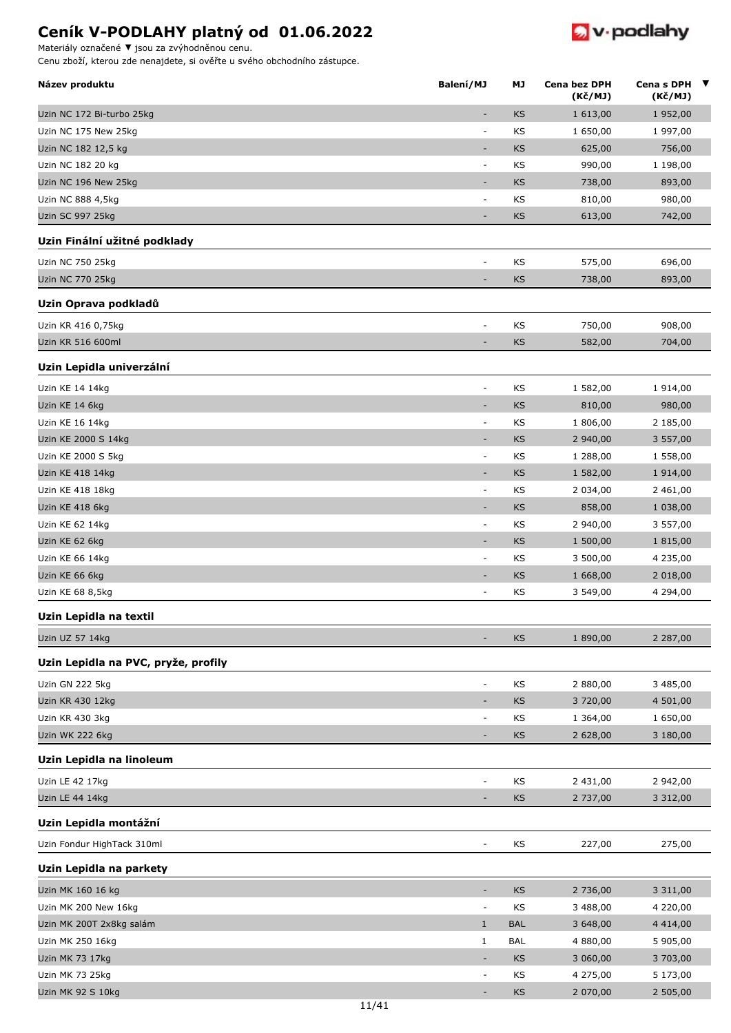# Ceník V-PODLAHY platný od 01.06.2022

Materiály označené ▼ jsou za zvýhodněnou cenu.
Cenu zboží, kterou zde nenajdete, si ověřte u svého obchodního zástupce.

| Název produktu | Balení/MJ | MJ | Cena bez DPH (Kč/MJ) | Cena s DPH (Kč/MJ) | ▼ |
|---|---|---|---|---|---|
| Uzin NC 172 Bi-turbo 25kg | - | KS | 1 613,00 | 1 952,00 | |
| Uzin NC 175 New 25kg | - | KS | 1 650,00 | 1 997,00 | |
| Uzin NC 182 12,5 kg | - | KS | 625,00 | 756,00 | |
| Uzin NC 182 20 kg | - | KS | 990,00 | 1 198,00 | |
| Uzin NC 196 New 25kg | - | KS | 738,00 | 893,00 | |
| Uzin NC 888 4,5kg | - | KS | 810,00 | 980,00 | |
| Uzin SC 997 25kg | - | KS | 613,00 | 742,00 | |
| **Uzin Finální užitné podklady** | | | | | |
| Uzin NC 750 25kg | - | KS | 575,00 | 696,00 | |
| Uzin NC 770 25kg | - | KS | 738,00 | 893,00 | |
| **Uzin Oprava podkladů** | | | | | |
| Uzin KR 416 0,75kg | - | KS | 750,00 | 908,00 | |
| Uzin KR 516 600ml | - | KS | 582,00 | 704,00 | |
| **Uzin Lepidla univerzální** | | | | | |
| Uzin KE 14 14kg | - | KS | 1 582,00 | 1 914,00 | |
| Uzin KE 14 6kg | - | KS | 810,00 | 980,00 | |
| Uzin KE 16 14kg | - | KS | 1 806,00 | 2 185,00 | |
| Uzin KE 2000 S 14kg | - | KS | 2 940,00 | 3 557,00 | |
| Uzin KE 2000 S 5kg | - | KS | 1 288,00 | 1 558,00 | |
| Uzin KE 418 14kg | - | KS | 1 582,00 | 1 914,00 | |
| Uzin KE 418 18kg | - | KS | 2 034,00 | 2 461,00 | |
| Uzin KE 418 6kg | - | KS | 858,00 | 1 038,00 | |
| Uzin KE 62 14kg | - | KS | 2 940,00 | 3 557,00 | |
| Uzin KE 62 6kg | - | KS | 1 500,00 | 1 815,00 | |
| Uzin KE 66 14kg | - | KS | 3 500,00 | 4 235,00 | |
| Uzin KE 66 6kg | - | KS | 1 668,00 | 2 018,00 | |
| Uzin KE 68 8,5kg | - | KS | 3 549,00 | 4 294,00 | |
| **Uzin Lepidla na textil** | | | | | |
| Uzin UZ 57 14kg | - | KS | 1 890,00 | 2 287,00 | |
| **Uzin Lepidla na PVC, pryže, profily** | | | | | |
| Uzin GN 222 5kg | - | KS | 2 880,00 | 3 485,00 | |
| Uzin KR 430 12kg | - | KS | 3 720,00 | 4 501,00 | |
| Uzin KR 430 3kg | - | KS | 1 364,00 | 1 650,00 | |
| Uzin WK 222 6kg | - | KS | 2 628,00 | 3 180,00 | |
| **Uzin Lepidla na linoleum** | | | | | |
| Uzin LE 42 17kg | - | KS | 2 431,00 | 2 942,00 | |
| Uzin LE 44 14kg | - | KS | 2 737,00 | 3 312,00 | |
| **Uzin Lepidla montážní** | | | | | |
| Uzin Fondur HighTack 310ml | - | KS | 227,00 | 275,00 | |
| **Uzin Lepidla na parkety** | | | | | |
| Uzin MK 160 16 kg | - | KS | 2 736,00 | 3 311,00 | |
| Uzin MK 200 New 16kg | - | KS | 3 488,00 | 4 220,00 | |
| Uzin MK 200T 2x8kg salám | 1 | BAL | 3 648,00 | 4 414,00 | |
| Uzin MK 250 16kg | 1 | BAL | 4 880,00 | 5 905,00 | |
| Uzin MK 73 17kg | - | KS | 3 060,00 | 3 703,00 | |
| Uzin MK 73 25kg | - | KS | 4 275,00 | 5 173,00 | |
| Uzin MK 92 S 10kg | - | KS | 2 070,00 | 2 505,00 | |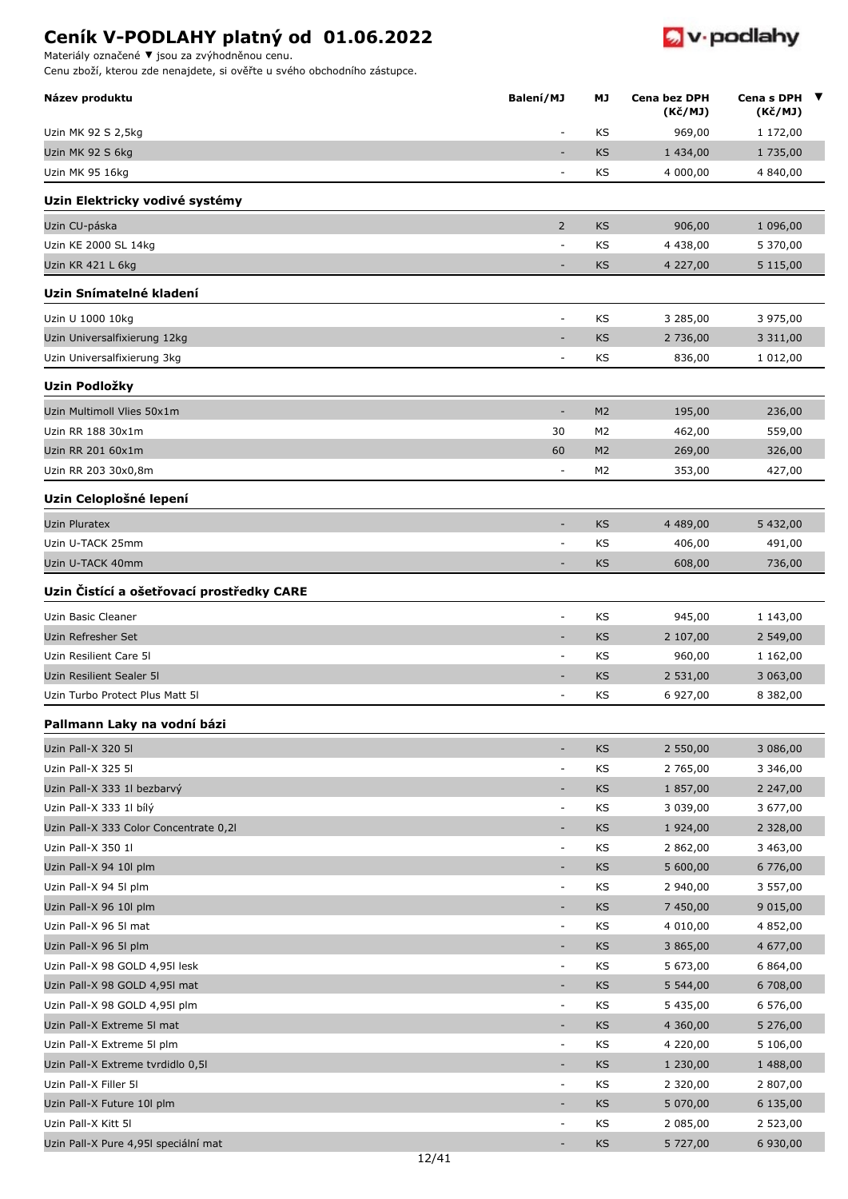# Ceník V-PODLAHY platný od 01.06.2022

Materiály označené ▼ jsou za zvýhodněnou cenu.
Cenu zboží, kterou zde nenajdete, si ověřte u svého obchodního zástupce.

| Název produktu | Balení/MJ | MJ | Cena bez DPH (Kč/MJ) | Cena s DPH (Kč/MJ) | ▼ |
|---|---|---|---|---|---|
| Uzin MK 92 S 2,5kg | - | KS | 969,00 | 1 172,00 | |
| Uzin MK 92 S 6kg | - | KS | 1 434,00 | 1 735,00 | |
| Uzin MK 95 16kg | - | KS | 4 000,00 | 4 840,00 | |
| **Uzin Elektricky vodivé systémy** | | | | | |
| Uzin CU-páska | 2 | KS | 906,00 | 1 096,00 | |
| Uzin KE 2000 SL 14kg | - | KS | 4 438,00 | 5 370,00 | |
| Uzin KR 421 L 6kg | - | KS | 4 227,00 | 5 115,00 | |
| **Uzin Snímatelné kladení** | | | | | |
| Uzin U 1000 10kg | - | KS | 3 285,00 | 3 975,00 | |
| Uzin Universalfixierung 12kg | - | KS | 2 736,00 | 3 311,00 | |
| Uzin Universalfixierung 3kg | - | KS | 836,00 | 1 012,00 | |
| **Uzin Podložky** | | | | | |
| Uzin Multimoll Vlies 50x1m | - | M2 | 195,00 | 236,00 | |
| Uzin RR 188 30x1m | 30 | M2 | 462,00 | 559,00 | |
| Uzin RR 201 60x1m | 60 | M2 | 269,00 | 326,00 | |
| Uzin RR 203 30x0,8m | - | M2 | 353,00 | 427,00 | |
| **Uzin Celoplošné lepení** | | | | | |
| Uzin Pluratex | - | KS | 4 489,00 | 5 432,00 | |
| Uzin U-TACK 25mm | - | KS | 406,00 | 491,00 | |
| Uzin U-TACK 40mm | - | KS | 608,00 | 736,00 | |
| **Uzin Čistící a ošetřovací prostředky CARE** | | | | | |
| Uzin Basic Cleaner | - | KS | 945,00 | 1 143,00 | |
| Uzin Refresher Set | - | KS | 2 107,00 | 2 549,00 | |
| Uzin Resilient Care 5l | - | KS | 960,00 | 1 162,00 | |
| Uzin Resilient Sealer 5l | - | KS | 2 531,00 | 3 063,00 | |
| Uzin Turbo Protect Plus Matt 5l | - | KS | 6 927,00 | 8 382,00 | |
| **Pallmann Laky na vodní bázi** | | | | | |
| Uzin Pall-X 320 5l | - | KS | 2 550,00 | 3 086,00 | |
| Uzin Pall-X 325 5l | - | KS | 2 765,00 | 3 346,00 | |
| Uzin Pall-X 333 1l bezbarvý | - | KS | 1 857,00 | 2 247,00 | |
| Uzin Pall-X 333 1l bílý | - | KS | 3 039,00 | 3 677,00 | |
| Uzin Pall-X 333 Color Concentrate 0,2l | - | KS | 1 924,00 | 2 328,00 | |
| Uzin Pall-X 350 1l | - | KS | 2 862,00 | 3 463,00 | |
| Uzin Pall-X 94 10l plm | - | KS | 5 600,00 | 6 776,00 | |
| Uzin Pall-X 94 5l plm | - | KS | 2 940,00 | 3 557,00 | |
| Uzin Pall-X 96 10l plm | - | KS | 7 450,00 | 9 015,00 | |
| Uzin Pall-X 96 5l mat | - | KS | 4 010,00 | 4 852,00 | |
| Uzin Pall-X 96 5l plm | - | KS | 3 865,00 | 4 677,00 | |
| Uzin Pall-X 98 GOLD 4,95l lesk | - | KS | 5 673,00 | 6 864,00 | |
| Uzin Pall-X 98 GOLD 4,95l mat | - | KS | 5 544,00 | 6 708,00 | |
| Uzin Pall-X 98 GOLD 4,95l plm | - | KS | 5 435,00 | 6 576,00 | |
| Uzin Pall-X Extreme 5l mat | - | KS | 4 360,00 | 5 276,00 | |
| Uzin Pall-X Extreme 5l plm | - | KS | 4 220,00 | 5 106,00 | |
| Uzin Pall-X Extreme tvrdidlo 0,5l | - | KS | 1 230,00 | 1 488,00 | |
| Uzin Pall-X Filler 5l | - | KS | 2 320,00 | 2 807,00 | |
| Uzin Pall-X Future 10l plm | - | KS | 5 070,00 | 6 135,00 | |
| Uzin Pall-X Kitt 5l | - | KS | 2 085,00 | 2 523,00 | |
| Uzin Pall-X Pure 4,95l speciální mat | - | KS | 5 727,00 | 6 930,00 | |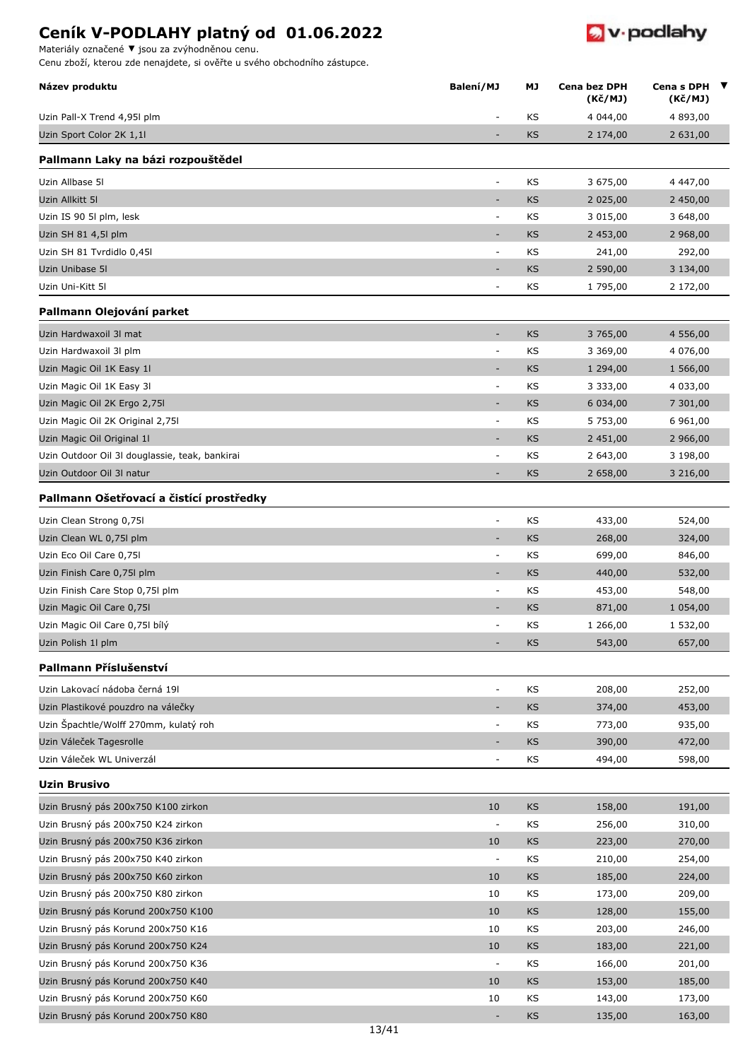# Ceník V-PODLAHY platný od 01.06.2022

Materiály označené ▼ jsou za zvýhodněnou cenu.
Cenu zboží, kterou zde nenajdete, si ověřte u svého obchodního zástupce.

| Název produktu | Balení/MJ | MJ | Cena bez DPH (Kč/MJ) | Cena s DPH (Kč/MJ) | ▼ |
|---|---|---|---|---|---|
| Uzin Pall-X Trend 4,95l plm | - | KS | 4 044,00 | 4 893,00 | |
| Uzin Sport Color 2K 1,1l | - | KS | 2 174,00 | 2 631,00 | |
| **Pallmann Laky na bázi rozpouštědel** | | | | | |
| Uzin Allbase 5l | - | KS | 3 675,00 | 4 447,00 | |
| Uzin Allkitt 5l | - | KS | 2 025,00 | 2 450,00 | |
| Uzin IS 90 5l plm, lesk | - | KS | 3 015,00 | 3 648,00 | |
| Uzin SH 81 4,5l plm | - | KS | 2 453,00 | 2 968,00 | |
| Uzin SH 81 Tvrdidlo 0,45l | - | KS | 241,00 | 292,00 | |
| Uzin Unibase 5l | - | KS | 2 590,00 | 3 134,00 | |
| Uzin Uni-Kitt 5l | - | KS | 1 795,00 | 2 172,00 | |
| **Pallmann Olejování parket** | | | | | |
| Uzin Hardwaxoil 3l mat | - | KS | 3 765,00 | 4 556,00 | |
| Uzin Hardwaxoil 3l plm | - | KS | 3 369,00 | 4 076,00 | |
| Uzin Magic Oil 1K Easy 1l | - | KS | 1 294,00 | 1 566,00 | |
| Uzin Magic Oil 1K Easy 3l | - | KS | 3 333,00 | 4 033,00 | |
| Uzin Magic Oil 2K Ergo 2,75l | - | KS | 6 034,00 | 7 301,00 | |
| Uzin Magic Oil 2K Original 2,75l | - | KS | 5 753,00 | 6 961,00 | |
| Uzin Magic Oil Original 1l | - | KS | 2 451,00 | 2 966,00 | |
| Uzin Outdoor Oil 3l douglassie, teak, bankirai | - | KS | 2 643,00 | 3 198,00 | |
| Uzin Outdoor Oil 3l natur | - | KS | 2 658,00 | 3 216,00 | |
| **Pallmann Ošetřovací a čistící prostředky** | | | | | |
| Uzin Clean Strong 0,75l | - | KS | 433,00 | 524,00 | |
| Uzin Clean WL 0,75l plm | - | KS | 268,00 | 324,00 | |
| Uzin Eco Oil Care 0,75l | - | KS | 699,00 | 846,00 | |
| Uzin Finish Care 0,75l plm | - | KS | 440,00 | 532,00 | |
| Uzin Finish Care Stop 0,75l plm | - | KS | 453,00 | 548,00 | |
| Uzin Magic Oil Care 0,75l | - | KS | 871,00 | 1 054,00 | |
| Uzin Magic Oil Care 0,75l bílý | - | KS | 1 266,00 | 1 532,00 | |
| Uzin Polish 1l plm | - | KS | 543,00 | 657,00 | |
| **Pallmann Příslušenství** | | | | | |
| Uzin Lakovací nádoba černá 19l | - | KS | 208,00 | 252,00 | |
| Uzin Plastikové pouzdro na válečky | - | KS | 374,00 | 453,00 | |
| Uzin Špachtle/Wolff 270mm, kulatý roh | - | KS | 773,00 | 935,00 | |
| Uzin Váleček Tagesrolle | - | KS | 390,00 | 472,00 | |
| Uzin Váleček WL Univerzál | - | KS | 494,00 | 598,00 | |
| **Uzin Brusivo** | | | | | |
| Uzin Brusný pás 200x750 K100 zirkon | 10 | KS | 158,00 | 191,00 | |
| Uzin Brusný pás 200x750 K24 zirkon | - | KS | 256,00 | 310,00 | |
| Uzin Brusný pás 200x750 K36 zirkon | 10 | KS | 223,00 | 270,00 | |
| Uzin Brusný pás 200x750 K40 zirkon | - | KS | 210,00 | 254,00 | |
| Uzin Brusný pás 200x750 K60 zirkon | 10 | KS | 185,00 | 224,00 | |
| Uzin Brusný pás 200x750 K80 zirkon | 10 | KS | 173,00 | 209,00 | |
| Uzin Brusný pás Korund 200x750 K100 | 10 | KS | 128,00 | 155,00 | |
| Uzin Brusný pás Korund 200x750 K16 | 10 | KS | 203,00 | 246,00 | |
| Uzin Brusný pás Korund 200x750 K24 | 10 | KS | 183,00 | 221,00 | |
| Uzin Brusný pás Korund 200x750 K36 | - | KS | 166,00 | 201,00 | |
| Uzin Brusný pás Korund 200x750 K40 | 10 | KS | 153,00 | 185,00 | |
| Uzin Brusný pás Korund 200x750 K60 | 10 | KS | 143,00 | 173,00 | |
| Uzin Brusný pás Korund 200x750 K80 | - | KS | 135,00 | 163,00 | |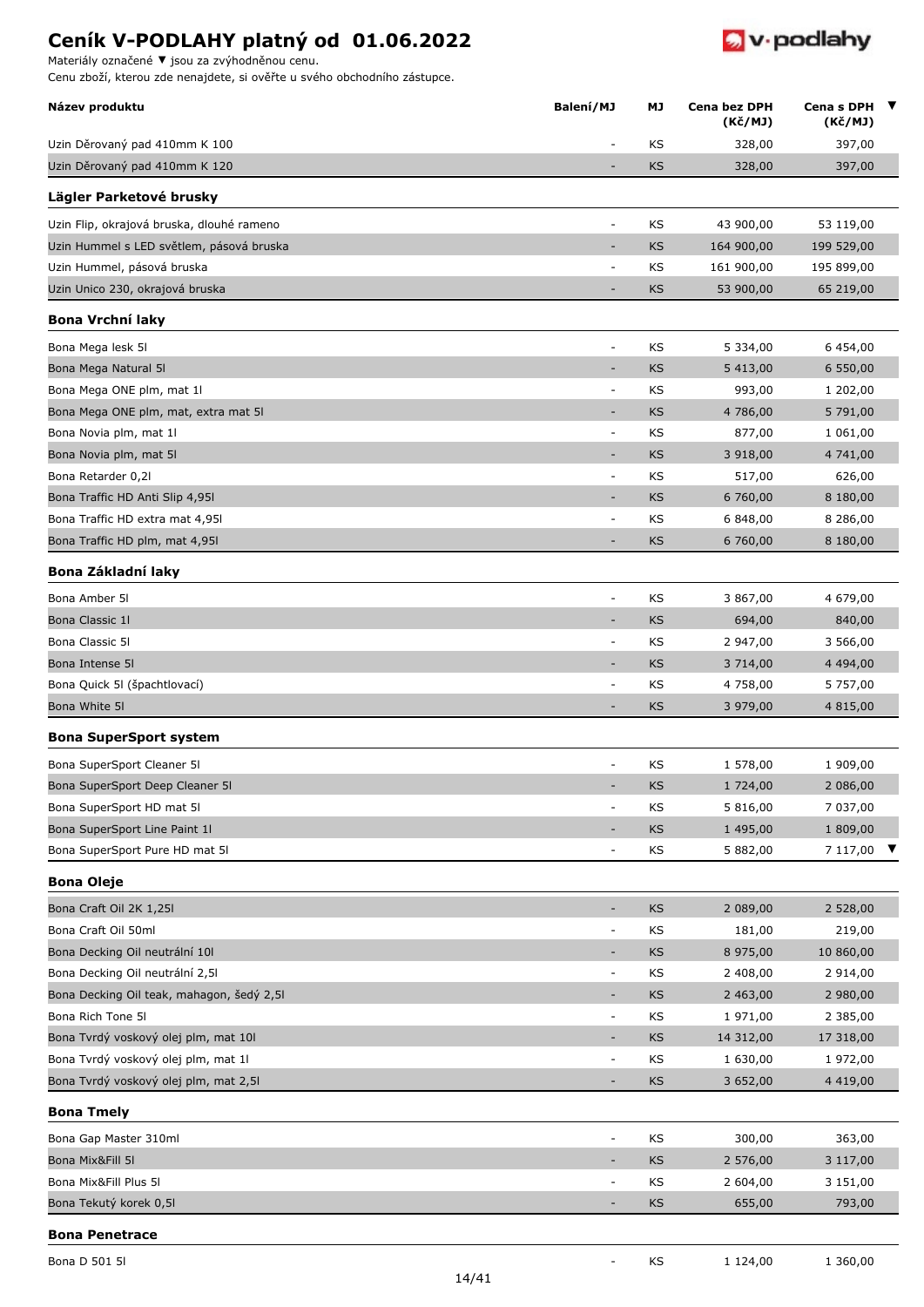# Ceník V-PODLAHY platný od 01.06.2022

Materiály označené ▼ jsou za zvýhodněnou cenu.
Cenu zboží, kterou zde nenajdete, si ověřte u svého obchodního zástupce.

| Název produktu | Balení/MJ | MJ | Cena bez DPH (Kč/MJ) | Cena s DPH (Kč/MJ) | ▼ |
|---|---|---|---|---|---|
| Uzin Děrovaný pad 410mm K 100 | - | KS | 328,00 | 397,00 | |
| Uzin Děrovaný pad 410mm K 120 | - | KS | 328,00 | 397,00 | |
| **Lägler Parketové brusky** | | | | | |
| Uzin Flip, okrajová bruska, dlouhé rameno | - | KS | 43 900,00 | 53 119,00 | |
| Uzin Hummel s LED světlem, pásová bruska | - | KS | 164 900,00 | 199 529,00 | |
| Uzin Hummel, pásová bruska | - | KS | 161 900,00 | 195 899,00 | |
| Uzin Unico 230, okrajová bruska | - | KS | 53 900,00 | 65 219,00 | |
| **Bona Vrchní laky** | | | | | |
| Bona Mega lesk 5l | - | KS | 5 334,00 | 6 454,00 | |
| Bona Mega Natural 5l | - | KS | 5 413,00 | 6 550,00 | |
| Bona Mega ONE plm, mat 1l | - | KS | 993,00 | 1 202,00 | |
| Bona Mega ONE plm, mat, extra mat 5l | - | KS | 4 786,00 | 5 791,00 | |
| Bona Novia plm, mat 1l | - | KS | 877,00 | 1 061,00 | |
| Bona Novia plm, mat 5l | - | KS | 3 918,00 | 4 741,00 | |
| Bona Retarder 0,2l | - | KS | 517,00 | 626,00 | |
| Bona Traffic HD Anti Slip 4,95l | - | KS | 6 760,00 | 8 180,00 | |
| Bona Traffic HD extra mat 4,95l | - | KS | 6 848,00 | 8 286,00 | |
| Bona Traffic HD plm, mat 4,95l | - | KS | 6 760,00 | 8 180,00 | |
| **Bona Základní laky** | | | | | |
| Bona Amber 5l | - | KS | 3 867,00 | 4 679,00 | |
| Bona Classic 1l | - | KS | 694,00 | 840,00 | |
| Bona Classic 5l | - | KS | 2 947,00 | 3 566,00 | |
| Bona Intense 5l | - | KS | 3 714,00 | 4 494,00 | |
| Bona Quick 5l (špachtlovací) | - | KS | 4 758,00 | 5 757,00 | |
| Bona White 5l | - | KS | 3 979,00 | 4 815,00 | |
| **Bona SuperSport system** | | | | | |
| Bona SuperSport Cleaner 5l | - | KS | 1 578,00 | 1 909,00 | |
| Bona SuperSport Deep Cleaner 5l | - | KS | 1 724,00 | 2 086,00 | |
| Bona SuperSport HD mat 5l | - | KS | 5 816,00 | 7 037,00 | |
| Bona SuperSport Line Paint 1l | - | KS | 1 495,00 | 1 809,00 | |
| Bona SuperSport Pure HD mat 5l | - | KS | 5 882,00 | 7 117,00 | ▼ |
| **Bona Oleje** | | | | | |
| Bona Craft Oil 2K 1,25l | - | KS | 2 089,00 | 2 528,00 | |
| Bona Craft Oil 50ml | - | KS | 181,00 | 219,00 | |
| Bona Decking Oil neutrální 10l | - | KS | 8 975,00 | 10 860,00 | |
| Bona Decking Oil neutrální 2,5l | - | KS | 2 408,00 | 2 914,00 | |
| Bona Decking Oil teak, mahagon, šedý 2,5l | - | KS | 2 463,00 | 2 980,00 | |
| Bona Rich Tone 5l | - | KS | 1 971,00 | 2 385,00 | |
| Bona Tvrdý voskový olej plm, mat 10l | - | KS | 14 312,00 | 17 318,00 | |
| Bona Tvrdý voskový olej plm, mat 1l | - | KS | 1 630,00 | 1 972,00 | |
| Bona Tvrdý voskový olej plm, mat 2,5l | - | KS | 3 652,00 | 4 419,00 | |
| **Bona Tmely** | | | | | |
| Bona Gap Master 310ml | - | KS | 300,00 | 363,00 | |
| Bona Mix&Fill 5l | - | KS | 2 576,00 | 3 117,00 | |
| Bona Mix&Fill Plus 5l | - | KS | 2 604,00 | 3 151,00 | |
| Bona Tekutý korek 0,5l | - | KS | 655,00 | 793,00 | |
| **Bona Penetrace** | | | | | |
| Bona D 501 5l | - | KS | 1 124,00 | 1 360,00 | |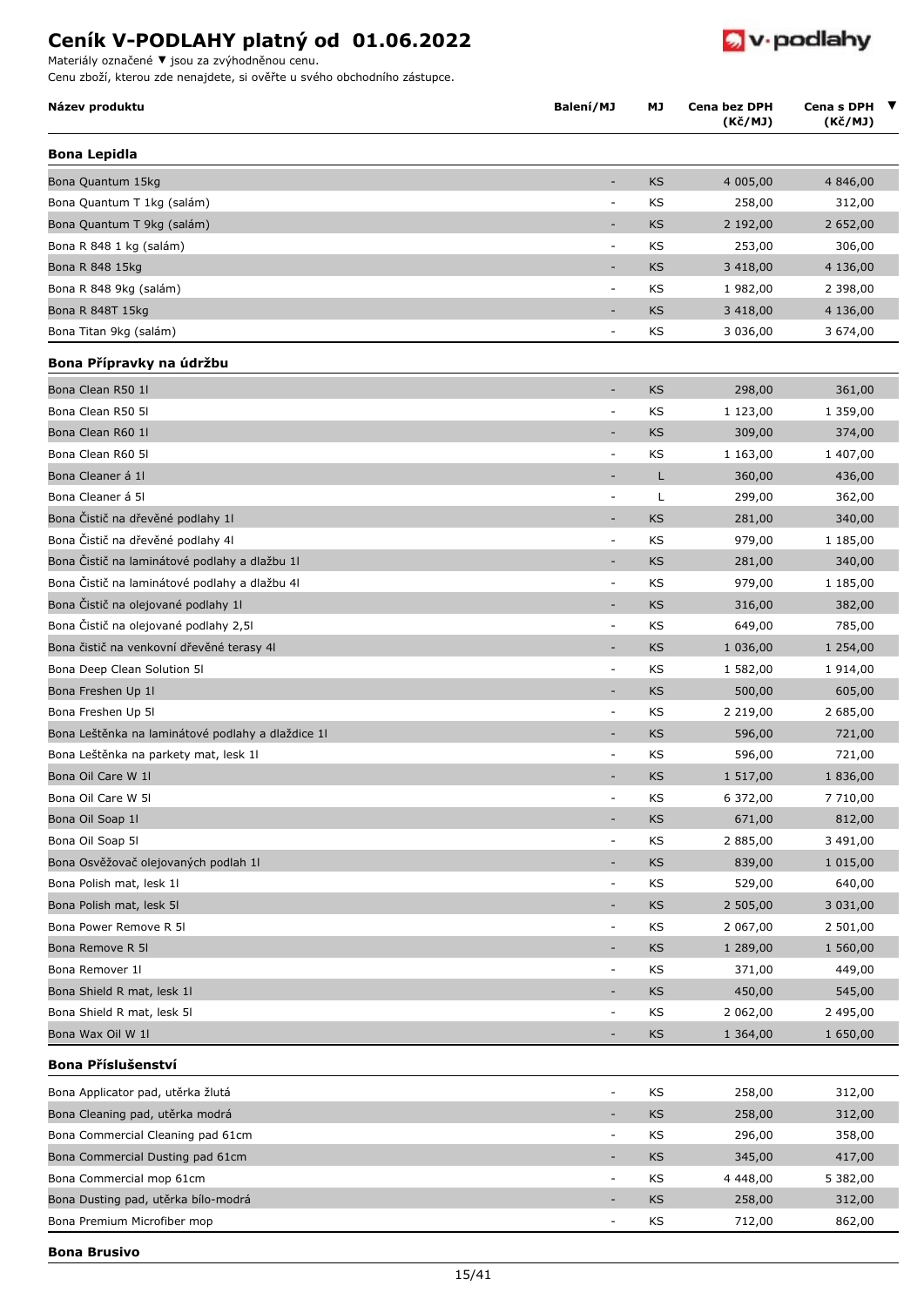# Ceník V-PODLAHY platný od 01.06.2022

Materiály označené ▼ jsou za zvýhodněnou cenu.
Cenu zboží, kterou zde nenajdete, si ověřte u svého obchodního zástupce.

| Název produktu | Balení/MJ | MJ | Cena bez DPH (Kč/MJ) | Cena s DPH (Kč/MJ) | ▼ |
|---|---|---|---|---|---|
| **Bona Lepidla** | | | | | |
| Bona Quantum 15kg | - | KS | 4 005,00 | 4 846,00 | |
| Bona Quantum T 1kg (salám) | - | KS | 258,00 | 312,00 | |
| Bona Quantum T 9kg (salám) | - | KS | 2 192,00 | 2 652,00 | |
| Bona R 848 1 kg (salám) | - | KS | 253,00 | 306,00 | |
| Bona R 848 15kg | - | KS | 3 418,00 | 4 136,00 | |
| Bona R 848 9kg (salám) | - | KS | 1 982,00 | 2 398,00 | |
| Bona R 848T 15kg | - | KS | 3 418,00 | 4 136,00 | |
| Bona Titan 9kg (salám) | - | KS | 3 036,00 | 3 674,00 | |
| **Bona Přípravky na údržbu** | | | | | |
| Bona Clean R50 1l | - | KS | 298,00 | 361,00 | |
| Bona Clean R50 5l | - | KS | 1 123,00 | 1 359,00 | |
| Bona Clean R60 1l | - | KS | 309,00 | 374,00 | |
| Bona Clean R60 5l | - | KS | 1 163,00 | 1 407,00 | |
| Bona Cleaner á 1l | - | L | 360,00 | 436,00 | |
| Bona Cleaner á 5l | - | L | 299,00 | 362,00 | |
| Bona Čistič na dřevěné podlahy 1l | - | KS | 281,00 | 340,00 | |
| Bona Čistič na dřevěné podlahy 4l | - | KS | 979,00 | 1 185,00 | |
| Bona Čistič na laminátové podlahy a dlažbu 1l | - | KS | 281,00 | 340,00 | |
| Bona Čistič na laminátové podlahy a dlažbu 4l | - | KS | 979,00 | 1 185,00 | |
| Bona Čistič na olejované podlahy 1l | - | KS | 316,00 | 382,00 | |
| Bona Čistič na olejované podlahy 2,5l | - | KS | 649,00 | 785,00 | |
| Bona čistič na venkovní dřevěné terasy 4l | - | KS | 1 036,00 | 1 254,00 | |
| Bona Deep Clean Solution 5l | - | KS | 1 582,00 | 1 914,00 | |
| Bona Freshen Up 1l | - | KS | 500,00 | 605,00 | |
| Bona Freshen Up 5l | - | KS | 2 219,00 | 2 685,00 | |
| Bona Leštěnka na laminátové podlahy a dlaždice 1l | - | KS | 596,00 | 721,00 | |
| Bona Leštěnka na parkety mat, lesk 1l | - | KS | 596,00 | 721,00 | |
| Bona Oil Care W 1l | - | KS | 1 517,00 | 1 836,00 | |
| Bona Oil Care W 5l | - | KS | 6 372,00 | 7 710,00 | |
| Bona Oil Soap 1l | - | KS | 671,00 | 812,00 | |
| Bona Oil Soap 5l | - | KS | 2 885,00 | 3 491,00 | |
| Bona Osvěžovač olejovaných podlah 1l | - | KS | 839,00 | 1 015,00 | |
| Bona Polish mat, lesk 1l | - | KS | 529,00 | 640,00 | |
| Bona Polish mat, lesk 5l | - | KS | 2 505,00 | 3 031,00 | |
| Bona Power Remove R 5l | - | KS | 2 067,00 | 2 501,00 | |
| Bona Remove R 5l | - | KS | 1 289,00 | 1 560,00 | |
| Bona Remover 1l | - | KS | 371,00 | 449,00 | |
| Bona Shield R mat, lesk 1l | - | KS | 450,00 | 545,00 | |
| Bona Shield R mat, lesk 5l | - | KS | 2 062,00 | 2 495,00 | |
| Bona Wax Oil W 1l | - | KS | 1 364,00 | 1 650,00 | |
| **Bona Příslušenství** | | | | | |
| Bona Applicator pad, utěrka žlutá | - | KS | 258,00 | 312,00 | |
| Bona Cleaning pad, utěrka modrá | - | KS | 258,00 | 312,00 | |
| Bona Commercial Cleaning pad 61cm | - | KS | 296,00 | 358,00 | |
| Bona Commercial Dusting pad 61cm | - | KS | 345,00 | 417,00 | |
| Bona Commercial mop 61cm | - | KS | 4 448,00 | 5 382,00 | |
| Bona Dusting pad, utěrka bílo-modrá | - | KS | 258,00 | 312,00 | |
| Bona Premium Microfiber mop | - | KS | 712,00 | 862,00 | |
| **Bona Brusivo** | | | | | |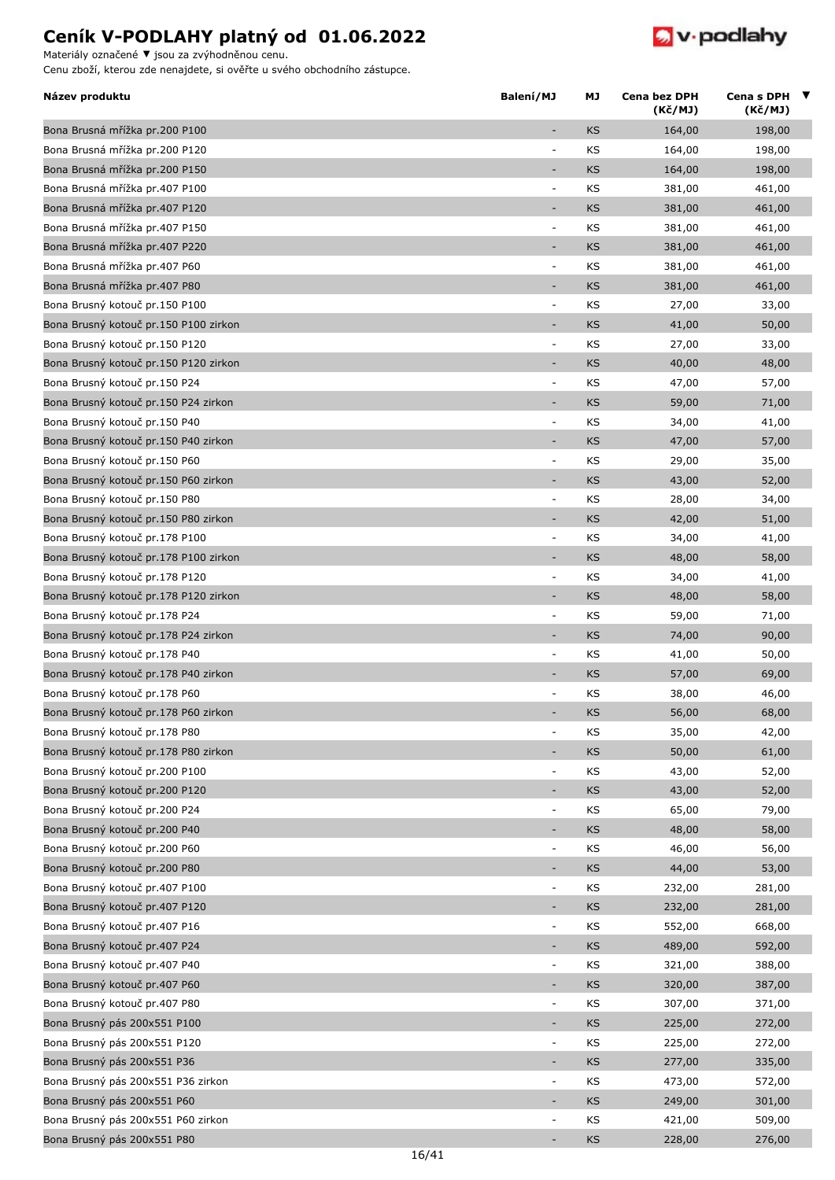# Ceník V-PODLAHY platný od 01.06.2022

Materiály označené ▼ jsou za zvýhodněnou cenu.
Cenu zboží, kterou zde nenajdete, si ověřte u svého obchodního zástupce.

| Název produktu | Balení/MJ | MJ | Cena bez DPH (Kč/MJ) | Cena s DPH (Kč/MJ) | ▼ |
|---|---|---|---|---|---|
| Bona Brusná mřížka pr.200 P100 | - | KS | 164,00 | 198,00 | |
| Bona Brusná mřížka pr.200 P120 | - | KS | 164,00 | 198,00 | |
| Bona Brusná mřížka pr.200 P150 | - | KS | 164,00 | 198,00 | |
| Bona Brusná mřížka pr.407 P100 | - | KS | 381,00 | 461,00 | |
| Bona Brusná mřížka pr.407 P120 | - | KS | 381,00 | 461,00 | |
| Bona Brusná mřížka pr.407 P150 | - | KS | 381,00 | 461,00 | |
| Bona Brusná mřížka pr.407 P220 | - | KS | 381,00 | 461,00 | |
| Bona Brusná mřížka pr.407 P60 | - | KS | 381,00 | 461,00 | |
| Bona Brusná mřížka pr.407 P80 | - | KS | 381,00 | 461,00 | |
| Bona Brusný kotouč pr.150 P100 | - | KS | 27,00 | 33,00 | |
| Bona Brusný kotouč pr.150 P100 zirkon | - | KS | 41,00 | 50,00 | |
| Bona Brusný kotouč pr.150 P120 | - | KS | 27,00 | 33,00 | |
| Bona Brusný kotouč pr.150 P120 zirkon | - | KS | 40,00 | 48,00 | |
| Bona Brusný kotouč pr.150 P24 | - | KS | 47,00 | 57,00 | |
| Bona Brusný kotouč pr.150 P24 zirkon | - | KS | 59,00 | 71,00 | |
| Bona Brusný kotouč pr.150 P40 | - | KS | 34,00 | 41,00 | |
| Bona Brusný kotouč pr.150 P40 zirkon | - | KS | 47,00 | 57,00 | |
| Bona Brusný kotouč pr.150 P60 | - | KS | 29,00 | 35,00 | |
| Bona Brusný kotouč pr.150 P60 zirkon | - | KS | 43,00 | 52,00 | |
| Bona Brusný kotouč pr.150 P80 | - | KS | 28,00 | 34,00 | |
| Bona Brusný kotouč pr.150 P80 zirkon | - | KS | 42,00 | 51,00 | |
| Bona Brusný kotouč pr.178 P100 | - | KS | 34,00 | 41,00 | |
| Bona Brusný kotouč pr.178 P100 zirkon | - | KS | 48,00 | 58,00 | |
| Bona Brusný kotouč pr.178 P120 | - | KS | 34,00 | 41,00 | |
| Bona Brusný kotouč pr.178 P120 zirkon | - | KS | 48,00 | 58,00 | |
| Bona Brusný kotouč pr.178 P24 | - | KS | 59,00 | 71,00 | |
| Bona Brusný kotouč pr.178 P24 zirkon | - | KS | 74,00 | 90,00 | |
| Bona Brusný kotouč pr.178 P40 | - | KS | 41,00 | 50,00 | |
| Bona Brusný kotouč pr.178 P40 zirkon | - | KS | 57,00 | 69,00 | |
| Bona Brusný kotouč pr.178 P60 | - | KS | 38,00 | 46,00 | |
| Bona Brusný kotouč pr.178 P60 zirkon | - | KS | 56,00 | 68,00 | |
| Bona Brusný kotouč pr.178 P80 | - | KS | 35,00 | 42,00 | |
| Bona Brusný kotouč pr.178 P80 zirkon | - | KS | 50,00 | 61,00 | |
| Bona Brusný kotouč pr.200 P100 | - | KS | 43,00 | 52,00 | |
| Bona Brusný kotouč pr.200 P120 | - | KS | 43,00 | 52,00 | |
| Bona Brusný kotouč pr.200 P24 | - | KS | 65,00 | 79,00 | |
| Bona Brusný kotouč pr.200 P40 | - | KS | 48,00 | 58,00 | |
| Bona Brusný kotouč pr.200 P60 | - | KS | 46,00 | 56,00 | |
| Bona Brusný kotouč pr.200 P80 | - | KS | 44,00 | 53,00 | |
| Bona Brusný kotouč pr.407 P100 | - | KS | 232,00 | 281,00 | |
| Bona Brusný kotouč pr.407 P120 | - | KS | 232,00 | 281,00 | |
| Bona Brusný kotouč pr.407 P16 | - | KS | 552,00 | 668,00 | |
| Bona Brusný kotouč pr.407 P24 | - | KS | 489,00 | 592,00 | |
| Bona Brusný kotouč pr.407 P40 | - | KS | 321,00 | 388,00 | |
| Bona Brusný kotouč pr.407 P60 | - | KS | 320,00 | 387,00 | |
| Bona Brusný kotouč pr.407 P80 | - | KS | 307,00 | 371,00 | |
| Bona Brusný pás 200x551 P100 | - | KS | 225,00 | 272,00 | |
| Bona Brusný pás 200x551 P120 | - | KS | 225,00 | 272,00 | |
| Bona Brusný pás 200x551 P36 | - | KS | 277,00 | 335,00 | |
| Bona Brusný pás 200x551 P36 zirkon | - | KS | 473,00 | 572,00 | |
| Bona Brusný pás 200x551 P60 | - | KS | 249,00 | 301,00 | |
| Bona Brusný pás 200x551 P60 zirkon | - | KS | 421,00 | 509,00 | |
| Bona Brusný pás 200x551 P80 | - | KS | 228,00 | 276,00 | |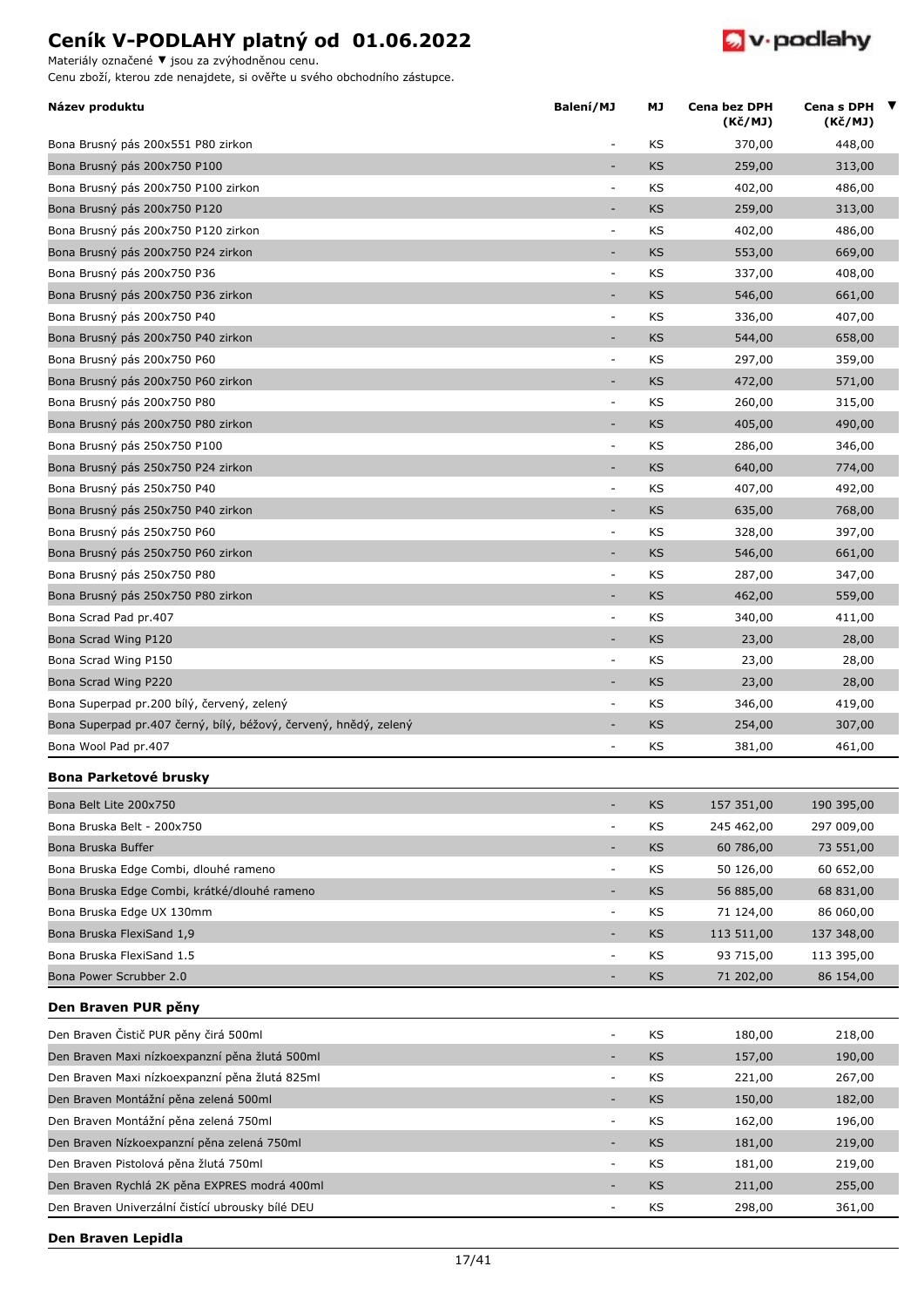# Ceník V-PODLAHY platný od 01.06.2022

Materiály označené ▼ jsou za zvýhodněnou cenu.
Cenu zboží, kterou zde nenajdete, si ověřte u svého obchodního zástupce.

| Název produktu | Balení/MJ | MJ | Cena bez DPH (Kč/MJ) | Cena s DPH (Kč/MJ) | ▼ |
|---|---|---|---|---|---|
| Bona Brusný pás 200x551 P80 zirkon | - | KS | 370,00 | 448,00 | |
| Bona Brusný pás 200x750 P100 | - | KS | 259,00 | 313,00 | |
| Bona Brusný pás 200x750 P100 zirkon | - | KS | 402,00 | 486,00 | |
| Bona Brusný pás 200x750 P120 | - | KS | 259,00 | 313,00 | |
| Bona Brusný pás 200x750 P120 zirkon | - | KS | 402,00 | 486,00 | |
| Bona Brusný pás 200x750 P24 zirkon | - | KS | 553,00 | 669,00 | |
| Bona Brusný pás 200x750 P36 | - | KS | 337,00 | 408,00 | |
| Bona Brusný pás 200x750 P36 zirkon | - | KS | 546,00 | 661,00 | |
| Bona Brusný pás 200x750 P40 | - | KS | 336,00 | 407,00 | |
| Bona Brusný pás 200x750 P40 zirkon | - | KS | 544,00 | 658,00 | |
| Bona Brusný pás 200x750 P60 | - | KS | 297,00 | 359,00 | |
| Bona Brusný pás 200x750 P60 zirkon | - | KS | 472,00 | 571,00 | |
| Bona Brusný pás 200x750 P80 | - | KS | 260,00 | 315,00 | |
| Bona Brusný pás 200x750 P80 zirkon | - | KS | 405,00 | 490,00 | |
| Bona Brusný pás 250x750 P100 | - | KS | 286,00 | 346,00 | |
| Bona Brusný pás 250x750 P24 zirkon | - | KS | 640,00 | 774,00 | |
| Bona Brusný pás 250x750 P40 | - | KS | 407,00 | 492,00 | |
| Bona Brusný pás 250x750 P40 zirkon | - | KS | 635,00 | 768,00 | |
| Bona Brusný pás 250x750 P60 | - | KS | 328,00 | 397,00 | |
| Bona Brusný pás 250x750 P60 zirkon | - | KS | 546,00 | 661,00 | |
| Bona Brusný pás 250x750 P80 | - | KS | 287,00 | 347,00 | |
| Bona Brusný pás 250x750 P80 zirkon | - | KS | 462,00 | 559,00 | |
| Bona Scrad Pad pr.407 | - | KS | 340,00 | 411,00 | |
| Bona Scrad Wing P120 | - | KS | 23,00 | 28,00 | |
| Bona Scrad Wing P150 | - | KS | 23,00 | 28,00 | |
| Bona Scrad Wing P220 | - | KS | 23,00 | 28,00 | |
| Bona Superpad pr.200 bílý, červený, zelený | - | KS | 346,00 | 419,00 | |
| Bona Superpad pr.407 černý, bílý, béžový, červený, hnědý, zelený | - | KS | 254,00 | 307,00 | |
| Bona Wool Pad pr.407 | - | KS | 381,00 | 461,00 | |

## Bona Parketové brusky

| Název produktu | Balení/MJ | MJ | Cena bez DPH (Kč/MJ) | Cena s DPH (Kč/MJ) | ▼ |
|---|---|---|---|---|---|
| Bona Belt Lite 200x750 | - | KS | 157 351,00 | 190 395,00 | |
| Bona Bruska Belt - 200x750 | - | KS | 245 462,00 | 297 009,00 | |
| Bona Bruska Buffer | - | KS | 60 786,00 | 73 551,00 | |
| Bona Bruska Edge Combi, dlouhé rameno | - | KS | 50 126,00 | 60 652,00 | |
| Bona Bruska Edge Combi, krátké/dlouhé rameno | - | KS | 56 885,00 | 68 831,00 | |
| Bona Bruska Edge UX 130mm | - | KS | 71 124,00 | 86 060,00 | |
| Bona Bruska FlexiSand 1,9 | - | KS | 113 511,00 | 137 348,00 | |
| Bona Bruska FlexiSand 1.5 | - | KS | 93 715,00 | 113 395,00 | |
| Bona Power Scrubber 2.0 | - | KS | 71 202,00 | 86 154,00 | |

## Den Braven PUR pěny

| Název produktu | Balení/MJ | MJ | Cena bez DPH (Kč/MJ) | Cena s DPH (Kč/MJ) | ▼ |
|---|---|---|---|---|---|
| Den Braven Čistič PUR pěny čirá 500ml | - | KS | 180,00 | 218,00 | |
| Den Braven Maxi nízkoexpanzní pěna žlutá 500ml | - | KS | 157,00 | 190,00 | |
| Den Braven Maxi nízkoexpanzní pěna žlutá 825ml | - | KS | 221,00 | 267,00 | |
| Den Braven Montážní pěna zelená 500ml | - | KS | 150,00 | 182,00 | |
| Den Braven Montážní pěna zelená 750ml | - | KS | 162,00 | 196,00 | |
| Den Braven Nízkoexpanzní pěna zelená 750ml | - | KS | 181,00 | 219,00 | |
| Den Braven Pistolová pěna žlutá 750ml | - | KS | 181,00 | 219,00 | |
| Den Braven Rychlá 2K pěna EXPRES modrá 400ml | - | KS | 211,00 | 255,00 | |
| Den Braven Univerzální čistící ubrousky bílé DEU | - | KS | 298,00 | 361,00 | |

## Den Braven Lepidla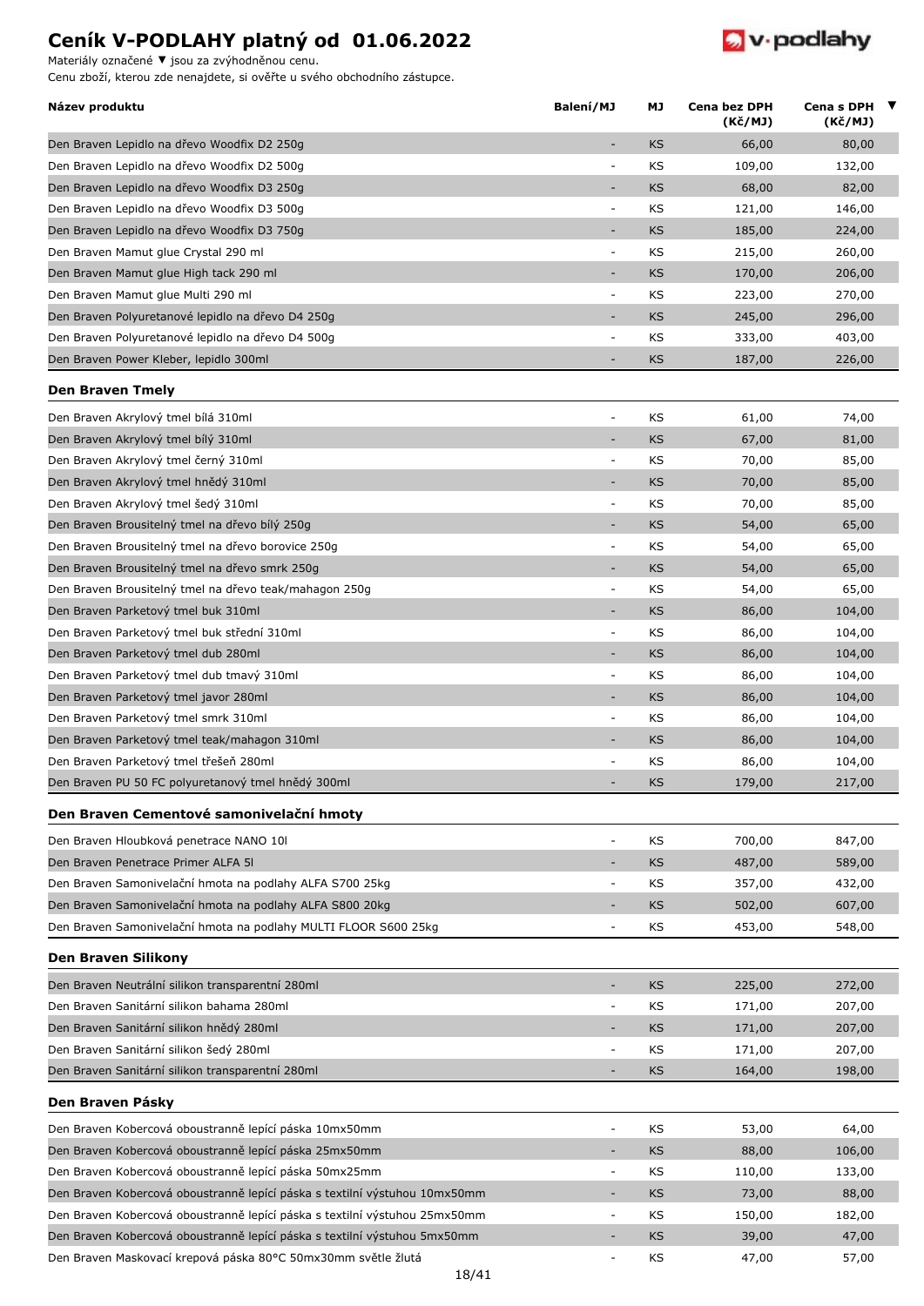# Ceník V-PODLAHY platný od 01.06.2022

Materiály označené ▼ jsou za zvýhodněnou cenu.
Cenu zboží, kterou zde nenajdete, si ověřte u svého obchodního zástupce.

| Název produktu | Balení/MJ | MJ | Cena bez DPH (Kč/MJ) | Cena s DPH (Kč/MJ) | ▼ |
|---|---|---|---|---|---|
| Den Braven Lepidlo na dřevo Woodfix D2 250g | - | KS | 66,00 | 80,00 | |
| Den Braven Lepidlo na dřevo Woodfix D2 500g | - | KS | 109,00 | 132,00 | |
| Den Braven Lepidlo na dřevo Woodfix D3 250g | - | KS | 68,00 | 82,00 | |
| Den Braven Lepidlo na dřevo Woodfix D3 500g | - | KS | 121,00 | 146,00 | |
| Den Braven Lepidlo na dřevo Woodfix D3 750g | - | KS | 185,00 | 224,00 | |
| Den Braven Mamut glue Crystal 290 ml | - | KS | 215,00 | 260,00 | |
| Den Braven Mamut glue High tack 290 ml | - | KS | 170,00 | 206,00 | |
| Den Braven Mamut glue Multi 290 ml | - | KS | 223,00 | 270,00 | |
| Den Braven Polyuretanové lepidlo na dřevo D4 250g | - | KS | 245,00 | 296,00 | |
| Den Braven Polyuretanové lepidlo na dřevo D4 500g | - | KS | 333,00 | 403,00 | |
| Den Braven Power Kleber, lepidlo 300ml | - | KS | 187,00 | 226,00 | |

## Den Braven Tmely

| Název produktu | Balení/MJ | MJ | Cena bez DPH (Kč/MJ) | Cena s DPH (Kč/MJ) | ▼ |
|---|---|---|---|---|---|
| Den Braven Akrylový tmel bílá 310ml | - | KS | 61,00 | 74,00 | |
| Den Braven Akrylový tmel bílý 310ml | - | KS | 67,00 | 81,00 | |
| Den Braven Akrylový tmel černý 310ml | - | KS | 70,00 | 85,00 | |
| Den Braven Akrylový tmel hnědý 310ml | - | KS | 70,00 | 85,00 | |
| Den Braven Akrylový tmel šedý 310ml | - | KS | 70,00 | 85,00 | |
| Den Braven Brousitelný tmel na dřevo bílý 250g | - | KS | 54,00 | 65,00 | |
| Den Braven Brousitelný tmel na dřevo borovice 250g | - | KS | 54,00 | 65,00 | |
| Den Braven Brousitelný tmel na dřevo smrk 250g | - | KS | 54,00 | 65,00 | |
| Den Braven Brousitelný tmel na dřevo teak/mahagon 250g | - | KS | 54,00 | 65,00 | |
| Den Braven Parketový tmel buk 310ml | - | KS | 86,00 | 104,00 | |
| Den Braven Parketový tmel buk střední 310ml | - | KS | 86,00 | 104,00 | |
| Den Braven Parketový tmel dub 280ml | - | KS | 86,00 | 104,00 | |
| Den Braven Parketový tmel dub tmavý 310ml | - | KS | 86,00 | 104,00 | |
| Den Braven Parketový tmel javor 280ml | - | KS | 86,00 | 104,00 | |
| Den Braven Parketový tmel smrk 310ml | - | KS | 86,00 | 104,00 | |
| Den Braven Parketový tmel teak/mahagon 310ml | - | KS | 86,00 | 104,00 | |
| Den Braven Parketový tmel třešeň 280ml | - | KS | 86,00 | 104,00 | |
| Den Braven PU 50 FC polyuretanový tmel hnědý 300ml | - | KS | 179,00 | 217,00 | |

## Den Braven Cementové samonivelační hmoty

| Název produktu | Balení/MJ | MJ | Cena bez DPH (Kč/MJ) | Cena s DPH (Kč/MJ) | ▼ |
|---|---|---|---|---|---|
| Den Braven Hloubková penetrace NANO 10l | - | KS | 700,00 | 847,00 | |
| Den Braven Penetrace Primer ALFA 5l | - | KS | 487,00 | 589,00 | |
| Den Braven Samonivelační hmota na podlahy ALFA S700 25kg | - | KS | 357,00 | 432,00 | |
| Den Braven Samonivelační hmota na podlahy ALFA S800 20kg | - | KS | 502,00 | 607,00 | |
| Den Braven Samonivelační hmota na podlahy MULTI FLOOR S600 25kg | - | KS | 453,00 | 548,00 | |

## Den Braven Silikony

| Název produktu | Balení/MJ | MJ | Cena bez DPH (Kč/MJ) | Cena s DPH (Kč/MJ) | ▼ |
|---|---|---|---|---|---|
| Den Braven Neutrální silikon transparentní 280ml | - | KS | 225,00 | 272,00 | |
| Den Braven Sanitární silikon bahama 280ml | - | KS | 171,00 | 207,00 | |
| Den Braven Sanitární silikon hnědý 280ml | - | KS | 171,00 | 207,00 | |
| Den Braven Sanitární silikon šedý 280ml | - | KS | 171,00 | 207,00 | |
| Den Braven Sanitární silikon transparentní 280ml | - | KS | 164,00 | 198,00 | |

## Den Braven Pásky

| Název produktu | Balení/MJ | MJ | Cena bez DPH (Kč/MJ) | Cena s DPH (Kč/MJ) | ▼ |
|---|---|---|---|---|---|
| Den Braven Kobercová oboustranně lepící páska 10mx50mm | - | KS | 53,00 | 64,00 | |
| Den Braven Kobercová oboustranně lepící páska 25mx50mm | - | KS | 88,00 | 106,00 | |
| Den Braven Kobercová oboustranně lepící páska 50mx25mm | - | KS | 110,00 | 133,00 | |
| Den Braven Kobercová oboustranně lepící páska s textilní výstuhou 10mx50mm | - | KS | 73,00 | 88,00 | |
| Den Braven Kobercová oboustranně lepící páska s textilní výstuhou 25mx50mm | - | KS | 150,00 | 182,00 | |
| Den Braven Kobercová oboustranně lepící páska s textilní výstuhou 5mx50mm | - | KS | 39,00 | 47,00 | |
| Den Braven Maskovací krepová páska 80°C 50mx30mm světle žlutá | - | KS | 47,00 | 57,00 | |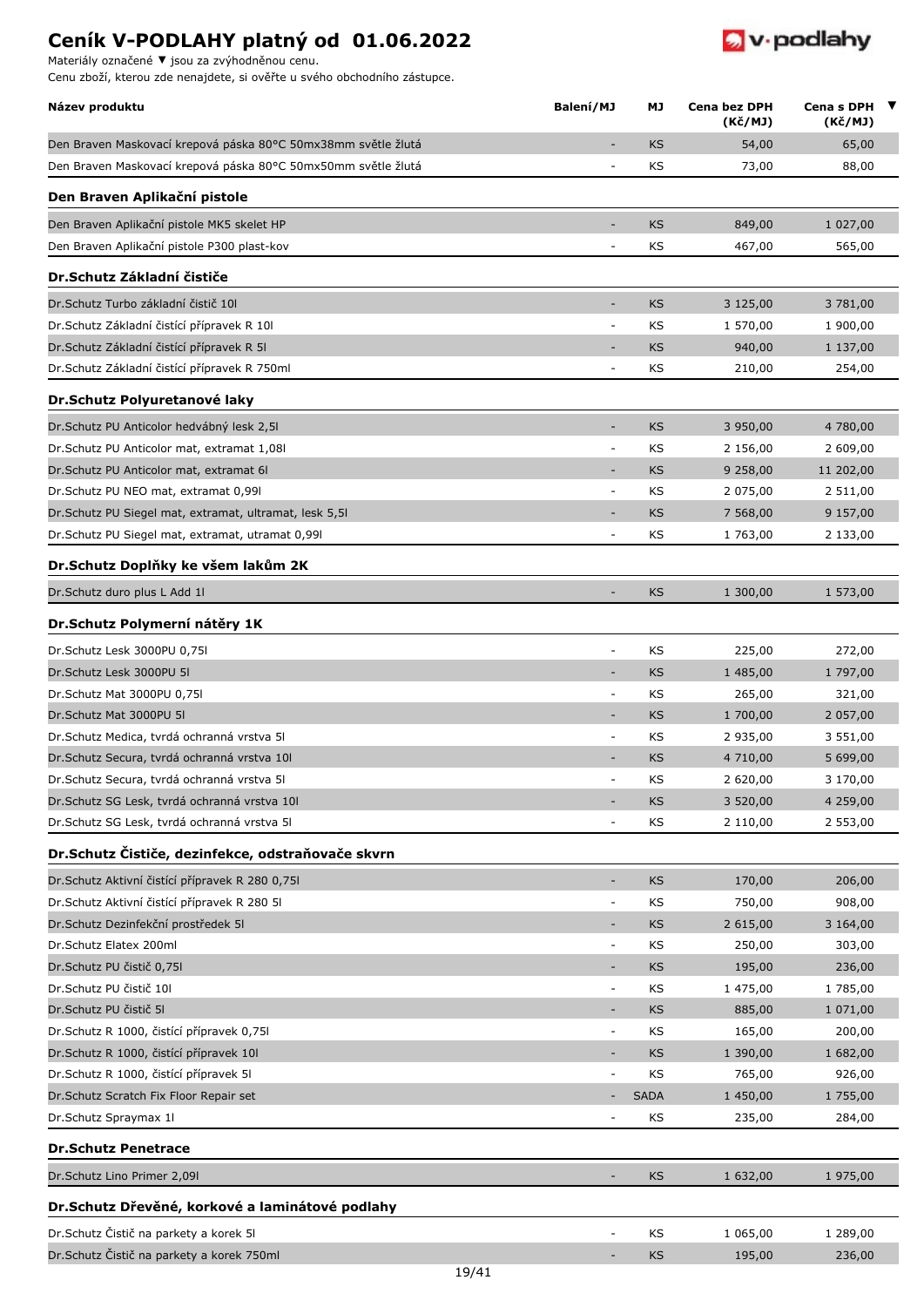# Ceník V-PODLAHY platný od 01.06.2022

Materiály označené ▼ jsou za zvýhodněnou cenu.
Cenu zboží, kterou zde nenajdete, si ověřte u svého obchodního zástupce.

| Název produktu | Balení/MJ | MJ | Cena bez DPH (Kč/MJ) | Cena s DPH (Kč/MJ) | ▼ |
|---|---|---|---|---|---|
| Den Braven Maskovací krepová páska 80°C 50mx38mm světle žlutá | - | KS | 54,00 | 65,00 | |
| Den Braven Maskovací krepová páska 80°C 50mx50mm světle žlutá | - | KS | 73,00 | 88,00 | |
| **Den Braven Aplikační pistole** | | | | | |
| Den Braven Aplikační pistole MK5 skelet HP | - | KS | 849,00 | 1 027,00 | |
| Den Braven Aplikační pistole P300 plast-kov | - | KS | 467,00 | 565,00 | |
| **Dr.Schutz Základní čističe** | | | | | |
| Dr.Schutz Turbo základní čistič 10l | - | KS | 3 125,00 | 3 781,00 | |
| Dr.Schutz Základní čistící přípravek R 10l | - | KS | 1 570,00 | 1 900,00 | |
| Dr.Schutz Základní čistící přípravek R 5l | - | KS | 940,00 | 1 137,00 | |
| Dr.Schutz Základní čistící přípravek R 750ml | - | KS | 210,00 | 254,00 | |
| **Dr.Schutz Polyuretanové laky** | | | | | |
| Dr.Schutz PU Anticolor hedvábný lesk 2,5l | - | KS | 3 950,00 | 4 780,00 | |
| Dr.Schutz PU Anticolor mat, extramat 1,08l | - | KS | 2 156,00 | 2 609,00 | |
| Dr.Schutz PU Anticolor mat, extramat 6l | - | KS | 9 258,00 | 11 202,00 | |
| Dr.Schutz PU NEO mat, extramat 0,99l | - | KS | 2 075,00 | 2 511,00 | |
| Dr.Schutz PU Siegel mat, extramat, ultramat, lesk 5,5l | - | KS | 7 568,00 | 9 157,00 | |
| Dr.Schutz PU Siegel mat, extramat, utramat 0,99l | - | KS | 1 763,00 | 2 133,00 | |
| **Dr.Schutz Doplňky ke všem lakům 2K** | | | | | |
| Dr.Schutz duro plus L Add 1l | - | KS | 1 300,00 | 1 573,00 | |
| **Dr.Schutz Polymerní nátěry 1K** | | | | | |
| Dr.Schutz Lesk 3000PU 0,75l | - | KS | 225,00 | 272,00 | |
| Dr.Schutz Lesk 3000PU 5l | - | KS | 1 485,00 | 1 797,00 | |
| Dr.Schutz Mat 3000PU 0,75l | - | KS | 265,00 | 321,00 | |
| Dr.Schutz Mat 3000PU 5l | - | KS | 1 700,00 | 2 057,00 | |
| Dr.Schutz Medica, tvrdá ochranná vrstva 5l | - | KS | 2 935,00 | 3 551,00 | |
| Dr.Schutz Secura, tvrdá ochranná vrstva 10l | - | KS | 4 710,00 | 5 699,00 | |
| Dr.Schutz Secura, tvrdá ochranná vrstva 5l | - | KS | 2 620,00 | 3 170,00 | |
| Dr.Schutz SG Lesk, tvrdá ochranná vrstva 10l | - | KS | 3 520,00 | 4 259,00 | |
| Dr.Schutz SG Lesk, tvrdá ochranná vrstva 5l | - | KS | 2 110,00 | 2 553,00 | |
| **Dr.Schutz Čističe, dezinfekce, odstraňovače skvrn** | | | | | |
| Dr.Schutz Aktivní čistící přípravek R 280 0,75l | - | KS | 170,00 | 206,00 | |
| Dr.Schutz Aktivní čistící přípravek R 280 5l | - | KS | 750,00 | 908,00 | |
| Dr.Schutz Dezinfekční prostředek 5l | - | KS | 2 615,00 | 3 164,00 | |
| Dr.Schutz Elatex 200ml | - | KS | 250,00 | 303,00 | |
| Dr.Schutz PU čistič 0,75l | - | KS | 195,00 | 236,00 | |
| Dr.Schutz PU čistič 10l | - | KS | 1 475,00 | 1 785,00 | |
| Dr.Schutz PU čistič 5l | - | KS | 885,00 | 1 071,00 | |
| Dr.Schutz R 1000, čistící přípravek 0,75l | - | KS | 165,00 | 200,00 | |
| Dr.Schutz R 1000, čistící přípravek 10l | - | KS | 1 390,00 | 1 682,00 | |
| Dr.Schutz R 1000, čistící přípravek 5l | - | KS | 765,00 | 926,00 | |
| Dr.Schutz Scratch Fix Floor Repair set | - | SADA | 1 450,00 | 1 755,00 | |
| Dr.Schutz Spraymax 1l | - | KS | 235,00 | 284,00 | |
| **Dr.Schutz Penetrace** | | | | | |
| Dr.Schutz Lino Primer 2,09l | - | KS | 1 632,00 | 1 975,00 | |
| **Dr.Schutz Dřevěné, korkové a laminátové podlahy** | | | | | |
| Dr.Schutz Čistič na parkety a korek 5l | - | KS | 1 065,00 | 1 289,00 | |
| Dr.Schutz Čistič na parkety a korek 750ml | - | KS | 195,00 | 236,00 | |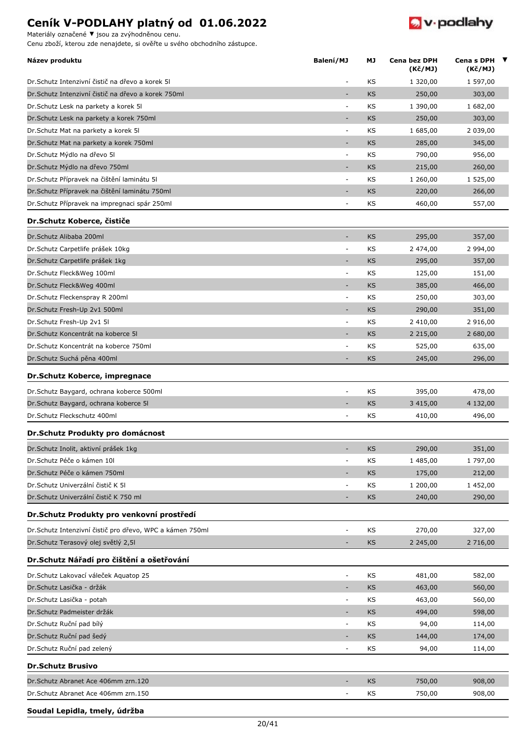# Ceník V-PODLAHY platný od 01.06.2022

Materiály označené ▼ jsou za zvýhodněnou cenu.
Cenu zboží, kterou zde nenajdete, si ověřte u svého obchodního zástupce.

| Název produktu | Balení/MJ | MJ | Cena bez DPH (Kč/MJ) | Cena s DPH (Kč/MJ) | ▼ |
|---|---|---|---|---|---|
| Dr.Schutz Intenzivní čistič na dřevo a korek 5l | - | KS | 1 320,00 | 1 597,00 | |
| Dr.Schutz Intenzivní čistič na dřevo a korek 750ml | - | KS | 250,00 | 303,00 | |
| Dr.Schutz Lesk na parkety a korek 5l | - | KS | 1 390,00 | 1 682,00 | |
| Dr.Schutz Lesk na parkety a korek 750ml | - | KS | 250,00 | 303,00 | |
| Dr.Schutz Mat na parkety a korek 5l | - | KS | 1 685,00 | 2 039,00 | |
| Dr.Schutz Mat na parkety a korek 750ml | - | KS | 285,00 | 345,00 | |
| Dr.Schutz Mýdlo na dřevo 5l | - | KS | 790,00 | 956,00 | |
| Dr.Schutz Mýdlo na dřevo 750ml | - | KS | 215,00 | 260,00 | |
| Dr.Schutz Přípravek na čištění laminátu 5l | - | KS | 1 260,00 | 1 525,00 | |
| Dr.Schutz Přípravek na čištění laminátu 750ml | - | KS | 220,00 | 266,00 | |
| Dr.Schutz Přípravek na impregnaci spár 250ml | - | KS | 460,00 | 557,00 | |
| **Dr.Schutz Koberce, čističe** | | | | | |
| Dr.Schutz Alibaba 200ml | - | KS | 295,00 | 357,00 | |
| Dr.Schutz Carpetlife prášek 10kg | - | KS | 2 474,00 | 2 994,00 | |
| Dr.Schutz Carpetlife prášek 1kg | - | KS | 295,00 | 357,00 | |
| Dr.Schutz Fleck&Weg 100ml | - | KS | 125,00 | 151,00 | |
| Dr.Schutz Fleck&Weg 400ml | - | KS | 385,00 | 466,00 | |
| Dr.Schutz Fleckenspray R 200ml | - | KS | 250,00 | 303,00 | |
| Dr.Schutz Fresh-Up 2v1 500ml | - | KS | 290,00 | 351,00 | |
| Dr.Schutz Fresh-Up 2v1 5l | - | KS | 2 410,00 | 2 916,00 | |
| Dr.Schutz Koncentrát na koberce 5l | - | KS | 2 215,00 | 2 680,00 | |
| Dr.Schutz Koncentrát na koberce 750ml | - | KS | 525,00 | 635,00 | |
| Dr.Schutz Suchá pěna 400ml | - | KS | 245,00 | 296,00 | |
| **Dr.Schutz Koberce, impregnace** | | | | | |
| Dr.Schutz Baygard, ochrana koberce 500ml | - | KS | 395,00 | 478,00 | |
| Dr.Schutz Baygard, ochrana koberce 5l | - | KS | 3 415,00 | 4 132,00 | |
| Dr.Schutz Fleckschutz 400ml | - | KS | 410,00 | 496,00 | |
| **Dr.Schutz Produkty pro domácnost** | | | | | |
| Dr.Schutz Inolit, aktivní prášek 1kg | - | KS | 290,00 | 351,00 | |
| Dr.Schutz Péče o kámen 10l | - | KS | 1 485,00 | 1 797,00 | |
| Dr.Schutz Péče o kámen 750ml | - | KS | 175,00 | 212,00 | |
| Dr.Schutz Univerzální čistič K 5l | - | KS | 1 200,00 | 1 452,00 | |
| Dr.Schutz Univerzální čistič K 750 ml | - | KS | 240,00 | 290,00 | |
| **Dr.Schutz Produkty pro venkovní prostředí** | | | | | |
| Dr.Schutz Intenzivní čistič pro dřevo, WPC a kámen 750ml | - | KS | 270,00 | 327,00 | |
| Dr.Schutz Terasový olej světlý 2,5l | - | KS | 2 245,00 | 2 716,00 | |
| **Dr.Schutz Nářadí pro čištění a ošetřování** | | | | | |
| Dr.Schutz Lakovací váleček Aquatop 25 | - | KS | 481,00 | 582,00 | |
| Dr.Schutz Lasička - držák | - | KS | 463,00 | 560,00 | |
| Dr.Schutz Lasička - potah | - | KS | 463,00 | 560,00 | |
| Dr.Schutz Padmeister držák | - | KS | 494,00 | 598,00 | |
| Dr.Schutz Ruční pad bílý | - | KS | 94,00 | 114,00 | |
| Dr.Schutz Ruční pad šedý | - | KS | 144,00 | 174,00 | |
| Dr.Schutz Ruční pad zelený | - | KS | 94,00 | 114,00 | |
| **Dr.Schutz Brusivo** | | | | | |
| Dr.Schutz Abranet Ace 406mm zrn.120 | - | KS | 750,00 | 908,00 | |
| Dr.Schutz Abranet Ace 406mm zrn.150 | - | KS | 750,00 | 908,00 | |
| **Soudal Lepidla, tmely, údržba** | | | | | |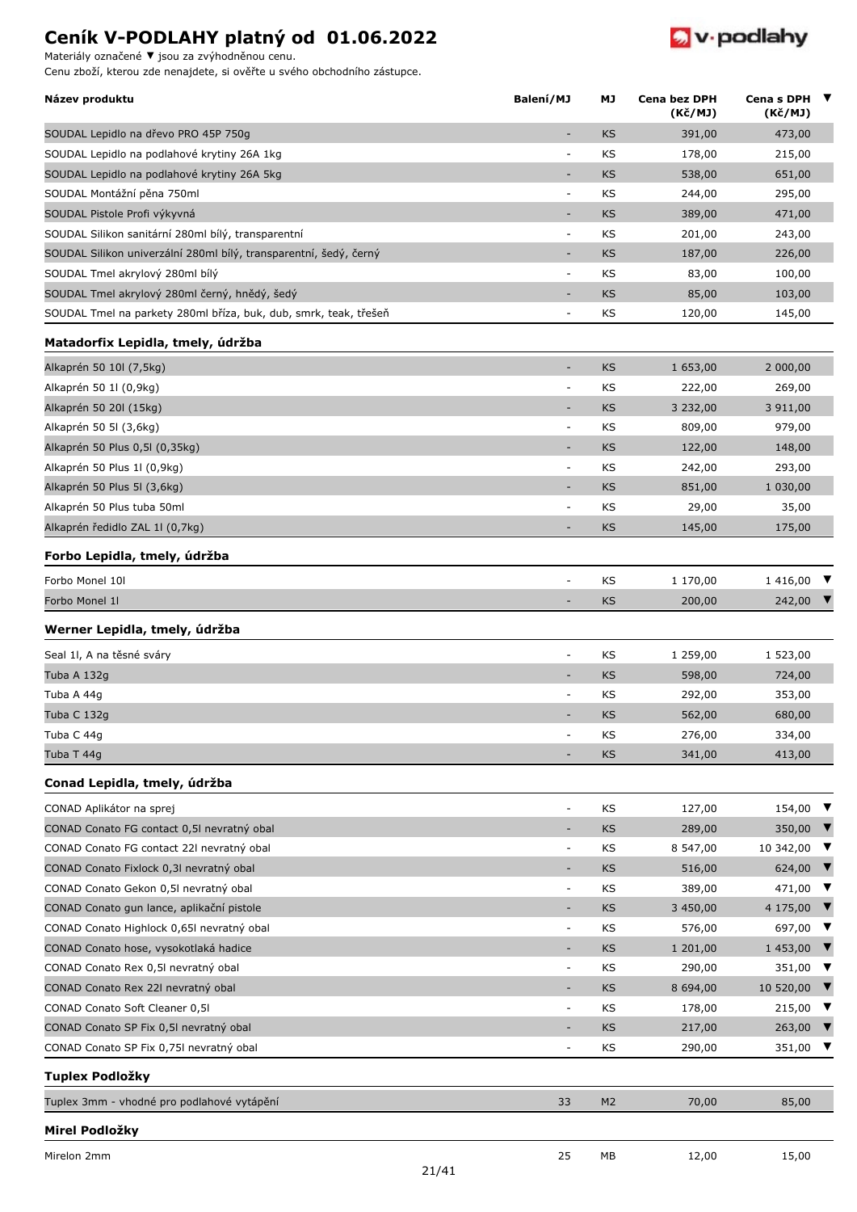# Ceník V-PODLAHY platný od 01.06.2022

Materiály označené ▼ jsou za zvýhodněnou cenu.
Cenu zboží, kterou zde nenajdete, si ověřte u svého obchodního zástupce.

| Název produktu | Balení/MJ | MJ | Cena bez DPH (Kč/MJ) | Cena s DPH (Kč/MJ) | ▼ |
|---|---|---|---|---|---|
| SOUDAL Lepidlo na dřevo PRO 45P 750g | - | KS | 391,00 | 473,00 | |
| SOUDAL Lepidlo na podlahové krytiny 26A 1kg | - | KS | 178,00 | 215,00 | |
| SOUDAL Lepidlo na podlahové krytiny 26A 5kg | - | KS | 538,00 | 651,00 | |
| SOUDAL Montážní pěna 750ml | - | KS | 244,00 | 295,00 | |
| SOUDAL Pistole Profi výkyvná | - | KS | 389,00 | 471,00 | |
| SOUDAL Silikon sanitární 280ml bílý, transparentní | - | KS | 201,00 | 243,00 | |
| SOUDAL Silikon univerzální 280ml bílý, transparentní, šedý, černý | - | KS | 187,00 | 226,00 | |
| SOUDAL Tmel akrylový 280ml bílý | - | KS | 83,00 | 100,00 | |
| SOUDAL Tmel akrylový 280ml černý, hnědý, šedý | - | KS | 85,00 | 103,00 | |
| SOUDAL Tmel na parkety 280ml bříza, buk, dub, smrk, teak, třešeň | - | KS | 120,00 | 145,00 | |
| **Matadorfix Lepidla, tmely, údržba** | | | | | |
| Alkaprén 50 10l (7,5kg) | - | KS | 1 653,00 | 2 000,00 | |
| Alkaprén 50 1l (0,9kg) | - | KS | 222,00 | 269,00 | |
| Alkaprén 50 20l (15kg) | - | KS | 3 232,00 | 3 911,00 | |
| Alkaprén 50 5l (3,6kg) | - | KS | 809,00 | 979,00 | |
| Alkaprén 50 Plus 0,5l (0,35kg) | - | KS | 122,00 | 148,00 | |
| Alkaprén 50 Plus 1l (0,9kg) | - | KS | 242,00 | 293,00 | |
| Alkaprén 50 Plus 5l (3,6kg) | - | KS | 851,00 | 1 030,00 | |
| Alkaprén 50 Plus tuba 50ml | - | KS | 29,00 | 35,00 | |
| Alkaprén ředidlo ZAL 1l (0,7kg) | - | KS | 145,00 | 175,00 | |
| **Forbo Lepidla, tmely, údržba** | | | | | |
| Forbo Monel 10l | - | KS | 1 170,00 | 1 416,00 | ▼ |
| Forbo Monel 1l | - | KS | 200,00 | 242,00 | ▼ |
| **Werner Lepidla, tmely, údržba** | | | | | |
| Seal 1l, A na těsné sváry | - | KS | 1 259,00 | 1 523,00 | |
| Tuba A 132g | - | KS | 598,00 | 724,00 | |
| Tuba A 44g | - | KS | 292,00 | 353,00 | |
| Tuba C 132g | - | KS | 562,00 | 680,00 | |
| Tuba C 44g | - | KS | 276,00 | 334,00 | |
| Tuba T 44g | - | KS | 341,00 | 413,00 | |
| **Conad Lepidla, tmely, údržba** | | | | | |
| CONAD Aplikátor na sprej | - | KS | 127,00 | 154,00 | ▼ |
| CONAD Conato FG contact 0,5l nevratný obal | - | KS | 289,00 | 350,00 | ▼ |
| CONAD Conato FG contact 22l nevratný obal | - | KS | 8 547,00 | 10 342,00 | ▼ |
| CONAD Conato Fixlock 0,3l nevratný obal | - | KS | 516,00 | 624,00 | ▼ |
| CONAD Conato Gekon 0,5l nevratný obal | - | KS | 389,00 | 471,00 | ▼ |
| CONAD Conato gun lance, aplikační pistole | - | KS | 3 450,00 | 4 175,00 | ▼ |
| CONAD Conato Highlock 0,65l nevratný obal | - | KS | 576,00 | 697,00 | ▼ |
| CONAD Conato hose, vysokotlaká hadice | - | KS | 1 201,00 | 1 453,00 | ▼ |
| CONAD Conato Rex 0,5l nevratný obal | - | KS | 290,00 | 351,00 | ▼ |
| CONAD Conato Rex 22l nevratný obal | - | KS | 8 694,00 | 10 520,00 | ▼ |
| CONAD Conato Soft Cleaner 0,5l | - | KS | 178,00 | 215,00 | ▼ |
| CONAD Conato SP Fix 0,5l nevratný obal | - | KS | 217,00 | 263,00 | ▼ |
| CONAD Conato SP Fix 0,75l nevratný obal | - | KS | 290,00 | 351,00 | ▼ |
| **Tuplex Podložky** | | | | | |
| Tuplex 3mm - vhodné pro podlahové vytápění | 33 | M2 | 70,00 | 85,00 | |
| **Mirel Podložky** | | | | | |
| Mirelon 2mm | 25 | MB | 12,00 | 15,00 | |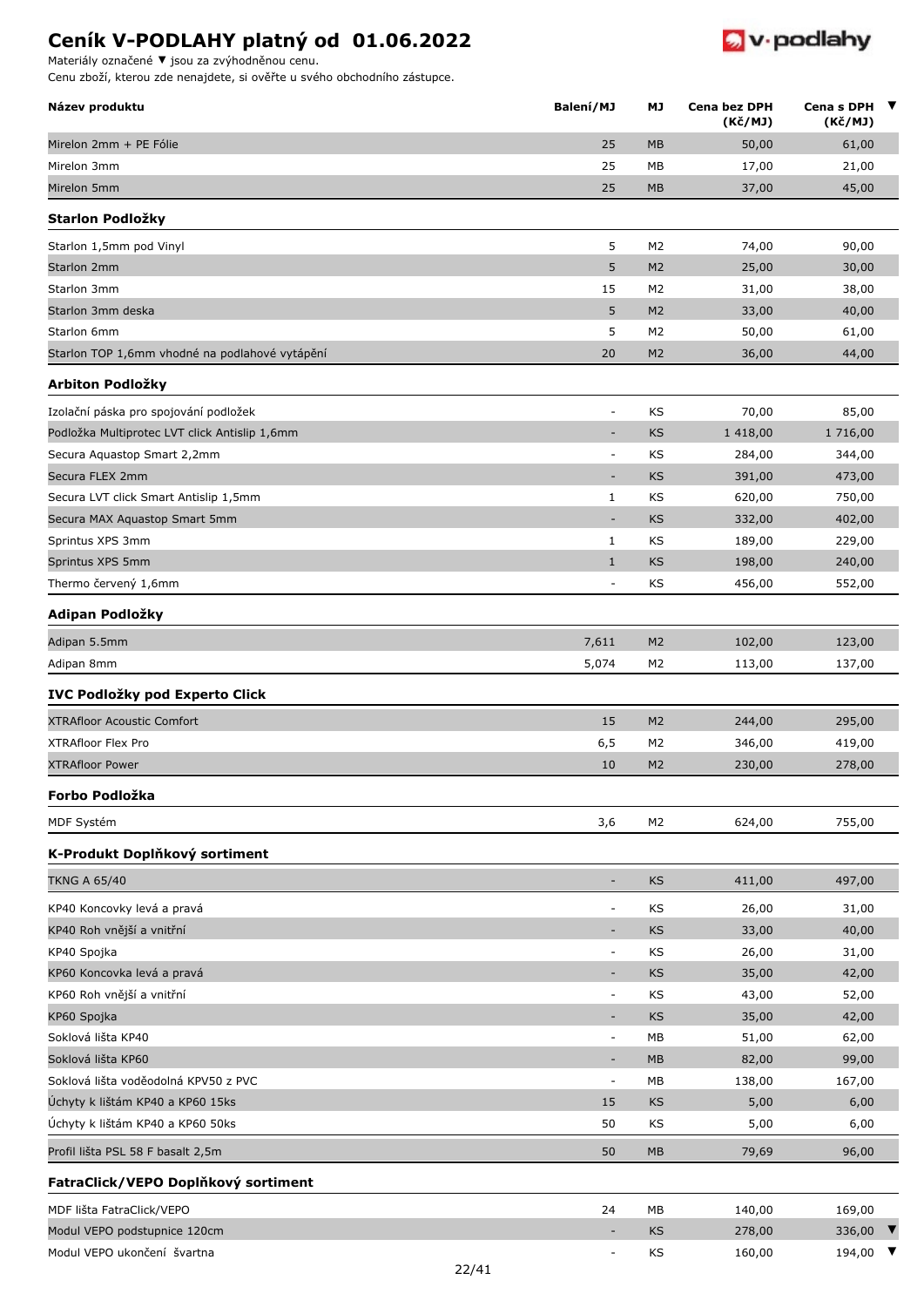# Ceník V-PODLAHY platný od 01.06.2022

Materiály označené ▼ jsou za zvýhodněnou cenu.
Cenu zboží, kterou zde nenajdete, si ověřte u svého obchodního zástupce.

| Název produktu | Balení/MJ | MJ | Cena bez DPH (Kč/MJ) | Cena s DPH (Kč/MJ) | ▼ |
|---|---|---|---|---|---|
| Mirelon 2mm + PE Fólie | 25 | MB | 50,00 | 61,00 | |
| Mirelon 3mm | 25 | MB | 17,00 | 21,00 | |
| Mirelon 5mm | 25 | MB | 37,00 | 45,00 | |
| **Starlon Podložky** | | | | | |
| Starlon 1,5mm pod Vinyl | 5 | M2 | 74,00 | 90,00 | |
| Starlon 2mm | 5 | M2 | 25,00 | 30,00 | |
| Starlon 3mm | 15 | M2 | 31,00 | 38,00 | |
| Starlon 3mm deska | 5 | M2 | 33,00 | 40,00 | |
| Starlon 6mm | 5 | M2 | 50,00 | 61,00 | |
| Starlon TOP 1,6mm vhodné na podlahové vytápění | 20 | M2 | 36,00 | 44,00 | |
| **Arbiton Podložky** | | | | | |
| Izolační páska pro spojování podložek | - | KS | 70,00 | 85,00 | |
| Podložka Multiprotec LVT click Antislip 1,6mm | - | KS | 1 418,00 | 1 716,00 | |
| Secura Aquastop Smart 2,2mm | - | KS | 284,00 | 344,00 | |
| Secura FLEX 2mm | - | KS | 391,00 | 473,00 | |
| Secura LVT click Smart Antislip 1,5mm | 1 | KS | 620,00 | 750,00 | |
| Secura MAX Aquastop Smart 5mm | - | KS | 332,00 | 402,00 | |
| Sprintus XPS 3mm | 1 | KS | 189,00 | 229,00 | |
| Sprintus XPS 5mm | 1 | KS | 198,00 | 240,00 | |
| Thermo červený 1,6mm | - | KS | 456,00 | 552,00 | |
| **Adipan Podložky** | | | | | |
| Adipan 5.5mm | 7,611 | M2 | 102,00 | 123,00 | |
| Adipan 8mm | 5,074 | M2 | 113,00 | 137,00 | |
| **IVC Podložky pod Experto Click** | | | | | |
| XTRAfloor Acoustic Comfort | 15 | M2 | 244,00 | 295,00 | |
| XTRAfloor Flex Pro | 6,5 | M2 | 346,00 | 419,00 | |
| XTRAfloor Power | 10 | M2 | 230,00 | 278,00 | |
| **Forbo Podložka** | | | | | |
| MDF Systém | 3,6 | M2 | 624,00 | 755,00 | |
| **K-Produkt Doplňkový sortiment** | | | | | |
| TKNG A 65/40 | - | KS | 411,00 | 497,00 | |
| KP40 Koncovky levá a pravá | - | KS | 26,00 | 31,00 | |
| KP40 Roh vnější a vnitřní | - | KS | 33,00 | 40,00 | |
| KP40 Spojka | - | KS | 26,00 | 31,00 | |
| KP60 Koncovka levá a pravá | - | KS | 35,00 | 42,00 | |
| KP60 Roh vnější a vnitřní | - | KS | 43,00 | 52,00 | |
| KP60 Spojka | - | KS | 35,00 | 42,00 | |
| Soklová lišta KP40 | - | MB | 51,00 | 62,00 | |
| Soklová lišta KP60 | - | MB | 82,00 | 99,00 | |
| Soklová lišta voděodolná KPV50 z PVC | - | MB | 138,00 | 167,00 | |
| Úchyty k lištám KP40 a KP60 15ks | 15 | KS | 5,00 | 6,00 | |
| Úchyty k lištám KP40 a KP60 50ks | 50 | KS | 5,00 | 6,00 | |
| Profil lišta PSL 58 F basalt 2,5m | 50 | MB | 79,69 | 96,00 | |
| **FatraClick/VEPO Doplňkový sortiment** | | | | | |
| MDF lišta FatraClick/VEPO | 24 | MB | 140,00 | 169,00 | |
| Modul VEPO podstupnice 120cm | - | KS | 278,00 | 336,00 | ▼ |
| Modul VEPO ukončení švartna | - | KS | 160,00 | 194,00 | ▼ |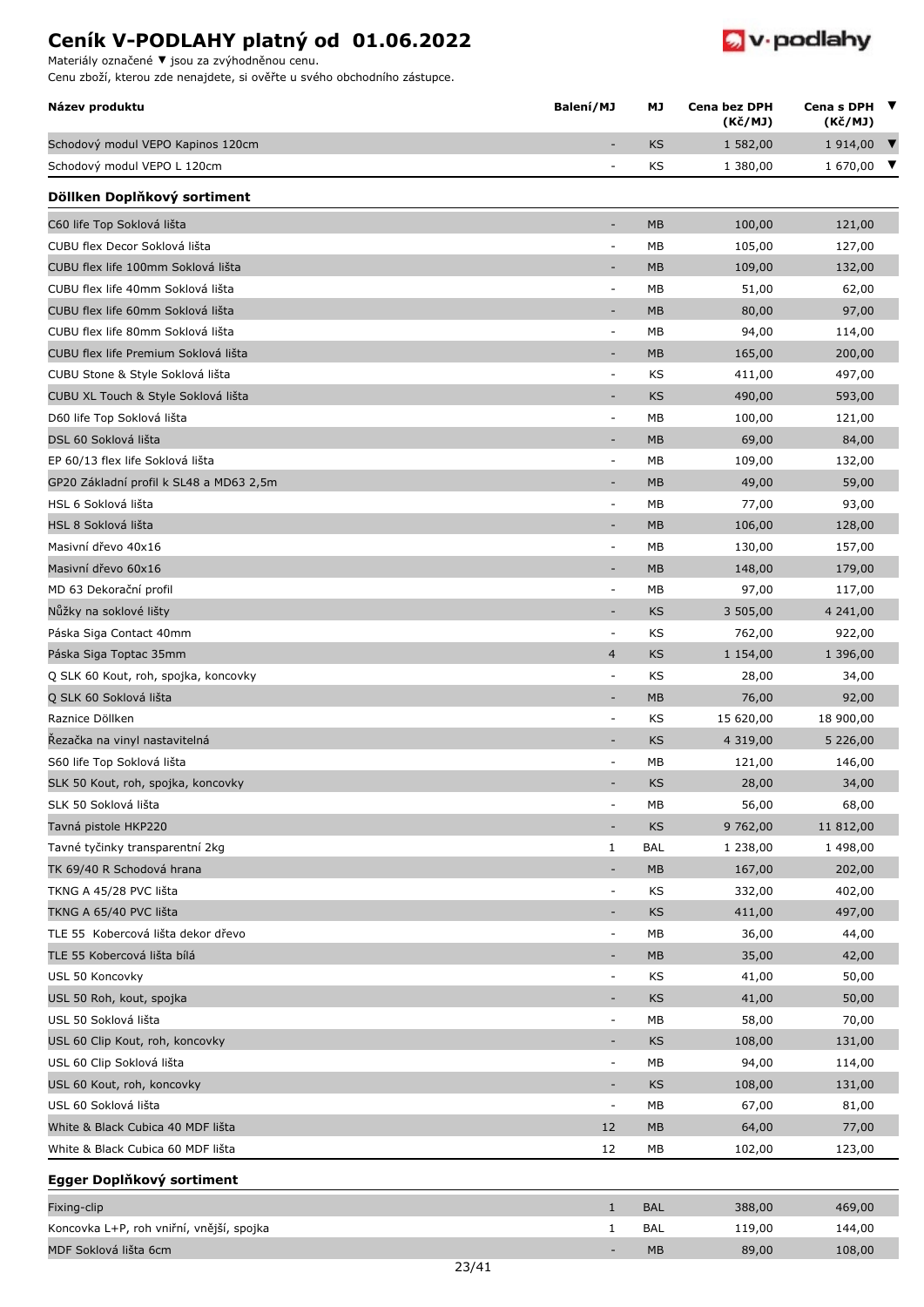# Ceník V-PODLAHY platný od 01.06.2022

Materiály označené ▼ jsou za zvýhodněnou cenu.
Cenu zboží, kterou zde nenajdete, si ověřte u svého obchodního zástupce.

| Název produktu | Balení/MJ | MJ | Cena bez DPH (Kč/MJ) | Cena s DPH (Kč/MJ) | ▼ |
|---|---|---|---|---|---|
| Schodový modul VEPO Kapinos 120cm | - | KS | 1 582,00 | 1 914,00 | ▼ |
| Schodový modul VEPO L 120cm | - | KS | 1 380,00 | 1 670,00 | ▼ |
| **Döllken Doplňkový sortiment** | | | | | |
| C60 life Top Soklová lišta | - | MB | 100,00 | 121,00 | |
| CUBU flex Decor Soklová lišta | - | MB | 105,00 | 127,00 | |
| CUBU flex life 100mm Soklová lišta | - | MB | 109,00 | 132,00 | |
| CUBU flex life 40mm Soklová lišta | - | MB | 51,00 | 62,00 | |
| CUBU flex life 60mm Soklová lišta | - | MB | 80,00 | 97,00 | |
| CUBU flex life 80mm Soklová lišta | - | MB | 94,00 | 114,00 | |
| CUBU flex life Premium Soklová lišta | - | MB | 165,00 | 200,00 | |
| CUBU Stone & Style Soklová lišta | - | KS | 411,00 | 497,00 | |
| CUBU XL Touch & Style Soklová lišta | - | KS | 490,00 | 593,00 | |
| D60 life Top Soklová lišta | - | MB | 100,00 | 121,00 | |
| DSL 60 Soklová lišta | - | MB | 69,00 | 84,00 | |
| EP 60/13 flex life Soklová lišta | - | MB | 109,00 | 132,00 | |
| GP20 Základní profil k SL48 a MD63 2,5m | - | MB | 49,00 | 59,00 | |
| HSL 6 Soklová lišta | - | MB | 77,00 | 93,00 | |
| HSL 8 Soklová lišta | - | MB | 106,00 | 128,00 | |
| Masivní dřevo 40x16 | - | MB | 130,00 | 157,00 | |
| Masivní dřevo 60x16 | - | MB | 148,00 | 179,00 | |
| MD 63 Dekorační profil | - | MB | 97,00 | 117,00 | |
| Nůžky na soklové lišty | - | KS | 3 505,00 | 4 241,00 | |
| Páska Siga Contact 40mm | - | KS | 762,00 | 922,00 | |
| Páska Siga Toptac 35mm | 4 | KS | 1 154,00 | 1 396,00 | |
| Q SLK 60 Kout, roh, spojka, koncovky | - | KS | 28,00 | 34,00 | |
| Q SLK 60 Soklová lišta | - | MB | 76,00 | 92,00 | |
| Raznice Döllken | - | KS | 15 620,00 | 18 900,00 | |
| Řezačka na vinyl nastavitelná | - | KS | 4 319,00 | 5 226,00 | |
| S60 life Top Soklová lišta | - | MB | 121,00 | 146,00 | |
| SLK 50 Kout, roh, spojka, koncovky | - | KS | 28,00 | 34,00 | |
| SLK 50 Soklová lišta | - | MB | 56,00 | 68,00 | |
| Tavná pistole HKP220 | - | KS | 9 762,00 | 11 812,00 | |
| Tavné tyčinky transparentní 2kg | 1 | BAL | 1 238,00 | 1 498,00 | |
| TK 69/40 R Schodová hrana | - | MB | 167,00 | 202,00 | |
| TKNG A 45/28 PVC lišta | - | KS | 332,00 | 402,00 | |
| TKNG A 65/40 PVC lišta | - | KS | 411,00 | 497,00 | |
| TLE 55 Kobercová lišta dekor dřevo | - | MB | 36,00 | 44,00 | |
| TLE 55 Kobercová lišta bílá | - | MB | 35,00 | 42,00 | |
| USL 50 Koncovky | - | KS | 41,00 | 50,00 | |
| USL 50 Roh, kout, spojka | - | KS | 41,00 | 50,00 | |
| USL 50 Soklová lišta | - | MB | 58,00 | 70,00 | |
| USL 60 Clip Kout, roh, koncovky | - | KS | 108,00 | 131,00 | |
| USL 60 Clip Soklová lišta | - | MB | 94,00 | 114,00 | |
| USL 60 Kout, roh, koncovky | - | KS | 108,00 | 131,00 | |
| USL 60 Soklová lišta | - | MB | 67,00 | 81,00 | |
| White & Black Cubica 40 MDF lišta | 12 | MB | 64,00 | 77,00 | |
| White & Black Cubica 60 MDF lišta | 12 | MB | 102,00 | 123,00 | |
| **Egger Doplňkový sortiment** | | | | | |
| Fixing-clip | 1 | BAL | 388,00 | 469,00 | |
| Koncovka L+P, roh vnitřní, vnější, spojka | 1 | BAL | 119,00 | 144,00 | |
| MDF Soklová lišta 6cm | - | MB | 89,00 | 108,00 | |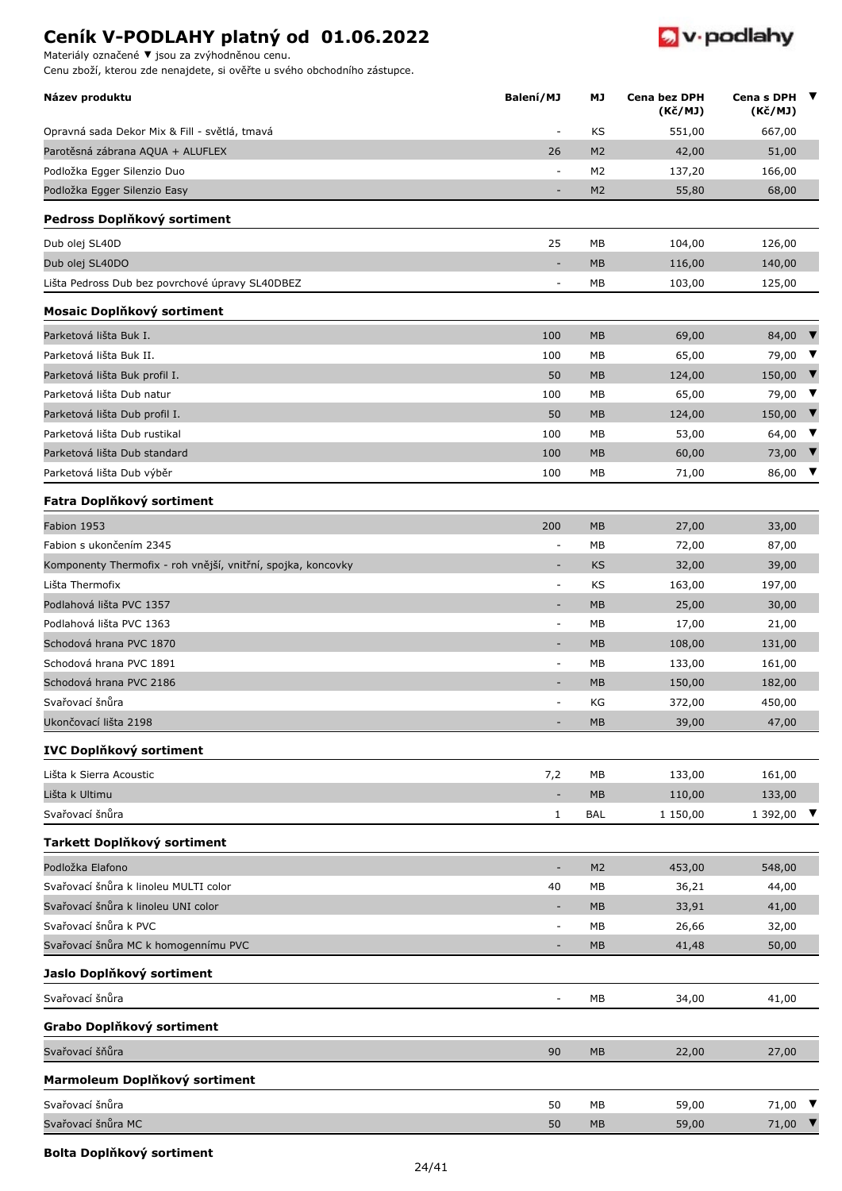# Ceník V-PODLAHY platný od 01.06.2022

Materiály označené ▼ jsou za zvýhodněnou cenu.
Cenu zboží, kterou zde nenajdete, si ověřte u svého obchodního zástupce.

| Název produktu | Balení/MJ | MJ | Cena bez DPH (Kč/MJ) | Cena s DPH (Kč/MJ) | ▼ |
|---|---|---|---|---|---|
| Opravná sada Dekor Mix & Fill - světlá, tmavá | - | KS | 551,00 | 667,00 | |
| Parotěsná zábrana AQUA + ALUFLEX | 26 | M2 | 42,00 | 51,00 | |
| Podložka Egger Silenzio Duo | - | M2 | 137,20 | 166,00 | |
| Podložka Egger Silenzio Easy | - | M2 | 55,80 | 68,00 | |
| **Pedross Doplňkový sortiment** | | | | | |
| Dub olej SL40D | 25 | MB | 104,00 | 126,00 | |
| Dub olej SL40DO | - | MB | 116,00 | 140,00 | |
| Lišta Pedross Dub bez povrchové úpravy SL40DBEZ | - | MB | 103,00 | 125,00 | |
| **Mosaic Doplňkový sortiment** | | | | | |
| Parketová lišta Buk I. | 100 | MB | 69,00 | 84,00 | ▼ |
| Parketová lišta Buk II. | 100 | MB | 65,00 | 79,00 | ▼ |
| Parketová lišta Buk profil I. | 50 | MB | 124,00 | 150,00 | ▼ |
| Parketová lišta Dub natur | 100 | MB | 65,00 | 79,00 | ▼ |
| Parketová lišta Dub profil I. | 50 | MB | 124,00 | 150,00 | ▼ |
| Parketová lišta Dub rustikal | 100 | MB | 53,00 | 64,00 | ▼ |
| Parketová lišta Dub standard | 100 | MB | 60,00 | 73,00 | ▼ |
| Parketová lišta Dub výběr | 100 | MB | 71,00 | 86,00 | ▼ |
| **Fatra Doplňkový sortiment** | | | | | |
| Fabion 1953 | 200 | MB | 27,00 | 33,00 | |
| Fabion s ukončením 2345 | - | MB | 72,00 | 87,00 | |
| Komponenty Thermofix - roh vnější, vnitřní, spojka, koncovky | - | KS | 32,00 | 39,00 | |
| Lišta Thermofix | - | KS | 163,00 | 197,00 | |
| Podlahová lišta PVC 1357 | - | MB | 25,00 | 30,00 | |
| Podlahová lišta PVC 1363 | - | MB | 17,00 | 21,00 | |
| Schodová hrana PVC 1870 | - | MB | 108,00 | 131,00 | |
| Schodová hrana PVC 1891 | - | MB | 133,00 | 161,00 | |
| Schodová hrana PVC 2186 | - | MB | 150,00 | 182,00 | |
| Svařovací šňůra | - | KG | 372,00 | 450,00 | |
| Ukončovací lišta 2198 | - | MB | 39,00 | 47,00 | |
| **IVC Doplňkový sortiment** | | | | | |
| Lišta k Sierra Acoustic | 7,2 | MB | 133,00 | 161,00 | |
| Lišta k Ultimu | - | MB | 110,00 | 133,00 | |
| Svařovací šňůra | 1 | BAL | 1 150,00 | 1 392,00 | ▼ |
| **Tarkett Doplňkový sortiment** | | | | | |
| Podložka Elafono | - | M2 | 453,00 | 548,00 | |
| Svařovací šňůra k linoleu MULTI color | 40 | MB | 36,21 | 44,00 | |
| Svařovací šňůra k linoleu UNI color | - | MB | 33,91 | 41,00 | |
| Svařovací šňůra k PVC | - | MB | 26,66 | 32,00 | |
| Svařovací šňůra MC k homogennímu PVC | - | MB | 41,48 | 50,00 | |
| **Jaslo Doplňkový sortiment** | | | | | |
| Svařovací šňůra | - | MB | 34,00 | 41,00 | |
| **Grabo Doplňkový sortiment** | | | | | |
| Svařovací šňůra | 90 | MB | 22,00 | 27,00 | |
| **Marmoleum Doplňkový sortiment** | | | | | |
| Svařovací šňůra | 50 | MB | 59,00 | 71,00 | ▼ |
| Svařovací šňůra MC | 50 | MB | 59,00 | 71,00 | ▼ |

**Bolta Doplňkový sortiment**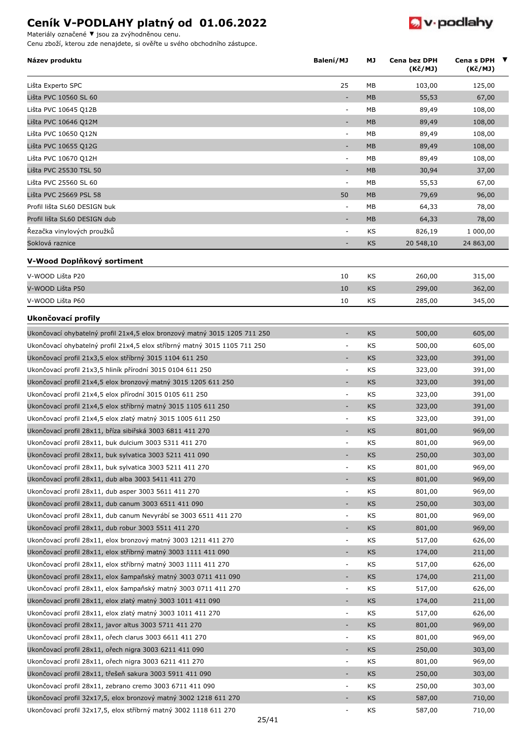# Ceník V-PODLAHY platný od 01.06.2022

Materiály označené ▼ jsou za zvýhodněnou cenu.
Cenu zboží, kterou zde nenajdete, si ověřte u svého obchodního zástupce.

| Název produktu | Balení/MJ | MJ | Cena bez DPH (Kč/MJ) | Cena s DPH (Kč/MJ) | ▼ |
|---|---|---|---|---|---|
| Lišta Experto SPC | 25 | MB | 103,00 | 125,00 | |
| Lišta PVC 10560 SL 60 | - | MB | 55,53 | 67,00 | |
| Lišta PVC 10645 Q12B | - | MB | 89,49 | 108,00 | |
| Lišta PVC 10646 Q12M | - | MB | 89,49 | 108,00 | |
| Lišta PVC 10650 Q12N | - | MB | 89,49 | 108,00 | |
| Lišta PVC 10655 Q12G | - | MB | 89,49 | 108,00 | |
| Lišta PVC 10670 Q12H | - | MB | 89,49 | 108,00 | |
| Lišta PVC 25530 TSL 50 | - | MB | 30,94 | 37,00 | |
| Lišta PVC 25560 SL 60 | - | MB | 55,53 | 67,00 | |
| Lišta PVC 25669 PSL 58 | 50 | MB | 79,69 | 96,00 | |
| Profil lišta SL60 DESIGN buk | - | MB | 64,33 | 78,00 | |
| Profil lišta SL60 DESIGN dub | - | MB | 64,33 | 78,00 | |
| Řezačka vinylových proužků | - | KS | 826,19 | 1 000,00 | |
| Soklová raznice | - | KS | 20 548,10 | 24 863,00 | |

## V-Wood Doplňkový sortiment

| Název produktu | Balení/MJ | MJ | Cena bez DPH (Kč/MJ) | Cena s DPH (Kč/MJ) | ▼ |
|---|---|---|---|---|---|
| V-WOOD Lišta P20 | 10 | KS | 260,00 | 315,00 | |
| V-WOOD Lišta P50 | 10 | KS | 299,00 | 362,00 | |
| V-WOOD Lišta P60 | 10 | KS | 285,00 | 345,00 | |

## Ukončovací profily

| Název produktu | Balení/MJ | MJ | Cena bez DPH (Kč/MJ) | Cena s DPH (Kč/MJ) | ▼ |
|---|---|---|---|---|---|
| Ukončovací ohybatelný profil 21x4,5 elox bronzový matný 3015 1205 711 250 | - | KS | 500,00 | 605,00 | |
| Ukončovací ohybatelný profil 21x4,5 elox stříbrný matný 3015 1105 711 250 | - | KS | 500,00 | 605,00 | |
| Ukončovací profil 21x3,5 elox stříbrný 3015 1104 611 250 | - | KS | 323,00 | 391,00 | |
| Ukončovací profil 21x3,5 hliník přírodní 3015 0104 611 250 | - | KS | 323,00 | 391,00 | |
| Ukončovací profil 21x4,5 elox bronzový matný 3015 1205 611 250 | - | KS | 323,00 | 391,00 | |
| Ukončovací profil 21x4,5 elox přírodní 3015 0105 611 250 | - | KS | 323,00 | 391,00 | |
| Ukončovací profil 21x4,5 elox stříbrný matný 3015 1105 611 250 | - | KS | 323,00 | 391,00 | |
| Ukončovací profil 21x4,5 elox zlatý matný 3015 1005 611 250 | - | KS | 323,00 | 391,00 | |
| Ukončovací profil 28x11, bříza sibiřská 3003 6811 411 270 | - | KS | 801,00 | 969,00 | |
| Ukončovací profil 28x11, buk dulcium 3003 5311 411 270 | - | KS | 801,00 | 969,00 | |
| Ukončovací profil 28x11, buk sylvatica 3003 5211 411 090 | - | KS | 250,00 | 303,00 | |
| Ukončovací profil 28x11, buk sylvatica 3003 5211 411 270 | - | KS | 801,00 | 969,00 | |
| Ukončovací profil 28x11, dub alba 3003 5411 411 270 | - | KS | 801,00 | 969,00 | |
| Ukončovací profil 28x11, dub asper 3003 5611 411 270 | - | KS | 801,00 | 969,00 | |
| Ukončovací profil 28x11, dub canum 3003 6511 411 090 | - | KS | 250,00 | 303,00 | |
| Ukončovací profil 28x11, dub canum Nevyrábí se 3003 6511 411 270 | - | KS | 801,00 | 969,00 | |
| Ukončovací profil 28x11, dub robur 3003 5511 411 270 | - | KS | 801,00 | 969,00 | |
| Ukončovací profil 28x11, elox bronzový matný 3003 1211 411 270 | - | KS | 517,00 | 626,00 | |
| Ukončovací profil 28x11, elox stříbrný matný 3003 1111 411 090 | - | KS | 174,00 | 211,00 | |
| Ukončovací profil 28x11, elox stříbrný matný 3003 1111 411 270 | - | KS | 517,00 | 626,00 | |
| Ukončovací profil 28x11, elox šampaňský matný 3003 0711 411 090 | - | KS | 174,00 | 211,00 | |
| Ukončovací profil 28x11, elox šampaňský matný 3003 0711 411 270 | - | KS | 517,00 | 626,00 | |
| Ukončovací profil 28x11, elox zlatý matný 3003 1011 411 090 | - | KS | 174,00 | 211,00 | |
| Ukončovací profil 28x11, elox zlatý matný 3003 1011 411 270 | - | KS | 517,00 | 626,00 | |
| Ukončovací profil 28x11, javor altus 3003 5711 411 270 | - | KS | 801,00 | 969,00 | |
| Ukončovací profil 28x11, ořech clarus 3003 6611 411 270 | - | KS | 801,00 | 969,00 | |
| Ukončovací profil 28x11, ořech nigra 3003 6211 411 090 | - | KS | 250,00 | 303,00 | |
| Ukončovací profil 28x11, ořech nigra 3003 6211 411 270 | - | KS | 801,00 | 969,00 | |
| Ukončovací profil 28x11, třešeň sakura 3003 5911 411 090 | - | KS | 250,00 | 303,00 | |
| Ukončovací profil 28x11, zebrano cremo 3003 6711 411 090 | - | KS | 250,00 | 303,00 | |
| Ukončovací profil 32x17,5, elox bronzový matný 3002 1218 611 270 | - | KS | 587,00 | 710,00 | |
| Ukončovací profil 32x17,5, elox stříbrný matný 3002 1118 611 270 | - | KS | 587,00 | 710,00 | |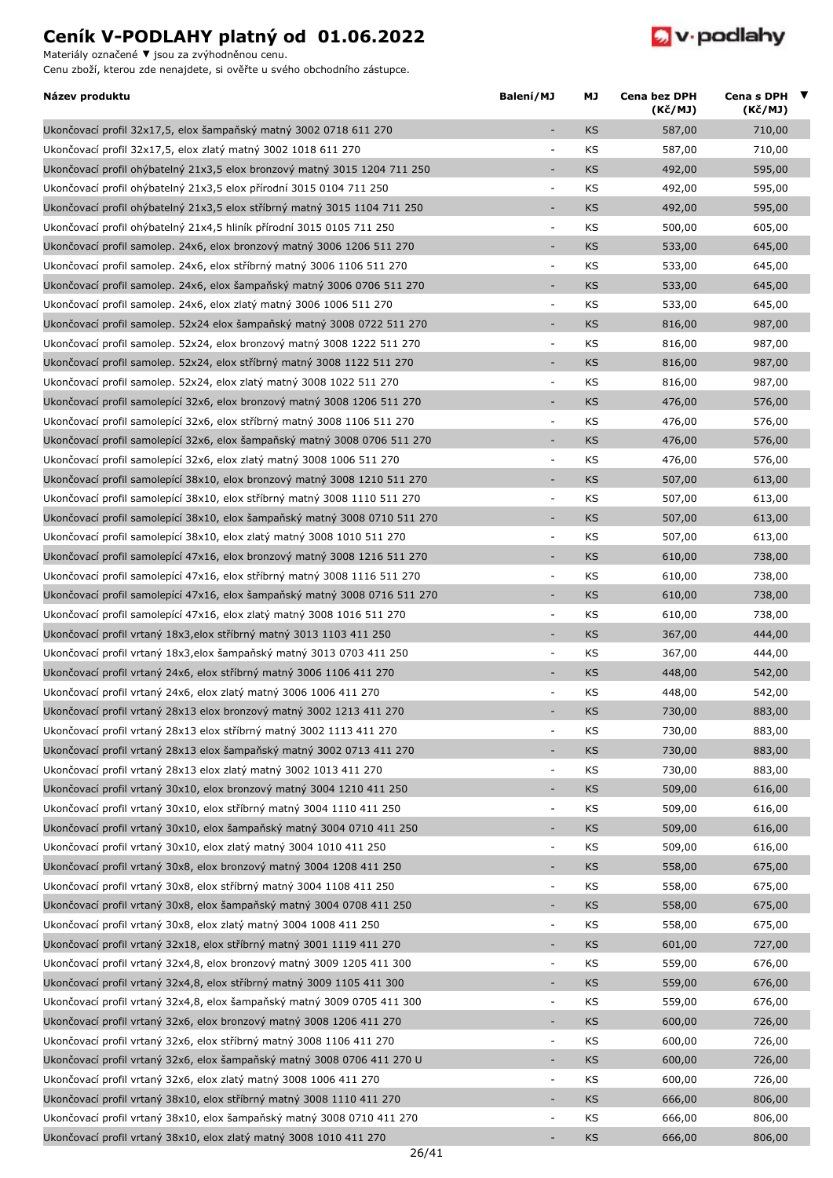# Ceník V-PODLAHY platný od 01.06.2022

Materiály označené ▼ jsou za zvýhodněnou cenu.
Cenu zboží, kterou zde nenajdete, si ověřte u svého obchodního zástupce.

| Název produktu | Balení/MJ | MJ | Cena bez DPH (Kč/MJ) | Cena s DPH (Kč/MJ) | ▼ |
|---|---|---|---|---|---|
| Ukončovací profil 32x17,5, elox šampaňský matný 3002 0718 611 270 | - | KS | 587,00 | 710,00 | |
| Ukončovací profil 32x17,5, elox zlatý matný 3002 1018 611 270 | - | KS | 587,00 | 710,00 | |
| Ukončovací profil ohýbatelný 21x3,5 elox bronzový matný 3015 1204 711 250 | - | KS | 492,00 | 595,00 | |
| Ukončovací profil ohýbatelný 21x3,5 elox přírodní 3015 0104 711 250 | - | KS | 492,00 | 595,00 | |
| Ukončovací profil ohýbatelný 21x3,5 elox stříbrný matný 3015 1104 711 250 | - | KS | 492,00 | 595,00 | |
| Ukončovací profil ohýbatelný 21x4,5 hliník přírodní 3015 0105 711 250 | - | KS | 500,00 | 605,00 | |
| Ukončovací profil samolep. 24x6, elox bronzový matný 3006 1206 511 270 | - | KS | 533,00 | 645,00 | |
| Ukončovací profil samolep. 24x6, elox stříbrný matný 3006 1106 511 270 | - | KS | 533,00 | 645,00 | |
| Ukončovací profil samolep. 24x6, elox šampaňský matný 3006 0706 511 270 | - | KS | 533,00 | 645,00 | |
| Ukončovací profil samolep. 24x6, elox zlatý matný 3006 1006 511 270 | - | KS | 533,00 | 645,00 | |
| Ukončovací profil samolep. 52x24 elox šampaňský matný 3008 0722 511 270 | - | KS | 816,00 | 987,00 | |
| Ukončovací profil samolep. 52x24, elox bronzový matný 3008 1222 511 270 | - | KS | 816,00 | 987,00 | |
| Ukončovací profil samolep. 52x24, elox stříbrný matný 3008 1122 511 270 | - | KS | 816,00 | 987,00 | |
| Ukončovací profil samolep. 52x24, elox zlatý matný 3008 1022 511 270 | - | KS | 816,00 | 987,00 | |
| Ukončovací profil samolepící 32x6, elox bronzový matný 3008 1206 511 270 | - | KS | 476,00 | 576,00 | |
| Ukončovací profil samolepící 32x6, elox stříbrný matný 3008 1106 511 270 | - | KS | 476,00 | 576,00 | |
| Ukončovací profil samolepící 32x6, elox šampaňský matný 3008 0706 511 270 | - | KS | 476,00 | 576,00 | |
| Ukončovací profil samolepící 32x6, elox zlatý matný 3008 1006 511 270 | - | KS | 476,00 | 576,00 | |
| Ukončovací profil samolepící 38x10, elox bronzový matný 3008 1210 511 270 | - | KS | 507,00 | 613,00 | |
| Ukončovací profil samolepící 38x10, elox stříbrný matný 3008 1110 511 270 | - | KS | 507,00 | 613,00 | |
| Ukončovací profil samolepící 38x10, elox šampaňský matný 3008 0710 511 270 | - | KS | 507,00 | 613,00 | |
| Ukončovací profil samolepící 38x10, elox zlatý matný 3008 1010 511 270 | - | KS | 507,00 | 613,00 | |
| Ukončovací profil samolepící 47x16, elox bronzový matný 3008 1216 511 270 | - | KS | 610,00 | 738,00 | |
| Ukončovací profil samolepící 47x16, elox stříbrný matný 3008 1116 511 270 | - | KS | 610,00 | 738,00 | |
| Ukončovací profil samolepící 47x16, elox šampaňský matný 3008 0716 511 270 | - | KS | 610,00 | 738,00 | |
| Ukončovací profil samolepící 47x16, elox zlatý matný 3008 1016 511 270 | - | KS | 610,00 | 738,00 | |
| Ukončovací profil vrtaný 18x3,elox stříbrný matný 3013 1103 411 250 | - | KS | 367,00 | 444,00 | |
| Ukončovací profil vrtaný 18x3,elox šampaňský matný 3013 0703 411 250 | - | KS | 367,00 | 444,00 | |
| Ukončovací profil vrtaný 24x6, elox stříbrný matný 3006 1106 411 270 | - | KS | 448,00 | 542,00 | |
| Ukončovací profil vrtaný 24x6, elox zlatý matný 3006 1006 411 270 | - | KS | 448,00 | 542,00 | |
| Ukončovací profil vrtaný 28x13 elox bronzový matný 3002 1213 411 270 | - | KS | 730,00 | 883,00 | |
| Ukončovací profil vrtaný 28x13 elox stříbrný matný 3002 1113 411 270 | - | KS | 730,00 | 883,00 | |
| Ukončovací profil vrtaný 28x13 elox šampaňský matný 3002 0713 411 270 | - | KS | 730,00 | 883,00 | |
| Ukončovací profil vrtaný 28x13 elox zlatý matný 3002 1013 411 270 | - | KS | 730,00 | 883,00 | |
| Ukončovací profil vrtaný 30x10, elox bronzový matný 3004 1210 411 250 | - | KS | 509,00 | 616,00 | |
| Ukončovací profil vrtaný 30x10, elox stříbrný matný 3004 1110 411 250 | - | KS | 509,00 | 616,00 | |
| Ukončovací profil vrtaný 30x10, elox šampaňský matný 3004 0710 411 250 | - | KS | 509,00 | 616,00 | |
| Ukončovací profil vrtaný 30x10, elox zlatý matný 3004 1010 411 250 | - | KS | 509,00 | 616,00 | |
| Ukončovací profil vrtaný 30x8, elox bronzový matný 3004 1208 411 250 | - | KS | 558,00 | 675,00 | |
| Ukončovací profil vrtaný 30x8, elox stříbrný matný 3004 1108 411 250 | - | KS | 558,00 | 675,00 | |
| Ukončovací profil vrtaný 30x8, elox šampaňský matný 3004 0708 411 250 | - | KS | 558,00 | 675,00 | |
| Ukončovací profil vrtaný 30x8, elox zlatý matný 3004 1008 411 250 | - | KS | 558,00 | 675,00 | |
| Ukončovací profil vrtaný 32x18, elox stříbrný matný 3001 1119 411 270 | - | KS | 601,00 | 727,00 | |
| Ukončovací profil vrtaný 32x4,8, elox bronzový matný 3009 1205 411 300 | - | KS | 559,00 | 676,00 | |
| Ukončovací profil vrtaný 32x4,8, elox stříbrný matný 3009 1105 411 300 | - | KS | 559,00 | 676,00 | |
| Ukončovací profil vrtaný 32x4,8, elox šampaňský matný 3009 0705 411 300 | - | KS | 559,00 | 676,00 | |
| Ukončovací profil vrtaný 32x6, elox bronzový matný 3008 1206 411 270 | - | KS | 600,00 | 726,00 | |
| Ukončovací profil vrtaný 32x6, elox stříbrný matný 3008 1106 411 270 | - | KS | 600,00 | 726,00 | |
| Ukončovací profil vrtaný 32x6, elox šampaňský matný 3008 0706 411 270 U | - | KS | 600,00 | 726,00 | |
| Ukončovací profil vrtaný 32x6, elox zlatý matný 3008 1006 411 270 | - | KS | 600,00 | 726,00 | |
| Ukončovací profil vrtaný 38x10, elox stříbrný matný 3008 1110 411 270 | - | KS | 666,00 | 806,00 | |
| Ukončovací profil vrtaný 38x10, elox šampaňský matný 3008 0710 411 270 | - | KS | 666,00 | 806,00 | |
| Ukončovací profil vrtaný 38x10, elox zlatý matný 3008 1010 411 270 | - | KS | 666,00 | 806,00 | |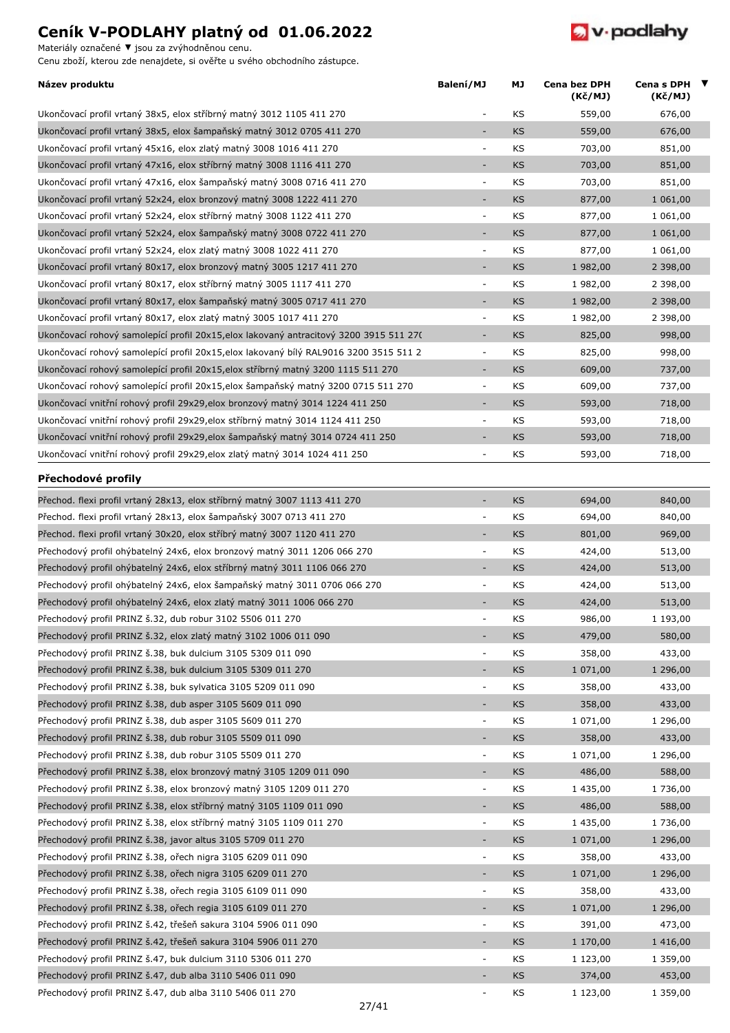# Ceník V-PODLAHY platný od 01.06.2022

Materiály označené ▼ jsou za zvýhodněnou cenu.
Cenu zboží, kterou zde nenajdete, si ověřte u svého obchodního zástupce.

| Název produktu | Balení/MJ | MJ | Cena bez DPH (Kč/MJ) | Cena s DPH (Kč/MJ) | ▼ |
|---|---|---|---|---|---|
| Ukončovací profil vrtaný 38x5, elox stříbrný matný 3012 1105 411 270 | - | KS | 559,00 | 676,00 | |
| Ukončovací profil vrtaný 38x5, elox šampaňský matný 3012 0705 411 270 | - | KS | 559,00 | 676,00 | |
| Ukončovací profil vrtaný 45x16, elox zlatý matný 3008 1016 411 270 | - | KS | 703,00 | 851,00 | |
| Ukončovací profil vrtaný 47x16, elox stříbrný matný 3008 1116 411 270 | - | KS | 703,00 | 851,00 | |
| Ukončovací profil vrtaný 47x16, elox šampaňský matný 3008 0716 411 270 | - | KS | 703,00 | 851,00 | |
| Ukončovací profil vrtaný 52x24, elox bronzový matný 3008 1222 411 270 | - | KS | 877,00 | 1 061,00 | |
| Ukončovací profil vrtaný 52x24, elox stříbrný matný 3008 1122 411 270 | - | KS | 877,00 | 1 061,00 | |
| Ukončovací profil vrtaný 52x24, elox šampaňský matný 3008 0722 411 270 | - | KS | 877,00 | 1 061,00 | |
| Ukončovací profil vrtaný 52x24, elox zlatý matný 3008 1022 411 270 | - | KS | 877,00 | 1 061,00 | |
| Ukončovací profil vrtaný 80x17, elox bronzový matný 3005 1217 411 270 | - | KS | 1 982,00 | 2 398,00 | |
| Ukončovací profil vrtaný 80x17, elox stříbrný matný 3005 1117 411 270 | - | KS | 1 982,00 | 2 398,00 | |
| Ukončovací profil vrtaný 80x17, elox šampaňský matný 3005 0717 411 270 | - | KS | 1 982,00 | 2 398,00 | |
| Ukončovací profil vrtaný 80x17, elox zlatý matný 3005 1017 411 270 | - | KS | 1 982,00 | 2 398,00 | |
| Ukončovací rohový samolepící profil 20x15,elox lakovaný antracitový 3200 3915 511 27( | - | KS | 825,00 | 998,00 | |
| Ukončovací rohový samolepící profil 20x15,elox lakovaný bílý RAL9016 3200 3515 511 2 | - | KS | 825,00 | 998,00 | |
| Ukončovací rohový samolepící profil 20x15,elox stříbrný matný 3200 1115 511 270 | - | KS | 609,00 | 737,00 | |
| Ukončovací rohový samolepící profil 20x15,elox šampaňský matný 3200 0715 511 270 | - | KS | 609,00 | 737,00 | |
| Ukončovací vnitřní rohový profil 29x29,elox bronzový matný 3014 1224 411 250 | - | KS | 593,00 | 718,00 | |
| Ukončovací vnitřní rohový profil 29x29,elox stříbrný matný 3014 1124 411 250 | - | KS | 593,00 | 718,00 | |
| Ukončovací vnitřní rohový profil 29x29,elox šampaňský matný 3014 0724 411 250 | - | KS | 593,00 | 718,00 | |
| Ukončovací vnitřní rohový profil 29x29,elox zlatý matný 3014 1024 411 250 | - | KS | 593,00 | 718,00 | |
| **Přechodové profily** | | | | | |
| Přechod. flexi profil vrtaný 28x13, elox stříbrný matný 3007 1113 411 270 | - | KS | 694,00 | 840,00 | |
| Přechod. flexi profil vrtaný 28x13, elox šampaňský 3007 0713 411 270 | - | KS | 694,00 | 840,00 | |
| Přechod. flexi profil vrtaný 30x20, elox stříbrý matný 3007 1120 411 270 | - | KS | 801,00 | 969,00 | |
| Přechodový profil ohýbatelný 24x6, elox bronzový matný 3011 1206 066 270 | - | KS | 424,00 | 513,00 | |
| Přechodový profil ohýbatelný 24x6, elox stříbrný matný 3011 1106 066 270 | - | KS | 424,00 | 513,00 | |
| Přechodový profil ohýbatelný 24x6, elox šampaňský matný 3011 0706 066 270 | - | KS | 424,00 | 513,00 | |
| Přechodový profil ohýbatelný 24x6, elox zlatý matný 3011 1006 066 270 | - | KS | 424,00 | 513,00 | |
| Přechodový profil PRINZ š.32, dub robur 3102 5506 011 270 | - | KS | 986,00 | 1 193,00 | |
| Přechodový profil PRINZ š.32, elox zlatý matný 3102 1006 011 090 | - | KS | 479,00 | 580,00 | |
| Přechodový profil PRINZ š.38, buk dulcium 3105 5309 011 090 | - | KS | 358,00 | 433,00 | |
| Přechodový profil PRINZ š.38, buk dulcium 3105 5309 011 270 | - | KS | 1 071,00 | 1 296,00 | |
| Přechodový profil PRINZ š.38, buk sylvatica 3105 5209 011 090 | - | KS | 358,00 | 433,00 | |
| Přechodový profil PRINZ š.38, dub asper 3105 5609 011 090 | - | KS | 358,00 | 433,00 | |
| Přechodový profil PRINZ š.38, dub asper 3105 5609 011 270 | - | KS | 1 071,00 | 1 296,00 | |
| Přechodový profil PRINZ š.38, dub robur 3105 5509 011 090 | - | KS | 358,00 | 433,00 | |
| Přechodový profil PRINZ š.38, dub robur 3105 5509 011 270 | - | KS | 1 071,00 | 1 296,00 | |
| Přechodový profil PRINZ š.38, elox bronzový matný 3105 1209 011 090 | - | KS | 486,00 | 588,00 | |
| Přechodový profil PRINZ š.38, elox bronzový matný 3105 1209 011 270 | - | KS | 1 435,00 | 1 736,00 | |
| Přechodový profil PRINZ š.38, elox stříbrný matný 3105 1109 011 090 | - | KS | 486,00 | 588,00 | |
| Přechodový profil PRINZ š.38, elox stříbrný matný 3105 1109 011 270 | - | KS | 1 435,00 | 1 736,00 | |
| Přechodový profil PRINZ š.38, javor altus 3105 5709 011 270 | - | KS | 1 071,00 | 1 296,00 | |
| Přechodový profil PRINZ š.38, ořech nigra 3105 6209 011 090 | - | KS | 358,00 | 433,00 | |
| Přechodový profil PRINZ š.38, ořech nigra 3105 6209 011 270 | - | KS | 1 071,00 | 1 296,00 | |
| Přechodový profil PRINZ š.38, ořech regia 3105 6109 011 090 | - | KS | 358,00 | 433,00 | |
| Přechodový profil PRINZ š.38, ořech regia 3105 6109 011 270 | - | KS | 1 071,00 | 1 296,00 | |
| Přechodový profil PRINZ š.42, třešeň sakura 3104 5906 011 090 | - | KS | 391,00 | 473,00 | |
| Přechodový profil PRINZ š.42, třešeň sakura 3104 5906 011 270 | - | KS | 1 170,00 | 1 416,00 | |
| Přechodový profil PRINZ š.47, buk dulcium 3110 5306 011 270 | - | KS | 1 123,00 | 1 359,00 | |
| Přechodový profil PRINZ š.47, dub alba 3110 5406 011 090 | - | KS | 374,00 | 453,00 | |
| Přechodový profil PRINZ š.47, dub alba 3110 5406 011 270 | - | KS | 1 123,00 | 1 359,00 | |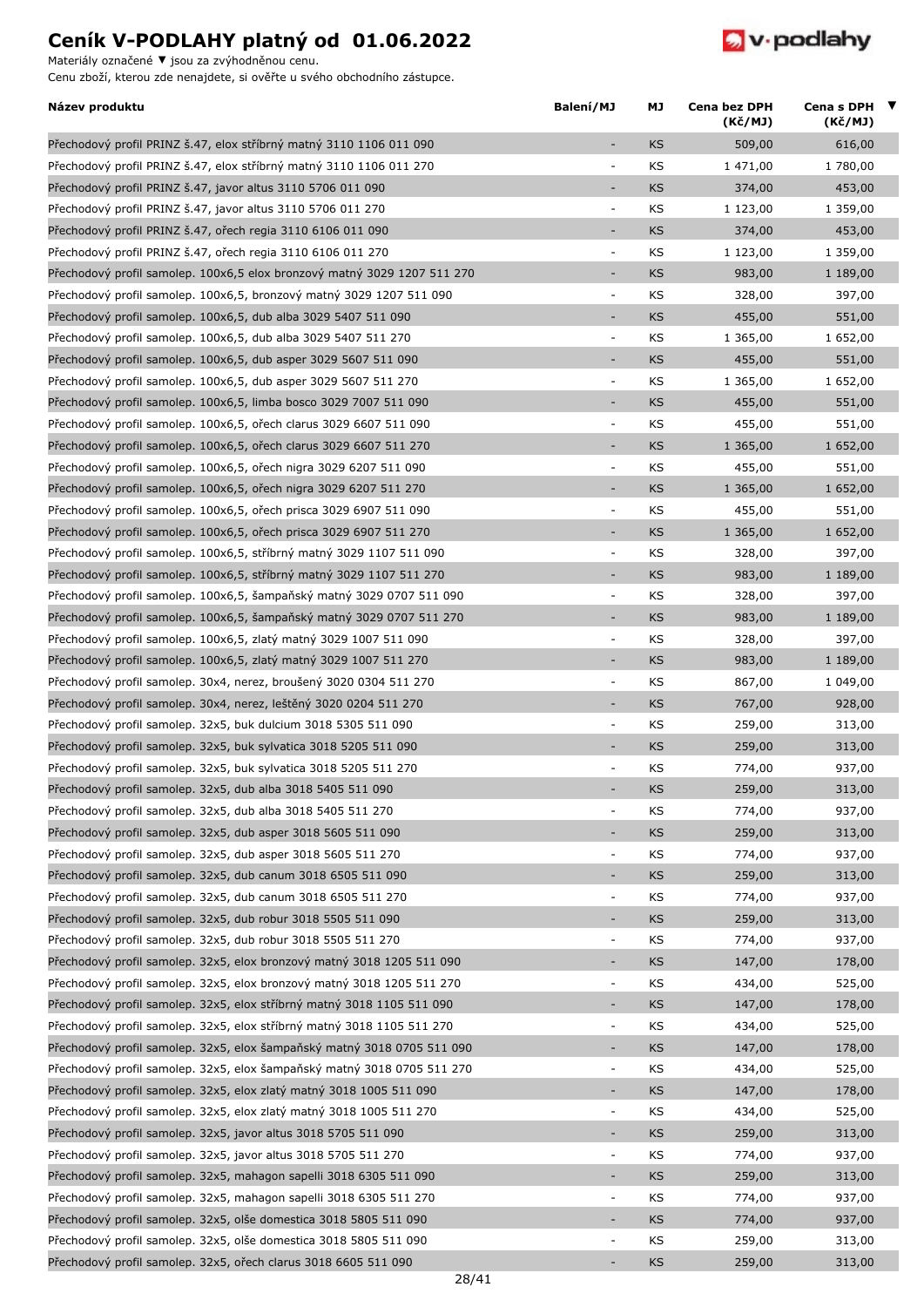# Ceník V-PODLAHY platný od 01.06.2022

Materiály označené ▼ jsou za zvýhodněnou cenu.
Cenu zboží, kterou zde nenajdete, si ověřte u svého obchodního zástupce.

| Název produktu | Balení/MJ | MJ | Cena bez DPH (Kč/MJ) | Cena s DPH (Kč/MJ) | ▼ |
|---|---|---|---|---|---|
| Přechodový profil PRINZ š.47, elox stříbrný matný 3110 1106 011 090 | - | KS | 509,00 | 616,00 | |
| Přechodový profil PRINZ š.47, elox stříbrný matný 3110 1106 011 270 | - | KS | 1 471,00 | 1 780,00 | |
| Přechodový profil PRINZ š.47, javor altus 3110 5706 011 090 | - | KS | 374,00 | 453,00 | |
| Přechodový profil PRINZ š.47, javor altus 3110 5706 011 270 | - | KS | 1 123,00 | 1 359,00 | |
| Přechodový profil PRINZ š.47, ořech regia 3110 6106 011 090 | - | KS | 374,00 | 453,00 | |
| Přechodový profil PRINZ š.47, ořech regia 3110 6106 011 270 | - | KS | 1 123,00 | 1 359,00 | |
| Přechodový profil samolep. 100x6,5 elox bronzový matný 3029 1207 511 270 | - | KS | 983,00 | 1 189,00 | |
| Přechodový profil samolep. 100x6,5, bronzový matný 3029 1207 511 090 | - | KS | 328,00 | 397,00 | |
| Přechodový profil samolep. 100x6,5, dub alba 3029 5407 511 090 | - | KS | 455,00 | 551,00 | |
| Přechodový profil samolep. 100x6,5, dub alba 3029 5407 511 270 | - | KS | 1 365,00 | 1 652,00 | |
| Přechodový profil samolep. 100x6,5, dub asper 3029 5607 511 090 | - | KS | 455,00 | 551,00 | |
| Přechodový profil samolep. 100x6,5, dub asper 3029 5607 511 270 | - | KS | 1 365,00 | 1 652,00 | |
| Přechodový profil samolep. 100x6,5, limba bosco 3029 7007 511 090 | - | KS | 455,00 | 551,00 | |
| Přechodový profil samolep. 100x6,5, ořech clarus 3029 6607 511 090 | - | KS | 455,00 | 551,00 | |
| Přechodový profil samolep. 100x6,5, ořech clarus 3029 6607 511 270 | - | KS | 1 365,00 | 1 652,00 | |
| Přechodový profil samolep. 100x6,5, ořech nigra 3029 6207 511 090 | - | KS | 455,00 | 551,00 | |
| Přechodový profil samolep. 100x6,5, ořech nigra 3029 6207 511 270 | - | KS | 1 365,00 | 1 652,00 | |
| Přechodový profil samolep. 100x6,5, ořech prisca 3029 6907 511 090 | - | KS | 455,00 | 551,00 | |
| Přechodový profil samolep. 100x6,5, ořech prisca 3029 6907 511 270 | - | KS | 1 365,00 | 1 652,00 | |
| Přechodový profil samolep. 100x6,5, stříbrný matný 3029 1107 511 090 | - | KS | 328,00 | 397,00 | |
| Přechodový profil samolep. 100x6,5, stříbrný matný 3029 1107 511 270 | - | KS | 983,00 | 1 189,00 | |
| Přechodový profil samolep. 100x6,5, šampaňský matný 3029 0707 511 090 | - | KS | 328,00 | 397,00 | |
| Přechodový profil samolep. 100x6,5, šampaňský matný 3029 0707 511 270 | - | KS | 983,00 | 1 189,00 | |
| Přechodový profil samolep. 100x6,5, zlatý matný 3029 1007 511 090 | - | KS | 328,00 | 397,00 | |
| Přechodový profil samolep. 100x6,5, zlatý matný 3029 1007 511 270 | - | KS | 983,00 | 1 189,00 | |
| Přechodový profil samolep. 30x4, nerez, broušený 3020 0304 511 270 | - | KS | 867,00 | 1 049,00 | |
| Přechodový profil samolep. 30x4, nerez, leštěný 3020 0204 511 270 | - | KS | 767,00 | 928,00 | |
| Přechodový profil samolep. 32x5, buk dulcium 3018 5305 511 090 | - | KS | 259,00 | 313,00 | |
| Přechodový profil samolep. 32x5, buk sylvatica 3018 5205 511 090 | - | KS | 259,00 | 313,00 | |
| Přechodový profil samolep. 32x5, buk sylvatica 3018 5205 511 270 | - | KS | 774,00 | 937,00 | |
| Přechodový profil samolep. 32x5, dub alba 3018 5405 511 090 | - | KS | 259,00 | 313,00 | |
| Přechodový profil samolep. 32x5, dub alba 3018 5405 511 270 | - | KS | 774,00 | 937,00 | |
| Přechodový profil samolep. 32x5, dub asper 3018 5605 511 090 | - | KS | 259,00 | 313,00 | |
| Přechodový profil samolep. 32x5, dub asper 3018 5605 511 270 | - | KS | 774,00 | 937,00 | |
| Přechodový profil samolep. 32x5, dub canum 3018 6505 511 090 | - | KS | 259,00 | 313,00 | |
| Přechodový profil samolep. 32x5, dub canum 3018 6505 511 270 | - | KS | 774,00 | 937,00 | |
| Přechodový profil samolep. 32x5, dub robur 3018 5505 511 090 | - | KS | 259,00 | 313,00 | |
| Přechodový profil samolep. 32x5, dub robur 3018 5505 511 270 | - | KS | 774,00 | 937,00 | |
| Přechodový profil samolep. 32x5, elox bronzový matný 3018 1205 511 090 | - | KS | 147,00 | 178,00 | |
| Přechodový profil samolep. 32x5, elox bronzový matný 3018 1205 511 270 | - | KS | 434,00 | 525,00 | |
| Přechodový profil samolep. 32x5, elox stříbrný matný 3018 1105 511 090 | - | KS | 147,00 | 178,00 | |
| Přechodový profil samolep. 32x5, elox stříbrný matný 3018 1105 511 270 | - | KS | 434,00 | 525,00 | |
| Přechodový profil samolep. 32x5, elox šampaňský matný 3018 0705 511 090 | - | KS | 147,00 | 178,00 | |
| Přechodový profil samolep. 32x5, elox šampaňský matný 3018 0705 511 270 | - | KS | 434,00 | 525,00 | |
| Přechodový profil samolep. 32x5, elox zlatý matný 3018 1005 511 090 | - | KS | 147,00 | 178,00 | |
| Přechodový profil samolep. 32x5, elox zlatý matný 3018 1005 511 270 | - | KS | 434,00 | 525,00 | |
| Přechodový profil samolep. 32x5, javor altus 3018 5705 511 090 | - | KS | 259,00 | 313,00 | |
| Přechodový profil samolep. 32x5, javor altus 3018 5705 511 270 | - | KS | 774,00 | 937,00 | |
| Přechodový profil samolep. 32x5, mahagon sapelli 3018 6305 511 090 | - | KS | 259,00 | 313,00 | |
| Přechodový profil samolep. 32x5, mahagon sapelli 3018 6305 511 270 | - | KS | 774,00 | 937,00 | |
| Přechodový profil samolep. 32x5, olše domestica 3018 5805 511 090 | - | KS | 774,00 | 937,00 | |
| Přechodový profil samolep. 32x5, olše domestica 3018 5805 511 090 | - | KS | 259,00 | 313,00 | |
| Přechodový profil samolep. 32x5, ořech clarus 3018 6605 511 090 | - | KS | 259,00 | 313,00 | |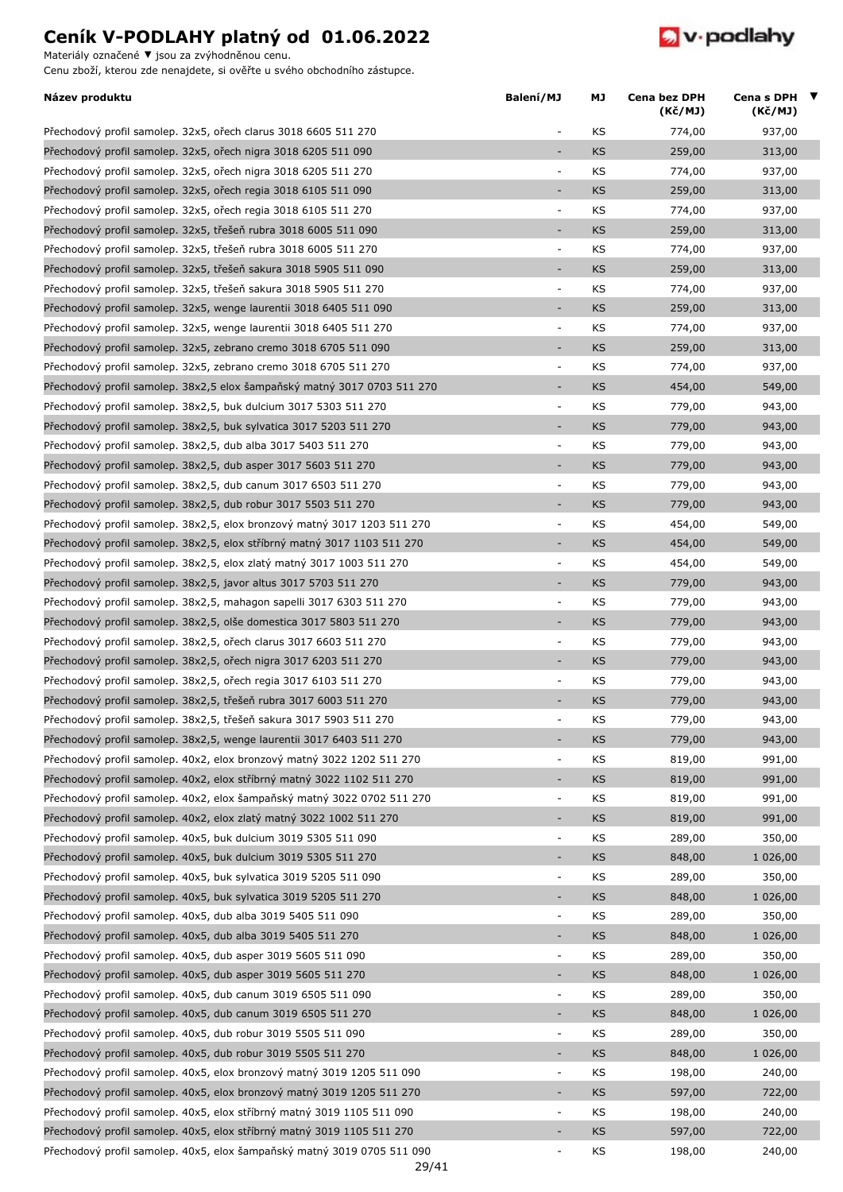# Ceník V-PODLAHY platný od 01.06.2022

Materiály označené ▼ jsou za zvýhodněnou cenu.
Cenu zboží, kterou zde nenajdete, si ověřte u svého obchodního zástupce.

| Název produktu | Balení/MJ | MJ | Cena bez DPH (Kč/MJ) | Cena s DPH (Kč/MJ) | ▼ |
|---|---|---|---|---|---|
| Přechodový profil samolep. 32x5, ořech clarus 3018 6605 511 270 | - | KS | 774,00 | 937,00 | |
| Přechodový profil samolep. 32x5, ořech nigra 3018 6205 511 090 | - | KS | 259,00 | 313,00 | |
| Přechodový profil samolep. 32x5, ořech nigra 3018 6205 511 270 | - | KS | 774,00 | 937,00 | |
| Přechodový profil samolep. 32x5, ořech regia 3018 6105 511 090 | - | KS | 259,00 | 313,00 | |
| Přechodový profil samolep. 32x5, ořech regia 3018 6105 511 270 | - | KS | 774,00 | 937,00 | |
| Přechodový profil samolep. 32x5, třešeň rubra 3018 6005 511 090 | - | KS | 259,00 | 313,00 | |
| Přechodový profil samolep. 32x5, třešeň rubra 3018 6005 511 270 | - | KS | 774,00 | 937,00 | |
| Přechodový profil samolep. 32x5, třešeň sakura 3018 5905 511 090 | - | KS | 259,00 | 313,00 | |
| Přechodový profil samolep. 32x5, třešeň sakura 3018 5905 511 270 | - | KS | 774,00 | 937,00 | |
| Přechodový profil samolep. 32x5, wenge laurentii 3018 6405 511 090 | - | KS | 259,00 | 313,00 | |
| Přechodový profil samolep. 32x5, wenge laurentii 3018 6405 511 270 | - | KS | 774,00 | 937,00 | |
| Přechodový profil samolep. 32x5, zebrano cremo 3018 6705 511 090 | - | KS | 259,00 | 313,00 | |
| Přechodový profil samolep. 32x5, zebrano cremo 3018 6705 511 270 | - | KS | 774,00 | 937,00 | |
| Přechodový profil samolep. 38x2,5 elox šampaňský matný 3017 0703 511 270 | - | KS | 454,00 | 549,00 | |
| Přechodový profil samolep. 38x2,5, buk dulcium 3017 5303 511 270 | - | KS | 779,00 | 943,00 | |
| Přechodový profil samolep. 38x2,5, buk sylvatica 3017 5203 511 270 | - | KS | 779,00 | 943,00 | |
| Přechodový profil samolep. 38x2,5, dub alba 3017 5403 511 270 | - | KS | 779,00 | 943,00 | |
| Přechodový profil samolep. 38x2,5, dub asper 3017 5603 511 270 | - | KS | 779,00 | 943,00 | |
| Přechodový profil samolep. 38x2,5, dub canum 3017 6503 511 270 | - | KS | 779,00 | 943,00 | |
| Přechodový profil samolep. 38x2,5, dub robur 3017 5503 511 270 | - | KS | 779,00 | 943,00 | |
| Přechodový profil samolep. 38x2,5, elox bronzový matný 3017 1203 511 270 | - | KS | 454,00 | 549,00 | |
| Přechodový profil samolep. 38x2,5, elox stříbrný matný 3017 1103 511 270 | - | KS | 454,00 | 549,00 | |
| Přechodový profil samolep. 38x2,5, elox zlatý matný 3017 1003 511 270 | - | KS | 454,00 | 549,00 | |
| Přechodový profil samolep. 38x2,5, javor altus 3017 5703 511 270 | - | KS | 779,00 | 943,00 | |
| Přechodový profil samolep. 38x2,5, mahagon sapelli 3017 6303 511 270 | - | KS | 779,00 | 943,00 | |
| Přechodový profil samolep. 38x2,5, olše domestica 3017 5803 511 270 | - | KS | 779,00 | 943,00 | |
| Přechodový profil samolep. 38x2,5, ořech clarus 3017 6603 511 270 | - | KS | 779,00 | 943,00 | |
| Přechodový profil samolep. 38x2,5, ořech nigra 3017 6203 511 270 | - | KS | 779,00 | 943,00 | |
| Přechodový profil samolep. 38x2,5, ořech regia 3017 6103 511 270 | - | KS | 779,00 | 943,00 | |
| Přechodový profil samolep. 38x2,5, třešeň rubra 3017 6003 511 270 | - | KS | 779,00 | 943,00 | |
| Přechodový profil samolep. 38x2,5, třešeň sakura 3017 5903 511 270 | - | KS | 779,00 | 943,00 | |
| Přechodový profil samolep. 38x2,5, wenge laurentii 3017 6403 511 270 | - | KS | 779,00 | 943,00 | |
| Přechodový profil samolep. 40x2, elox bronzový matný 3022 1202 511 270 | - | KS | 819,00 | 991,00 | |
| Přechodový profil samolep. 40x2, elox stříbrný matný 3022 1102 511 270 | - | KS | 819,00 | 991,00 | |
| Přechodový profil samolep. 40x2, elox šampaňský matný 3022 0702 511 270 | - | KS | 819,00 | 991,00 | |
| Přechodový profil samolep. 40x2, elox zlatý matný 3022 1002 511 270 | - | KS | 819,00 | 991,00 | |
| Přechodový profil samolep. 40x5, buk dulcium 3019 5305 511 090 | - | KS | 289,00 | 350,00 | |
| Přechodový profil samolep. 40x5, buk dulcium 3019 5305 511 270 | - | KS | 848,00 | 1 026,00 | |
| Přechodový profil samolep. 40x5, buk sylvatica 3019 5205 511 090 | - | KS | 289,00 | 350,00 | |
| Přechodový profil samolep. 40x5, buk sylvatica 3019 5205 511 270 | - | KS | 848,00 | 1 026,00 | |
| Přechodový profil samolep. 40x5, dub alba 3019 5405 511 090 | - | KS | 289,00 | 350,00 | |
| Přechodový profil samolep. 40x5, dub alba 3019 5405 511 270 | - | KS | 848,00 | 1 026,00 | |
| Přechodový profil samolep. 40x5, dub asper 3019 5605 511 090 | - | KS | 289,00 | 350,00 | |
| Přechodový profil samolep. 40x5, dub asper 3019 5605 511 270 | - | KS | 848,00 | 1 026,00 | |
| Přechodový profil samolep. 40x5, dub canum 3019 6505 511 090 | - | KS | 289,00 | 350,00 | |
| Přechodový profil samolep. 40x5, dub canum 3019 6505 511 270 | - | KS | 848,00 | 1 026,00 | |
| Přechodový profil samolep. 40x5, dub robur 3019 5505 511 090 | - | KS | 289,00 | 350,00 | |
| Přechodový profil samolep. 40x5, dub robur 3019 5505 511 270 | - | KS | 848,00 | 1 026,00 | |
| Přechodový profil samolep. 40x5, elox bronzový matný 3019 1205 511 090 | - | KS | 198,00 | 240,00 | |
| Přechodový profil samolep. 40x5, elox bronzový matný 3019 1205 511 270 | - | KS | 597,00 | 722,00 | |
| Přechodový profil samolep. 40x5, elox stříbrný matný 3019 1105 511 090 | - | KS | 198,00 | 240,00 | |
| Přechodový profil samolep. 40x5, elox stříbrný matný 3019 1105 511 270 | - | KS | 597,00 | 722,00 | |
| Přechodový profil samolep. 40x5, elox šampaňský matný 3019 0705 511 090 | - | KS | 198,00 | 240,00 | |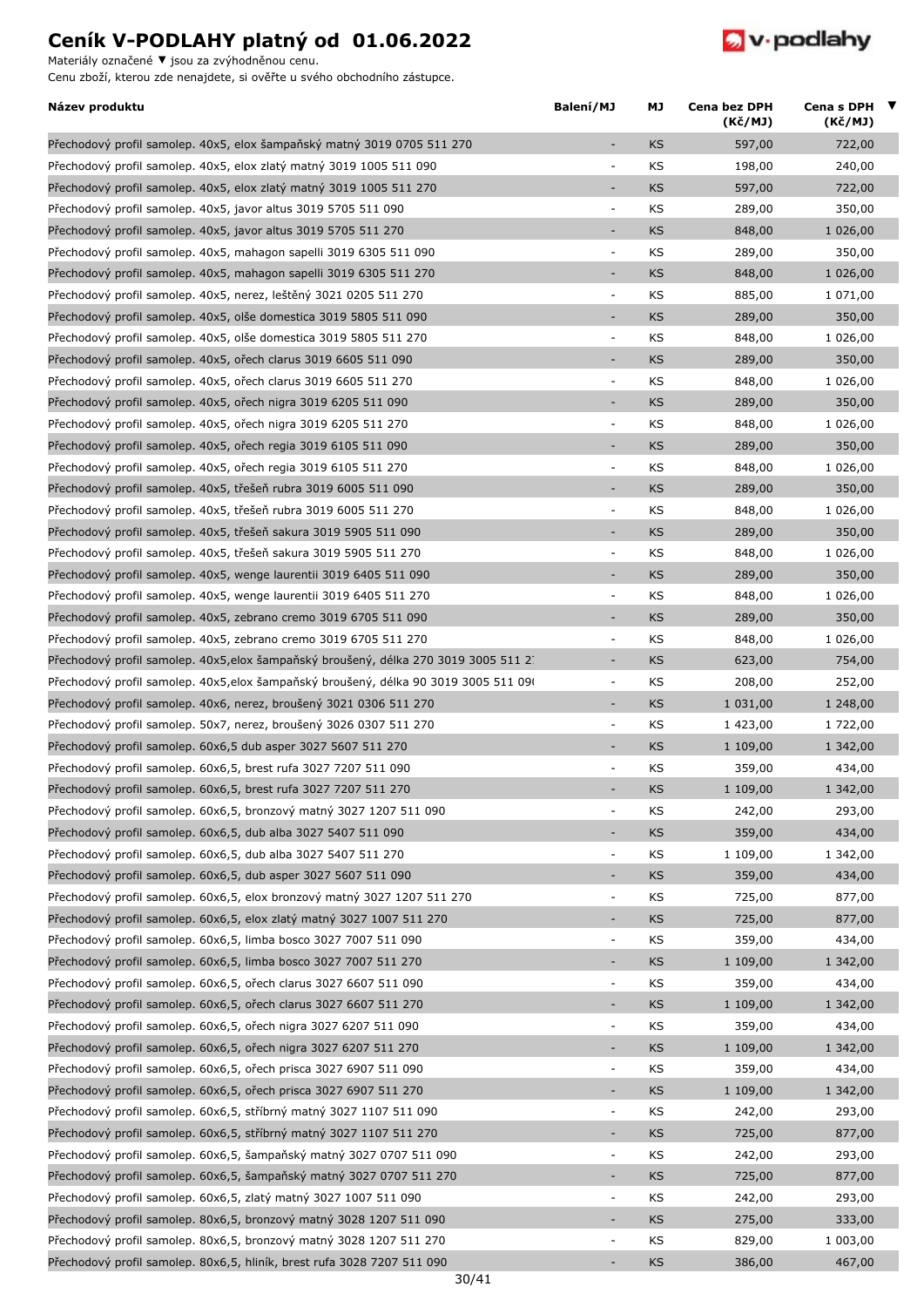# Ceník V-PODLAHY platný od 01.06.2022

Materiály označené ▼ jsou za zvýhodněnou cenu.
Cenu zboží, kterou zde nenajdete, si ověřte u svého obchodního zástupce.

| Název produktu | Balení/MJ | MJ | Cena bez DPH (Kč/MJ) | Cena s DPH (Kč/MJ) | ▼ |
|---|---|---|---|---|---|
| Přechodový profil samolep. 40x5, elox šampaňský matný 3019 0705 511 270 | - | KS | 597,00 | 722,00 | |
| Přechodový profil samolep. 40x5, elox zlatý matný 3019 1005 511 090 | - | KS | 198,00 | 240,00 | |
| Přechodový profil samolep. 40x5, elox zlatý matný 3019 1005 511 270 | - | KS | 597,00 | 722,00 | |
| Přechodový profil samolep. 40x5, javor altus 3019 5705 511 090 | - | KS | 289,00 | 350,00 | |
| Přechodový profil samolep. 40x5, javor altus 3019 5705 511 270 | - | KS | 848,00 | 1 026,00 | |
| Přechodový profil samolep. 40x5, mahagon sapelli 3019 6305 511 090 | - | KS | 289,00 | 350,00 | |
| Přechodový profil samolep. 40x5, mahagon sapelli 3019 6305 511 270 | - | KS | 848,00 | 1 026,00 | |
| Přechodový profil samolep. 40x5, nerez, leštěný 3021 0205 511 270 | - | KS | 885,00 | 1 071,00 | |
| Přechodový profil samolep. 40x5, olše domestica 3019 5805 511 090 | - | KS | 289,00 | 350,00 | |
| Přechodový profil samolep. 40x5, olše domestica 3019 5805 511 270 | - | KS | 848,00 | 1 026,00 | |
| Přechodový profil samolep. 40x5, ořech clarus 3019 6605 511 090 | - | KS | 289,00 | 350,00 | |
| Přechodový profil samolep. 40x5, ořech clarus 3019 6605 511 270 | - | KS | 848,00 | 1 026,00 | |
| Přechodový profil samolep. 40x5, ořech nigra 3019 6205 511 090 | - | KS | 289,00 | 350,00 | |
| Přechodový profil samolep. 40x5, ořech nigra 3019 6205 511 270 | - | KS | 848,00 | 1 026,00 | |
| Přechodový profil samolep. 40x5, ořech regia 3019 6105 511 090 | - | KS | 289,00 | 350,00 | |
| Přechodový profil samolep. 40x5, ořech regia 3019 6105 511 270 | - | KS | 848,00 | 1 026,00 | |
| Přechodový profil samolep. 40x5, třešeň rubra 3019 6005 511 090 | - | KS | 289,00 | 350,00 | |
| Přechodový profil samolep. 40x5, třešeň rubra 3019 6005 511 270 | - | KS | 848,00 | 1 026,00 | |
| Přechodový profil samolep. 40x5, třešeň sakura 3019 5905 511 090 | - | KS | 289,00 | 350,00 | |
| Přechodový profil samolep. 40x5, třešeň sakura 3019 5905 511 270 | - | KS | 848,00 | 1 026,00 | |
| Přechodový profil samolep. 40x5, wenge laurentii 3019 6405 511 090 | - | KS | 289,00 | 350,00 | |
| Přechodový profil samolep. 40x5, wenge laurentii 3019 6405 511 270 | - | KS | 848,00 | 1 026,00 | |
| Přechodový profil samolep. 40x5, zebrano cremo 3019 6705 511 090 | - | KS | 289,00 | 350,00 | |
| Přechodový profil samolep. 40x5, zebrano cremo 3019 6705 511 270 | - | KS | 848,00 | 1 026,00 | |
| Přechodový profil samolep. 40x5,elox šampaňský broušený, délka 270 3019 3005 511 2 | - | KS | 623,00 | 754,00 | |
| Přechodový profil samolep. 40x5,elox šampaňský broušený, délka 90 3019 3005 511 09 | - | KS | 208,00 | 252,00 | |
| Přechodový profil samolep. 40x6, nerez, broušený 3021 0306 511 270 | - | KS | 1 031,00 | 1 248,00 | |
| Přechodový profil samolep. 50x7, nerez, broušený 3026 0307 511 270 | - | KS | 1 423,00 | 1 722,00 | |
| Přechodový profil samolep. 60x6,5 dub asper 3027 5607 511 270 | - | KS | 1 109,00 | 1 342,00 | |
| Přechodový profil samolep. 60x6,5, brest rufa 3027 7207 511 090 | - | KS | 359,00 | 434,00 | |
| Přechodový profil samolep. 60x6,5, brest rufa 3027 7207 511 270 | - | KS | 1 109,00 | 1 342,00 | |
| Přechodový profil samolep. 60x6,5, bronzový matný 3027 1207 511 090 | - | KS | 242,00 | 293,00 | |
| Přechodový profil samolep. 60x6,5, dub alba 3027 5407 511 090 | - | KS | 359,00 | 434,00 | |
| Přechodový profil samolep. 60x6,5, dub alba 3027 5407 511 270 | - | KS | 1 109,00 | 1 342,00 | |
| Přechodový profil samolep. 60x6,5, dub asper 3027 5607 511 090 | - | KS | 359,00 | 434,00 | |
| Přechodový profil samolep. 60x6,5, elox bronzový matný 3027 1207 511 270 | - | KS | 725,00 | 877,00 | |
| Přechodový profil samolep. 60x6,5, elox zlatý matný 3027 1007 511 270 | - | KS | 725,00 | 877,00 | |
| Přechodový profil samolep. 60x6,5, limba bosco 3027 7007 511 090 | - | KS | 359,00 | 434,00 | |
| Přechodový profil samolep. 60x6,5, limba bosco 3027 7007 511 270 | - | KS | 1 109,00 | 1 342,00 | |
| Přechodový profil samolep. 60x6,5, ořech clarus 3027 6607 511 090 | - | KS | 359,00 | 434,00 | |
| Přechodový profil samolep. 60x6,5, ořech clarus 3027 6607 511 270 | - | KS | 1 109,00 | 1 342,00 | |
| Přechodový profil samolep. 60x6,5, ořech nigra 3027 6207 511 090 | - | KS | 359,00 | 434,00 | |
| Přechodový profil samolep. 60x6,5, ořech nigra 3027 6207 511 270 | - | KS | 1 109,00 | 1 342,00 | |
| Přechodový profil samolep. 60x6,5, ořech prisca 3027 6907 511 090 | - | KS | 359,00 | 434,00 | |
| Přechodový profil samolep. 60x6,5, ořech prisca 3027 6907 511 270 | - | KS | 1 109,00 | 1 342,00 | |
| Přechodový profil samolep. 60x6,5, stříbrný matný 3027 1107 511 090 | - | KS | 242,00 | 293,00 | |
| Přechodový profil samolep. 60x6,5, stříbrný matný 3027 1107 511 270 | - | KS | 725,00 | 877,00 | |
| Přechodový profil samolep. 60x6,5, šampaňský matný 3027 0707 511 090 | - | KS | 242,00 | 293,00 | |
| Přechodový profil samolep. 60x6,5, šampaňský matný 3027 0707 511 270 | - | KS | 725,00 | 877,00 | |
| Přechodový profil samolep. 60x6,5, zlatý matný 3027 1007 511 090 | - | KS | 242,00 | 293,00 | |
| Přechodový profil samolep. 80x6,5, bronzový matný 3028 1207 511 090 | - | KS | 275,00 | 333,00 | |
| Přechodový profil samolep. 80x6,5, bronzový matný 3028 1207 511 270 | - | KS | 829,00 | 1 003,00 | |
| Přechodový profil samolep. 80x6,5, hliník, brest rufa 3028 7207 511 090 | - | KS | 386,00 | 467,00 | |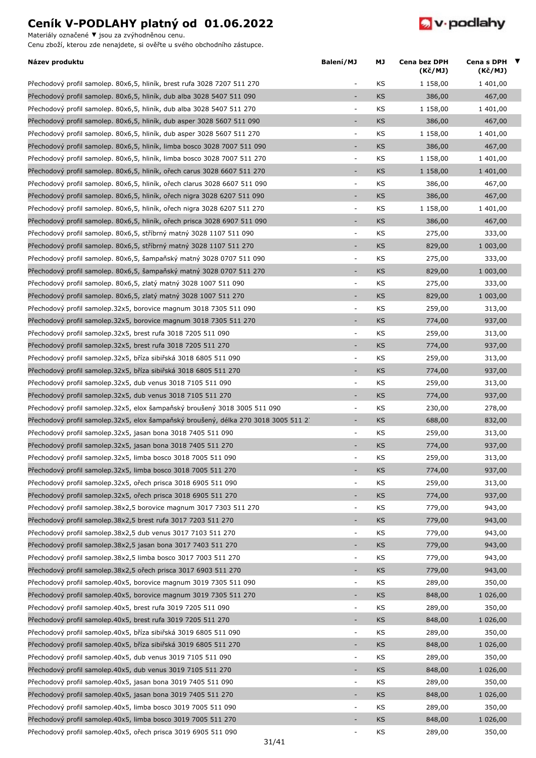# Ceník V-PODLAHY platný od 01.06.2022

Materiály označené ▼ jsou za zvýhodněnou cenu.

Cenu zboží, kterou zde nenajdete, si ověřte u svého obchodního zástupce.

| Název produktu | Balení/MJ | MJ | Cena bez DPH (Kč/MJ) | Cena s DPH (Kč/MJ) | ▼ |
|---|---|---|---|---|---|
| Přechodový profil samolep. 80x6,5, hliník, brest rufa 3028 7207 511 270 | - | KS | 1 158,00 | 1 401,00 | |
| Přechodový profil samolep. 80x6,5, hliník, dub alba 3028 5407 511 090 | - | KS | 386,00 | 467,00 | |
| Přechodový profil samolep. 80x6,5, hliník, dub alba 3028 5407 511 270 | - | KS | 1 158,00 | 1 401,00 | |
| Přechodový profil samolep. 80x6,5, hliník, dub asper 3028 5607 511 090 | - | KS | 386,00 | 467,00 | |
| Přechodový profil samolep. 80x6,5, hliník, dub asper 3028 5607 511 270 | - | KS | 1 158,00 | 1 401,00 | |
| Přechodový profil samolep. 80x6,5, hliník, limba bosco 3028 7007 511 090 | - | KS | 386,00 | 467,00 | |
| Přechodový profil samolep. 80x6,5, hliník, limba bosco 3028 7007 511 270 | - | KS | 1 158,00 | 1 401,00 | |
| Přechodový profil samolep. 80x6,5, hliník, ořech carus 3028 6607 511 270 | - | KS | 1 158,00 | 1 401,00 | |
| Přechodový profil samolep. 80x6,5, hliník, ořech clarus 3028 6607 511 090 | - | KS | 386,00 | 467,00 | |
| Přechodový profil samolep. 80x6,5, hliník, ořech nigra 3028 6207 511 090 | - | KS | 386,00 | 467,00 | |
| Přechodový profil samolep. 80x6,5, hliník, ořech nigra 3028 6207 511 270 | - | KS | 1 158,00 | 1 401,00 | |
| Přechodový profil samolep. 80x6,5, hliník, ořech prisca 3028 6907 511 090 | - | KS | 386,00 | 467,00 | |
| Přechodový profil samolep. 80x6,5, stříbrný matný 3028 1107 511 090 | - | KS | 275,00 | 333,00 | |
| Přechodový profil samolep. 80x6,5, stříbrný matný 3028 1107 511 270 | - | KS | 829,00 | 1 003,00 | |
| Přechodový profil samolep. 80x6,5, šampaňský matný 3028 0707 511 090 | - | KS | 275,00 | 333,00 | |
| Přechodový profil samolep. 80x6,5, šampaňský matný 3028 0707 511 270 | - | KS | 829,00 | 1 003,00 | |
| Přechodový profil samolep. 80x6,5, zlatý matný 3028 1007 511 090 | - | KS | 275,00 | 333,00 | |
| Přechodový profil samolep. 80x6,5, zlatý matný 3028 1007 511 270 | - | KS | 829,00 | 1 003,00 | |
| Přechodový profil samolep.32x5, borovice magnum 3018 7305 511 090 | - | KS | 259,00 | 313,00 | |
| Přechodový profil samolep.32x5, borovice magnum 3018 7305 511 270 | - | KS | 774,00 | 937,00 | |
| Přechodový profil samolep.32x5, brest rufa 3018 7205 511 090 | - | KS | 259,00 | 313,00 | |
| Přechodový profil samolep.32x5, brest rufa 3018 7205 511 270 | - | KS | 774,00 | 937,00 | |
| Přechodový profil samolep.32x5, bříza sibiřská 3018 6805 511 090 | - | KS | 259,00 | 313,00 | |
| Přechodový profil samolep.32x5, bříza sibiřská 3018 6805 511 270 | - | KS | 774,00 | 937,00 | |
| Přechodový profil samolep.32x5, dub venus 3018 7105 511 090 | - | KS | 259,00 | 313,00 | |
| Přechodový profil samolep.32x5, dub venus 3018 7105 511 270 | - | KS | 774,00 | 937,00 | |
| Přechodový profil samolep.32x5, elox šampaňský broušený 3018 3005 511 090 | - | KS | 230,00 | 278,00 | |
| Přechodový profil samolep.32x5, elox šampaňský broušený, délka 270 3018 3005 511 2 | - | KS | 688,00 | 832,00 | |
| Přechodový profil samolep.32x5, jasan bona 3018 7405 511 090 | - | KS | 259,00 | 313,00 | |
| Přechodový profil samolep.32x5, jasan bona 3018 7405 511 270 | - | KS | 774,00 | 937,00 | |
| Přechodový profil samolep.32x5, limba bosco 3018 7005 511 090 | - | KS | 259,00 | 313,00 | |
| Přechodový profil samolep.32x5, limba bosco 3018 7005 511 270 | - | KS | 774,00 | 937,00 | |
| Přechodový profil samolep.32x5, ořech prisca 3018 6905 511 090 | - | KS | 259,00 | 313,00 | |
| Přechodový profil samolep.32x5, ořech prisca 3018 6905 511 270 | - | KS | 774,00 | 937,00 | |
| Přechodový profil samolep.38x2,5 borovice magnum 3017 7303 511 270 | - | KS | 779,00 | 943,00 | |
| Přechodový profil samolep.38x2,5 brest rufa 3017 7203 511 270 | - | KS | 779,00 | 943,00 | |
| Přechodový profil samolep.38x2,5 dub venus 3017 7103 511 270 | - | KS | 779,00 | 943,00 | |
| Přechodový profil samolep.38x2,5 jasan bona 3017 7403 511 270 | - | KS | 779,00 | 943,00 | |
| Přechodový profil samolep.38x2,5 limba bosco 3017 7003 511 270 | - | KS | 779,00 | 943,00 | |
| Přechodový profil samolep.38x2,5 ořech prisca 3017 6903 511 270 | - | KS | 779,00 | 943,00 | |
| Přechodový profil samolep.40x5, borovice magnum 3019 7305 511 090 | - | KS | 289,00 | 350,00 | |
| Přechodový profil samolep.40x5, borovice magnum 3019 7305 511 270 | - | KS | 848,00 | 1 026,00 | |
| Přechodový profil samolep.40x5, brest rufa 3019 7205 511 090 | - | KS | 289,00 | 350,00 | |
| Přechodový profil samolep.40x5, brest rufa 3019 7205 511 270 | - | KS | 848,00 | 1 026,00 | |
| Přechodový profil samolep.40x5, bříza sibiřská 3019 6805 511 090 | - | KS | 289,00 | 350,00 | |
| Přechodový profil samolep.40x5, bříza sibiřská 3019 6805 511 270 | - | KS | 848,00 | 1 026,00 | |
| Přechodový profil samolep.40x5, dub venus 3019 7105 511 090 | - | KS | 289,00 | 350,00 | |
| Přechodový profil samolep.40x5, dub venus 3019 7105 511 270 | - | KS | 848,00 | 1 026,00 | |
| Přechodový profil samolep.40x5, jasan bona 3019 7405 511 090 | - | KS | 289,00 | 350,00 | |
| Přechodový profil samolep.40x5, jasan bona 3019 7405 511 270 | - | KS | 848,00 | 1 026,00 | |
| Přechodový profil samolep.40x5, limba bosco 3019 7005 511 090 | - | KS | 289,00 | 350,00 | |
| Přechodový profil samolep.40x5, limba bosco 3019 7005 511 270 | - | KS | 848,00 | 1 026,00 | |
| Přechodový profil samolep.40x5, ořech prisca 3019 6905 511 090 | - | KS | 289,00 | 350,00 | |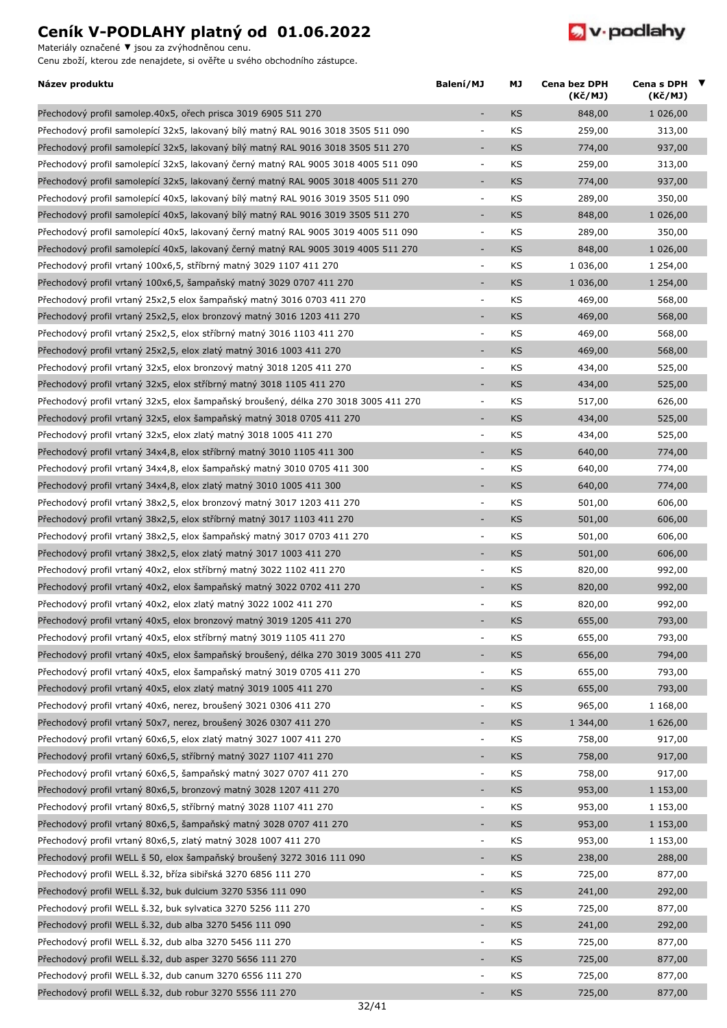# Ceník V-PODLAHY platný od 01.06.2022

Materiály označené ▼ jsou za zvýhodněnou cenu.
Cenu zboží, kterou zde nenajdete, si ověřte u svého obchodního zástupce.

| Název produktu | Balení/MJ | MJ | Cena bez DPH (Kč/MJ) | Cena s DPH (Kč/MJ) | ▼ |
|---|---|---|---|---|---|
| Přechodový profil samolep.40x5, ořech prisca 3019 6905 511 270 | - | KS | 848,00 | 1 026,00 | |
| Přechodový profil samolepící 32x5, lakovaný bílý matný RAL 9016 3018 3505 511 090 | - | KS | 259,00 | 313,00 | |
| Přechodový profil samolepící 32x5, lakovaný bílý matný RAL 9016 3018 3505 511 270 | - | KS | 774,00 | 937,00 | |
| Přechodový profil samolepící 32x5, lakovaný černý matný RAL 9005 3018 4005 511 090 | - | KS | 259,00 | 313,00 | |
| Přechodový profil samolepící 32x5, lakovaný černý matný RAL 9005 3018 4005 511 270 | - | KS | 774,00 | 937,00 | |
| Přechodový profil samolepící 40x5, lakovaný bílý matný RAL 9016 3019 3505 511 090 | - | KS | 289,00 | 350,00 | |
| Přechodový profil samolepící 40x5, lakovaný bílý matný RAL 9016 3019 3505 511 270 | - | KS | 848,00 | 1 026,00 | |
| Přechodový profil samolepící 40x5, lakovaný černý matný RAL 9005 3019 4005 511 090 | - | KS | 289,00 | 350,00 | |
| Přechodový profil samolepící 40x5, lakovaný černý matný RAL 9005 3019 4005 511 270 | - | KS | 848,00 | 1 026,00 | |
| Přechodový profil vrtaný 100x6,5, stříbrný matný 3029 1107 411 270 | - | KS | 1 036,00 | 1 254,00 | |
| Přechodový profil vrtaný 100x6,5, šampaňský matný 3029 0707 411 270 | - | KS | 1 036,00 | 1 254,00 | |
| Přechodový profil vrtaný 25x2,5 elox šampaňský matný 3016 0703 411 270 | - | KS | 469,00 | 568,00 | |
| Přechodový profil vrtaný 25x2,5, elox bronzový matný 3016 1203 411 270 | - | KS | 469,00 | 568,00 | |
| Přechodový profil vrtaný 25x2,5, elox stříbrný matný 3016 1103 411 270 | - | KS | 469,00 | 568,00 | |
| Přechodový profil vrtaný 25x2,5, elox zlatý matný 3016 1003 411 270 | - | KS | 469,00 | 568,00 | |
| Přechodový profil vrtaný 32x5, elox bronzový matný 3018 1205 411 270 | - | KS | 434,00 | 525,00 | |
| Přechodový profil vrtaný 32x5, elox stříbrný matný 3018 1105 411 270 | - | KS | 434,00 | 525,00 | |
| Přechodový profil vrtaný 32x5, elox šampaňský broušený, délka 270 3018 3005 411 270 | - | KS | 517,00 | 626,00 | |
| Přechodový profil vrtaný 32x5, elox šampaňský matný 3018 0705 411 270 | - | KS | 434,00 | 525,00 | |
| Přechodový profil vrtaný 32x5, elox zlatý matný 3018 1005 411 270 | - | KS | 434,00 | 525,00 | |
| Přechodový profil vrtaný 34x4,8, elox stříbrný matný 3010 1105 411 300 | - | KS | 640,00 | 774,00 | |
| Přechodový profil vrtaný 34x4,8, elox šampaňský matný 3010 0705 411 300 | - | KS | 640,00 | 774,00 | |
| Přechodový profil vrtaný 34x4,8, elox zlatý matný 3010 1005 411 300 | - | KS | 640,00 | 774,00 | |
| Přechodový profil vrtaný 38x2,5, elox bronzový matný 3017 1203 411 270 | - | KS | 501,00 | 606,00 | |
| Přechodový profil vrtaný 38x2,5, elox stříbrný matný 3017 1103 411 270 | - | KS | 501,00 | 606,00 | |
| Přechodový profil vrtaný 38x2,5, elox šampaňský matný 3017 0703 411 270 | - | KS | 501,00 | 606,00 | |
| Přechodový profil vrtaný 38x2,5, elox zlatý matný 3017 1003 411 270 | - | KS | 501,00 | 606,00 | |
| Přechodový profil vrtaný 40x2, elox stříbrný matný 3022 1102 411 270 | - | KS | 820,00 | 992,00 | |
| Přechodový profil vrtaný 40x2, elox šampaňský matný 3022 0702 411 270 | - | KS | 820,00 | 992,00 | |
| Přechodový profil vrtaný 40x2, elox zlatý matný 3022 1002 411 270 | - | KS | 820,00 | 992,00 | |
| Přechodový profil vrtaný 40x5, elox bronzový matný 3019 1205 411 270 | - | KS | 655,00 | 793,00 | |
| Přechodový profil vrtaný 40x5, elox stříbrný matný 3019 1105 411 270 | - | KS | 655,00 | 793,00 | |
| Přechodový profil vrtaný 40x5, elox šampaňský broušený, délka 270 3019 3005 411 270 | - | KS | 656,00 | 794,00 | |
| Přechodový profil vrtaný 40x5, elox šampaňský matný 3019 0705 411 270 | - | KS | 655,00 | 793,00 | |
| Přechodový profil vrtaný 40x5, elox zlatý matný 3019 1005 411 270 | - | KS | 655,00 | 793,00 | |
| Přechodový profil vrtaný 40x6, nerez, broušený 3021 0306 411 270 | - | KS | 965,00 | 1 168,00 | |
| Přechodový profil vrtaný 50x7, nerez, broušený 3026 0307 411 270 | - | KS | 1 344,00 | 1 626,00 | |
| Přechodový profil vrtaný 60x6,5, elox zlatý matný 3027 1007 411 270 | - | KS | 758,00 | 917,00 | |
| Přechodový profil vrtaný 60x6,5, stříbrný matný 3027 1107 411 270 | - | KS | 758,00 | 917,00 | |
| Přechodový profil vrtaný 60x6,5, šampaňský matný 3027 0707 411 270 | - | KS | 758,00 | 917,00 | |
| Přechodový profil vrtaný 80x6,5, bronzový matný 3028 1207 411 270 | - | KS | 953,00 | 1 153,00 | |
| Přechodový profil vrtaný 80x6,5, stříbrný matný 3028 1107 411 270 | - | KS | 953,00 | 1 153,00 | |
| Přechodový profil vrtaný 80x6,5, šampaňský matný 3028 0707 411 270 | - | KS | 953,00 | 1 153,00 | |
| Přechodový profil vrtaný 80x6,5, zlatý matný 3028 1007 411 270 | - | KS | 953,00 | 1 153,00 | |
| Přechodový profil WELL š 50, elox šampaňský broušený 3272 3016 111 090 | - | KS | 238,00 | 288,00 | |
| Přechodový profil WELL š.32, bříza sibiřská 3270 6856 111 270 | - | KS | 725,00 | 877,00 | |
| Přechodový profil WELL š.32, buk dulcium 3270 5356 111 090 | - | KS | 241,00 | 292,00 | |
| Přechodový profil WELL š.32, buk sylvatica 3270 5256 111 270 | - | KS | 725,00 | 877,00 | |
| Přechodový profil WELL š.32, dub alba 3270 5456 111 090 | - | KS | 241,00 | 292,00 | |
| Přechodový profil WELL š.32, dub alba 3270 5456 111 270 | - | KS | 725,00 | 877,00 | |
| Přechodový profil WELL š.32, dub asper 3270 5656 111 270 | - | KS | 725,00 | 877,00 | |
| Přechodový profil WELL š.32, dub canum 3270 6556 111 270 | - | KS | 725,00 | 877,00 | |
| Přechodový profil WELL š.32, dub robur 3270 5556 111 270 | - | KS | 725,00 | 877,00 | |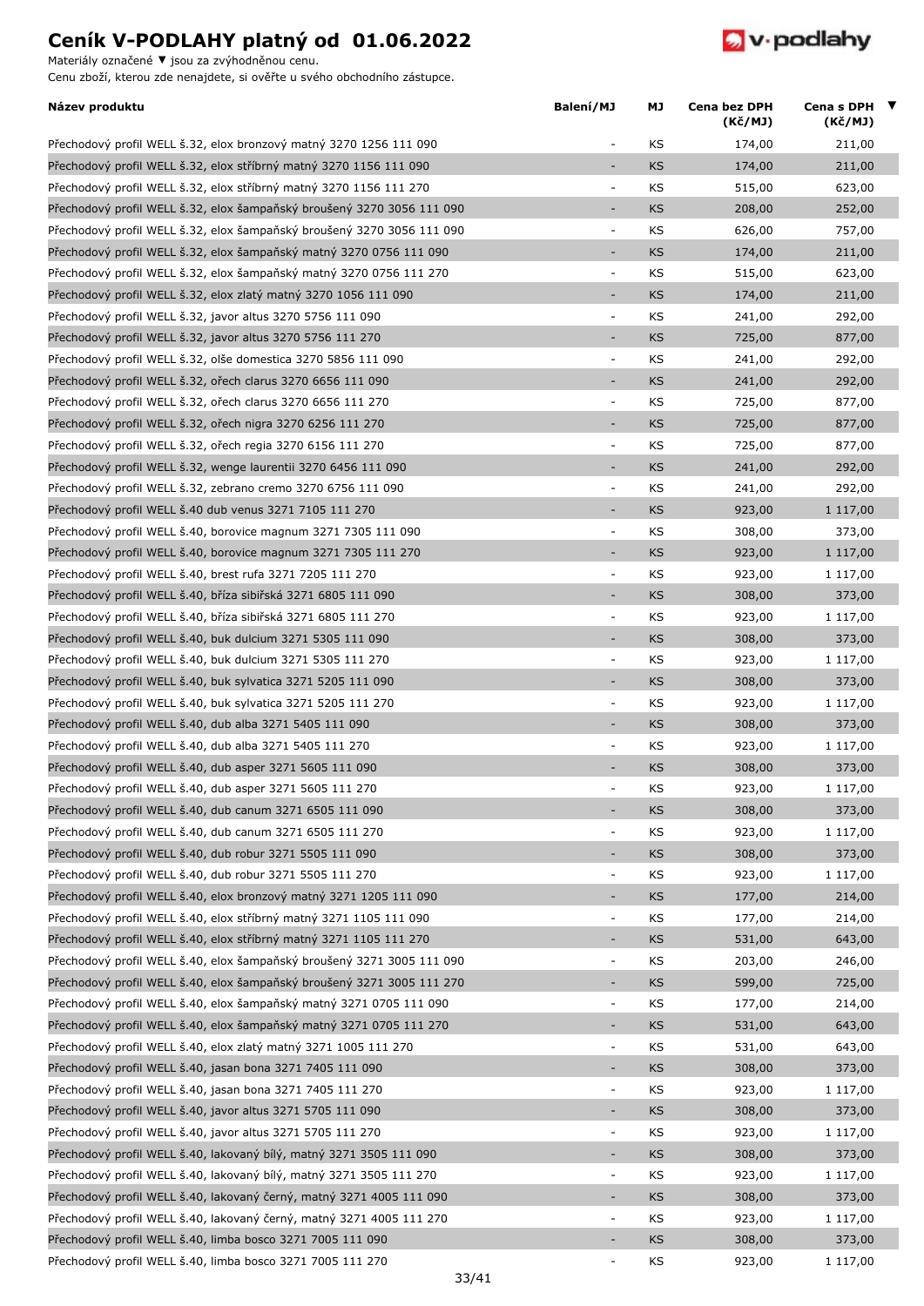# Ceník V-PODLAHY platný od 01.06.2022

Materiály označené ▼ jsou za zvýhodněnou cenu.
Cenu zboží, kterou zde nenajdete, si ověřte u svého obchodního zástupce.

| Název produktu | Balení/MJ | MJ | Cena bez DPH (Kč/MJ) | Cena s DPH (Kč/MJ) | ▼ |
|---|---|---|---|---|---|
| Přechodový profil WELL š.32, elox bronzový matný 3270 1256 111 090 | - | KS | 174,00 | 211,00 | |
| Přechodový profil WELL š.32, elox stříbrný matný 3270 1156 111 090 | - | KS | 174,00 | 211,00 | |
| Přechodový profil WELL š.32, elox stříbrný matný 3270 1156 111 270 | - | KS | 515,00 | 623,00 | |
| Přechodový profil WELL š.32, elox šampaňský broušený 3270 3056 111 090 | - | KS | 208,00 | 252,00 | |
| Přechodový profil WELL š.32, elox šampaňský broušený 3270 3056 111 090 | - | KS | 626,00 | 757,00 | |
| Přechodový profil WELL š.32, elox šampaňský matný 3270 0756 111 090 | - | KS | 174,00 | 211,00 | |
| Přechodový profil WELL š.32, elox šampaňský matný 3270 0756 111 270 | - | KS | 515,00 | 623,00 | |
| Přechodový profil WELL š.32, elox zlatý matný 3270 1056 111 090 | - | KS | 174,00 | 211,00 | |
| Přechodový profil WELL š.32, javor altus 3270 5756 111 090 | - | KS | 241,00 | 292,00 | |
| Přechodový profil WELL š.32, javor altus 3270 5756 111 270 | - | KS | 725,00 | 877,00 | |
| Přechodový profil WELL š.32, olše domestica 3270 5856 111 090 | - | KS | 241,00 | 292,00 | |
| Přechodový profil WELL š.32, ořech clarus 3270 6656 111 090 | - | KS | 241,00 | 292,00 | |
| Přechodový profil WELL š.32, ořech clarus 3270 6656 111 270 | - | KS | 725,00 | 877,00 | |
| Přechodový profil WELL š.32, ořech nigra 3270 6256 111 270 | - | KS | 725,00 | 877,00 | |
| Přechodový profil WELL š.32, ořech regia 3270 6156 111 270 | - | KS | 725,00 | 877,00 | |
| Přechodový profil WELL š.32, wenge laurentii 3270 6456 111 090 | - | KS | 241,00 | 292,00 | |
| Přechodový profil WELL š.32, zebrano cremo 3270 6756 111 090 | - | KS | 241,00 | 292,00 | |
| Přechodový profil WELL š.40 dub venus 3271 7105 111 270 | - | KS | 923,00 | 1 117,00 | |
| Přechodový profil WELL š.40, borovice magnum 3271 7305 111 090 | - | KS | 308,00 | 373,00 | |
| Přechodový profil WELL š.40, borovice magnum 3271 7305 111 270 | - | KS | 923,00 | 1 117,00 | |
| Přechodový profil WELL š.40, brest rufa 3271 7205 111 270 | - | KS | 923,00 | 1 117,00 | |
| Přechodový profil WELL š.40, bříza sibiřská 3271 6805 111 090 | - | KS | 308,00 | 373,00 | |
| Přechodový profil WELL š.40, bříza sibiřská 3271 6805 111 270 | - | KS | 923,00 | 1 117,00 | |
| Přechodový profil WELL š.40, buk dulcium 3271 5305 111 090 | - | KS | 308,00 | 373,00 | |
| Přechodový profil WELL š.40, buk dulcium 3271 5305 111 270 | - | KS | 923,00 | 1 117,00 | |
| Přechodový profil WELL š.40, buk sylvatica 3271 5205 111 090 | - | KS | 308,00 | 373,00 | |
| Přechodový profil WELL š.40, buk sylvatica 3271 5205 111 270 | - | KS | 923,00 | 1 117,00 | |
| Přechodový profil WELL š.40, dub alba 3271 5405 111 090 | - | KS | 308,00 | 373,00 | |
| Přechodový profil WELL š.40, dub alba 3271 5405 111 270 | - | KS | 923,00 | 1 117,00 | |
| Přechodový profil WELL š.40, dub asper 3271 5605 111 090 | - | KS | 308,00 | 373,00 | |
| Přechodový profil WELL š.40, dub asper 3271 5605 111 270 | - | KS | 923,00 | 1 117,00 | |
| Přechodový profil WELL š.40, dub canum 3271 6505 111 090 | - | KS | 308,00 | 373,00 | |
| Přechodový profil WELL š.40, dub canum 3271 6505 111 270 | - | KS | 923,00 | 1 117,00 | |
| Přechodový profil WELL š.40, dub robur 3271 5505 111 090 | - | KS | 308,00 | 373,00 | |
| Přechodový profil WELL š.40, dub robur 3271 5505 111 270 | - | KS | 923,00 | 1 117,00 | |
| Přechodový profil WELL š.40, elox bronzový matný 3271 1205 111 090 | - | KS | 177,00 | 214,00 | |
| Přechodový profil WELL š.40, elox stříbrný matný 3271 1105 111 090 | - | KS | 177,00 | 214,00 | |
| Přechodový profil WELL š.40, elox stříbrný matný 3271 1105 111 270 | - | KS | 531,00 | 643,00 | |
| Přechodový profil WELL š.40, elox šampaňský broušený 3271 3005 111 090 | - | KS | 203,00 | 246,00 | |
| Přechodový profil WELL š.40, elox šampaňský broušený 3271 3005 111 270 | - | KS | 599,00 | 725,00 | |
| Přechodový profil WELL š.40, elox šampaňský matný 3271 0705 111 090 | - | KS | 177,00 | 214,00 | |
| Přechodový profil WELL š.40, elox šampaňský matný 3271 0705 111 270 | - | KS | 531,00 | 643,00 | |
| Přechodový profil WELL š.40, elox zlatý matný 3271 1005 111 270 | - | KS | 531,00 | 643,00 | |
| Přechodový profil WELL š.40, jasan bona 3271 7405 111 090 | - | KS | 308,00 | 373,00 | |
| Přechodový profil WELL š.40, jasan bona 3271 7405 111 270 | - | KS | 923,00 | 1 117,00 | |
| Přechodový profil WELL š.40, javor altus 3271 5705 111 090 | - | KS | 308,00 | 373,00 | |
| Přechodový profil WELL š.40, javor altus 3271 5705 111 270 | - | KS | 923,00 | 1 117,00 | |
| Přechodový profil WELL š.40, lakovaný bílý, matný 3271 3505 111 090 | - | KS | 308,00 | 373,00 | |
| Přechodový profil WELL š.40, lakovaný bílý, matný 3271 3505 111 270 | - | KS | 923,00 | 1 117,00 | |
| Přechodový profil WELL š.40, lakovaný černý, matný 3271 4005 111 090 | - | KS | 308,00 | 373,00 | |
| Přechodový profil WELL š.40, lakovaný černý, matný 3271 4005 111 270 | - | KS | 923,00 | 1 117,00 | |
| Přechodový profil WELL š.40, limba bosco 3271 7005 111 090 | - | KS | 308,00 | 373,00 | |
| Přechodový profil WELL š.40, limba bosco 3271 7005 111 270 | - | KS | 923,00 | 1 117,00 | |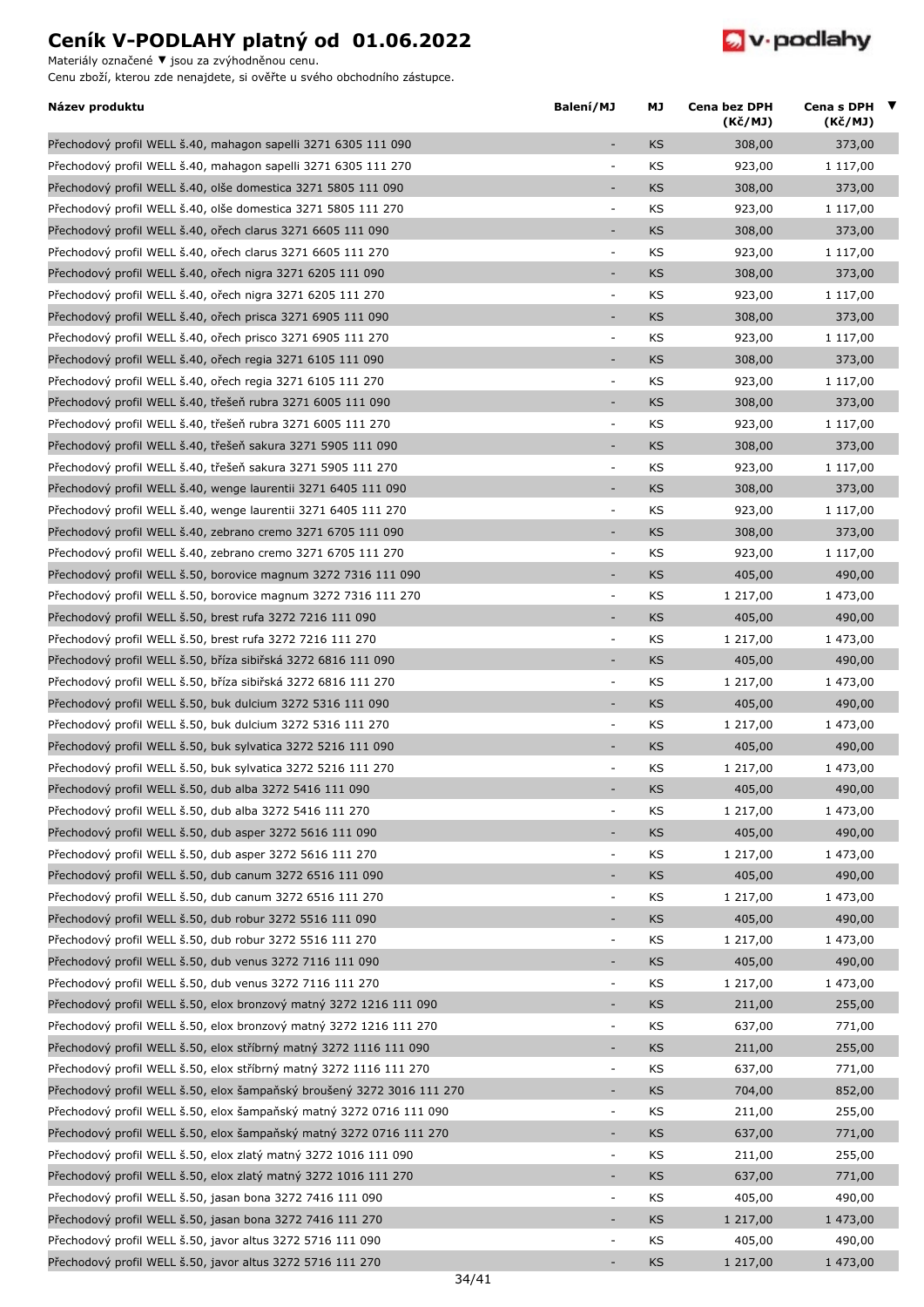# Ceník V-PODLAHY platný od 01.06.2022

Materiály označené ▼ jsou za zvýhodněnou cenu.
Cenu zboží, kterou zde nenajdete, si ověřte u svého obchodního zástupce.

| Název produktu | Balení/MJ | MJ | Cena bez DPH (Kč/MJ) | Cena s DPH (Kč/MJ) | ▼ |
|---|---|---|---|---|---|
| Přechodový profil WELL š.40, mahagon sapelli 3271 6305 111 090 | - | KS | 308,00 | 373,00 | |
| Přechodový profil WELL š.40, mahagon sapelli 3271 6305 111 270 | - | KS | 923,00 | 1 117,00 | |
| Přechodový profil WELL š.40, olše domestica 3271 5805 111 090 | - | KS | 308,00 | 373,00 | |
| Přechodový profil WELL š.40, olše domestica 3271 5805 111 270 | - | KS | 923,00 | 1 117,00 | |
| Přechodový profil WELL š.40, ořech clarus 3271 6605 111 090 | - | KS | 308,00 | 373,00 | |
| Přechodový profil WELL š.40, ořech clarus 3271 6605 111 270 | - | KS | 923,00 | 1 117,00 | |
| Přechodový profil WELL š.40, ořech nigra 3271 6205 111 090 | - | KS | 308,00 | 373,00 | |
| Přechodový profil WELL š.40, ořech nigra 3271 6205 111 270 | - | KS | 923,00 | 1 117,00 | |
| Přechodový profil WELL š.40, ořech prisca 3271 6905 111 090 | - | KS | 308,00 | 373,00 | |
| Přechodový profil WELL š.40, ořech prisco 3271 6905 111 270 | - | KS | 923,00 | 1 117,00 | |
| Přechodový profil WELL š.40, ořech regia 3271 6105 111 090 | - | KS | 308,00 | 373,00 | |
| Přechodový profil WELL š.40, ořech regia 3271 6105 111 270 | - | KS | 923,00 | 1 117,00 | |
| Přechodový profil WELL š.40, třešeň rubra 3271 6005 111 090 | - | KS | 308,00 | 373,00 | |
| Přechodový profil WELL š.40, třešeň rubra 3271 6005 111 270 | - | KS | 923,00 | 1 117,00 | |
| Přechodový profil WELL š.40, třešeň sakura 3271 5905 111 090 | - | KS | 308,00 | 373,00 | |
| Přechodový profil WELL š.40, třešeň sakura 3271 5905 111 270 | - | KS | 923,00 | 1 117,00 | |
| Přechodový profil WELL š.40, wenge laurentii 3271 6405 111 090 | - | KS | 308,00 | 373,00 | |
| Přechodový profil WELL š.40, wenge laurentii 3271 6405 111 270 | - | KS | 923,00 | 1 117,00 | |
| Přechodový profil WELL š.40, zebrano cremo 3271 6705 111 090 | - | KS | 308,00 | 373,00 | |
| Přechodový profil WELL š.40, zebrano cremo 3271 6705 111 270 | - | KS | 923,00 | 1 117,00 | |
| Přechodový profil WELL š.50, borovice magnum 3272 7316 111 090 | - | KS | 405,00 | 490,00 | |
| Přechodový profil WELL š.50, borovice magnum 3272 7316 111 270 | - | KS | 1 217,00 | 1 473,00 | |
| Přechodový profil WELL š.50, brest rufa 3272 7216 111 090 | - | KS | 405,00 | 490,00 | |
| Přechodový profil WELL š.50, brest rufa 3272 7216 111 270 | - | KS | 1 217,00 | 1 473,00 | |
| Přechodový profil WELL š.50, bříza sibiřská 3272 6816 111 090 | - | KS | 405,00 | 490,00 | |
| Přechodový profil WELL š.50, bříza sibiřská 3272 6816 111 270 | - | KS | 1 217,00 | 1 473,00 | |
| Přechodový profil WELL š.50, buk dulcium 3272 5316 111 090 | - | KS | 405,00 | 490,00 | |
| Přechodový profil WELL š.50, buk dulcium 3272 5316 111 270 | - | KS | 1 217,00 | 1 473,00 | |
| Přechodový profil WELL š.50, buk sylvatica 3272 5216 111 090 | - | KS | 405,00 | 490,00 | |
| Přechodový profil WELL š.50, buk sylvatica 3272 5216 111 270 | - | KS | 1 217,00 | 1 473,00 | |
| Přechodový profil WELL š.50, dub alba 3272 5416 111 090 | - | KS | 405,00 | 490,00 | |
| Přechodový profil WELL š.50, dub alba 3272 5416 111 270 | - | KS | 1 217,00 | 1 473,00 | |
| Přechodový profil WELL š.50, dub asper 3272 5616 111 090 | - | KS | 405,00 | 490,00 | |
| Přechodový profil WELL š.50, dub asper 3272 5616 111 270 | - | KS | 1 217,00 | 1 473,00 | |
| Přechodový profil WELL š.50, dub canum 3272 6516 111 090 | - | KS | 405,00 | 490,00 | |
| Přechodový profil WELL š.50, dub canum 3272 6516 111 270 | - | KS | 1 217,00 | 1 473,00 | |
| Přechodový profil WELL š.50, dub robur 3272 5516 111 090 | - | KS | 405,00 | 490,00 | |
| Přechodový profil WELL š.50, dub robur 3272 5516 111 270 | - | KS | 1 217,00 | 1 473,00 | |
| Přechodový profil WELL š.50, dub venus 3272 7116 111 090 | - | KS | 405,00 | 490,00 | |
| Přechodový profil WELL š.50, dub venus 3272 7116 111 270 | - | KS | 1 217,00 | 1 473,00 | |
| Přechodový profil WELL š.50, elox bronzový matný 3272 1216 111 090 | - | KS | 211,00 | 255,00 | |
| Přechodový profil WELL š.50, elox bronzový matný 3272 1216 111 270 | - | KS | 637,00 | 771,00 | |
| Přechodový profil WELL š.50, elox stříbrný matný 3272 1116 111 090 | - | KS | 211,00 | 255,00 | |
| Přechodový profil WELL š.50, elox stříbrný matný 3272 1116 111 270 | - | KS | 637,00 | 771,00 | |
| Přechodový profil WELL š.50, elox šampaňský broušený 3272 3016 111 270 | - | KS | 704,00 | 852,00 | |
| Přechodový profil WELL š.50, elox šampaňský matný 3272 0716 111 090 | - | KS | 211,00 | 255,00 | |
| Přechodový profil WELL š.50, elox šampaňský matný 3272 0716 111 270 | - | KS | 637,00 | 771,00 | |
| Přechodový profil WELL š.50, elox zlatý matný 3272 1016 111 090 | - | KS | 211,00 | 255,00 | |
| Přechodový profil WELL š.50, elox zlatý matný 3272 1016 111 270 | - | KS | 637,00 | 771,00 | |
| Přechodový profil WELL š.50, jasan bona 3272 7416 111 090 | - | KS | 405,00 | 490,00 | |
| Přechodový profil WELL š.50, jasan bona 3272 7416 111 270 | - | KS | 1 217,00 | 1 473,00 | |
| Přechodový profil WELL š.50, javor altus 3272 5716 111 090 | - | KS | 405,00 | 490,00 | |
| Přechodový profil WELL š.50, javor altus 3272 5716 111 270 | - | KS | 1 217,00 | 1 473,00 | |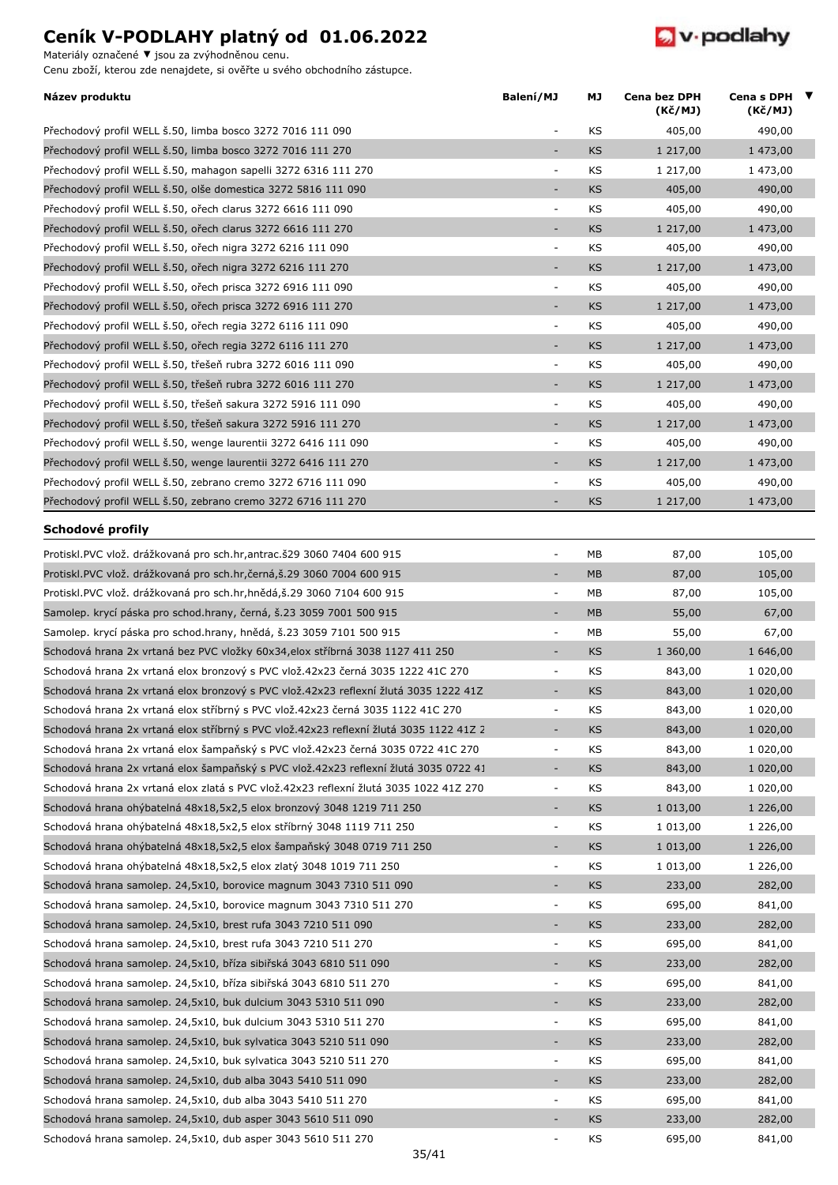# Ceník V-PODLAHY platný od 01.06.2022

Materiály označené ▼ jsou za zvýhodněnou cenu.
Cenu zboží, kterou zde nenajdete, si ověřte u svého obchodního zástupce.

| Název produktu | Balení/MJ | MJ | Cena bez DPH (Kč/MJ) | Cena s DPH (Kč/MJ) | ▼ |
|---|---|---|---|---|---|
| Přechodový profil WELL š.50, limba bosco 3272 7016 111 090 | - | KS | 405,00 | 490,00 | |
| Přechodový profil WELL š.50, limba bosco 3272 7016 111 270 | - | KS | 1 217,00 | 1 473,00 | |
| Přechodový profil WELL š.50, mahagon sapelli 3272 6316 111 270 | - | KS | 1 217,00 | 1 473,00 | |
| Přechodový profil WELL š.50, olše domestica 3272 5816 111 090 | - | KS | 405,00 | 490,00 | |
| Přechodový profil WELL š.50, ořech clarus 3272 6616 111 090 | - | KS | 405,00 | 490,00 | |
| Přechodový profil WELL š.50, ořech clarus 3272 6616 111 270 | - | KS | 1 217,00 | 1 473,00 | |
| Přechodový profil WELL š.50, ořech nigra 3272 6216 111 090 | - | KS | 405,00 | 490,00 | |
| Přechodový profil WELL š.50, ořech nigra 3272 6216 111 270 | - | KS | 1 217,00 | 1 473,00 | |
| Přechodový profil WELL š.50, ořech prisca 3272 6916 111 090 | - | KS | 405,00 | 490,00 | |
| Přechodový profil WELL š.50, ořech prisca 3272 6916 111 270 | - | KS | 1 217,00 | 1 473,00 | |
| Přechodový profil WELL š.50, ořech regia 3272 6116 111 090 | - | KS | 405,00 | 490,00 | |
| Přechodový profil WELL š.50, ořech regia 3272 6116 111 270 | - | KS | 1 217,00 | 1 473,00 | |
| Přechodový profil WELL š.50, třešeň rubra 3272 6016 111 090 | - | KS | 405,00 | 490,00 | |
| Přechodový profil WELL š.50, třešeň rubra 3272 6016 111 270 | - | KS | 1 217,00 | 1 473,00 | |
| Přechodový profil WELL š.50, třešeň sakura 3272 5916 111 090 | - | KS | 405,00 | 490,00 | |
| Přechodový profil WELL š.50, třešeň sakura 3272 5916 111 270 | - | KS | 1 217,00 | 1 473,00 | |
| Přechodový profil WELL š.50, wenge laurentii 3272 6416 111 090 | - | KS | 405,00 | 490,00 | |
| Přechodový profil WELL š.50, wenge laurentii 3272 6416 111 270 | - | KS | 1 217,00 | 1 473,00 | |
| Přechodový profil WELL š.50, zebrano cremo 3272 6716 111 090 | - | KS | 405,00 | 490,00 | |
| Přechodový profil WELL š.50, zebrano cremo 3272 6716 111 270 | - | KS | 1 217,00 | 1 473,00 | |

## Schodové profily

| Název produktu | Balení/MJ | MJ | Cena bez DPH (Kč/MJ) | Cena s DPH (Kč/MJ) | ▼ |
|---|---|---|---|---|---|
| Protiskl.PVC vlož. drážkovaná pro sch.hr,antrac.š29 3060 7404 600 915 | - | MB | 87,00 | 105,00 | |
| Protiskl.PVC vlož. drážkovaná pro sch.hr,černá,š.29 3060 7004 600 915 | - | MB | 87,00 | 105,00 | |
| Protiskl.PVC vlož. drážkovaná pro sch.hr,hnědá,š.29 3060 7104 600 915 | - | MB | 87,00 | 105,00 | |
| Samolep. krycí páska pro schod.hrany, černá, š.23 3059 7001 500 915 | - | MB | 55,00 | 67,00 | |
| Samolep. krycí páska pro schod.hrany, hnědá, š.23 3059 7101 500 915 | - | MB | 55,00 | 67,00 | |
| Schodová hrana 2x vrtaná bez PVC vložky 60x34,elox stříbrná 3038 1127 411 250 | - | KS | 1 360,00 | 1 646,00 | |
| Schodová hrana 2x vrtaná elox bronzový s PVC vlož.42x23 černá 3035 1222 41C 270 | - | KS | 843,00 | 1 020,00 | |
| Schodová hrana 2x vrtaná elox bronzový s PVC vlož.42x23 reflexní žlutá 3035 1222 41Z | - | KS | 843,00 | 1 020,00 | |
| Schodová hrana 2x vrtaná elox stříbrný s PVC vlož.42x23 černá 3035 1122 41C 270 | - | KS | 843,00 | 1 020,00 | |
| Schodová hrana 2x vrtaná elox stříbrný s PVC vlož.42x23 reflexní žlutá 3035 1122 41Z 2 | - | KS | 843,00 | 1 020,00 | |
| Schodová hrana 2x vrtaná elox šampaňský s PVC vlož.42x23 černá 3035 0722 41C 270 | - | KS | 843,00 | 1 020,00 | |
| Schodová hrana 2x vrtaná elox šampaňský s PVC vlož.42x23 reflexní žlutá 3035 0722 41 | - | KS | 843,00 | 1 020,00 | |
| Schodová hrana 2x vrtaná elox zlatá s PVC vlož.42x23 reflexní žlutá 3035 1022 41Z 270 | - | KS | 843,00 | 1 020,00 | |
| Schodová hrana ohýbatelná 48x18,5x2,5 elox bronzový 3048 1219 711 250 | - | KS | 1 013,00 | 1 226,00 | |
| Schodová hrana ohýbatelná 48x18,5x2,5 elox stříbrný 3048 1119 711 250 | - | KS | 1 013,00 | 1 226,00 | |
| Schodová hrana ohýbatelná 48x18,5x2,5 elox šampaňský 3048 0719 711 250 | - | KS | 1 013,00 | 1 226,00 | |
| Schodová hrana ohýbatelná 48x18,5x2,5 elox zlatý 3048 1019 711 250 | - | KS | 1 013,00 | 1 226,00 | |
| Schodová hrana samolep. 24,5x10, borovice magnum 3043 7310 511 090 | - | KS | 233,00 | 282,00 | |
| Schodová hrana samolep. 24,5x10, borovice magnum 3043 7310 511 270 | - | KS | 695,00 | 841,00 | |
| Schodová hrana samolep. 24,5x10, brest rufa 3043 7210 511 090 | - | KS | 233,00 | 282,00 | |
| Schodová hrana samolep. 24,5x10, brest rufa 3043 7210 511 270 | - | KS | 695,00 | 841,00 | |
| Schodová hrana samolep. 24,5x10, bříza sibiřská 3043 6810 511 090 | - | KS | 233,00 | 282,00 | |
| Schodová hrana samolep. 24,5x10, bříza sibiřská 3043 6810 511 270 | - | KS | 695,00 | 841,00 | |
| Schodová hrana samolep. 24,5x10, buk dulcium 3043 5310 511 090 | - | KS | 233,00 | 282,00 | |
| Schodová hrana samolep. 24,5x10, buk dulcium 3043 5310 511 270 | - | KS | 695,00 | 841,00 | |
| Schodová hrana samolep. 24,5x10, buk sylvatica 3043 5210 511 090 | - | KS | 233,00 | 282,00 | |
| Schodová hrana samolep. 24,5x10, buk sylvatica 3043 5210 511 270 | - | KS | 695,00 | 841,00 | |
| Schodová hrana samolep. 24,5x10, dub alba 3043 5410 511 090 | - | KS | 233,00 | 282,00 | |
| Schodová hrana samolep. 24,5x10, dub alba 3043 5410 511 270 | - | KS | 695,00 | 841,00 | |
| Schodová hrana samolep. 24,5x10, dub asper 3043 5610 511 090 | - | KS | 233,00 | 282,00 | |
| Schodová hrana samolep. 24,5x10, dub asper 3043 5610 511 270 | - | KS | 695,00 | 841,00 | |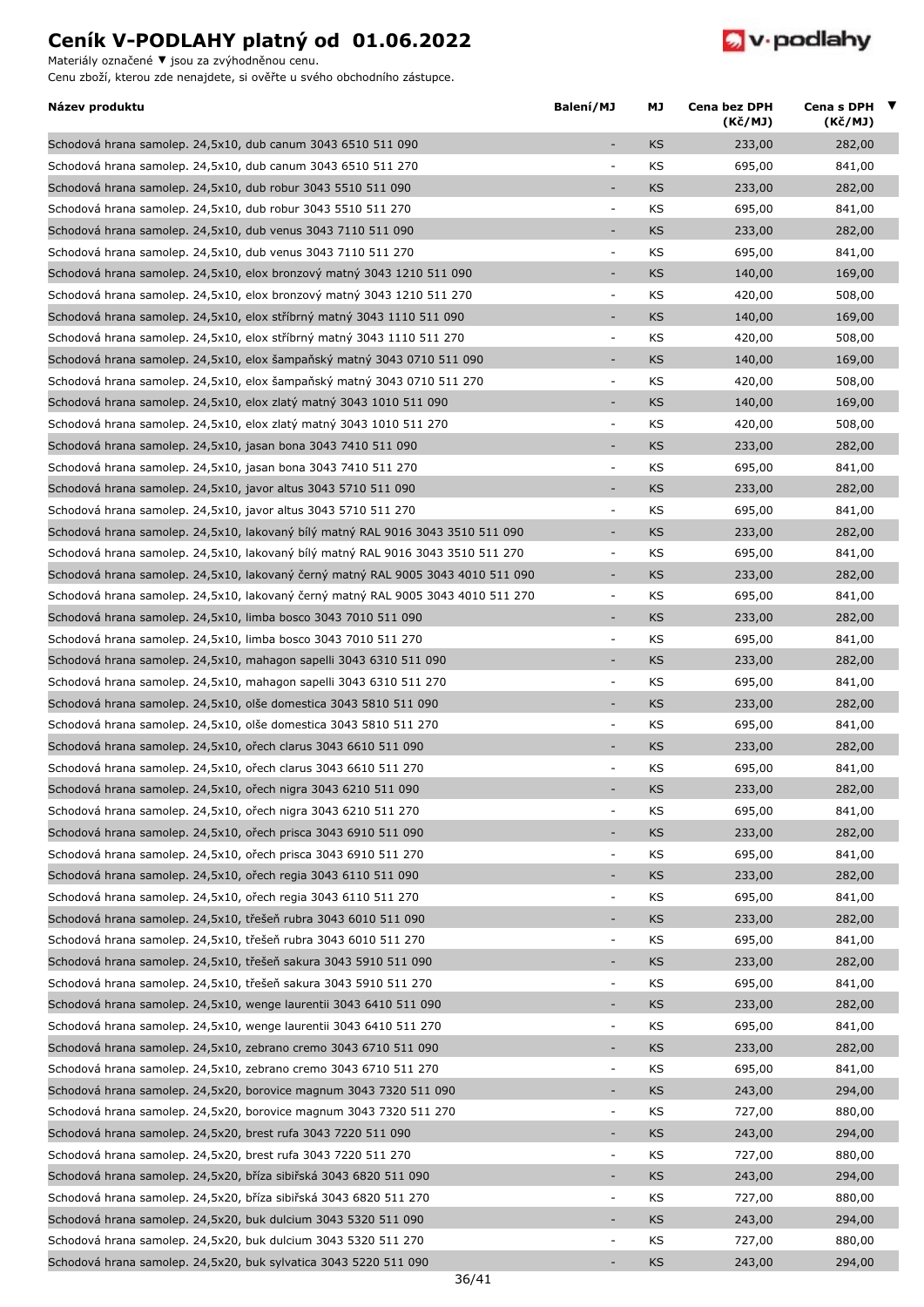# Ceník V-PODLAHY platný od 01.06.2022

Materiály označené ▼ jsou za zvýhodněnou cenu.
Cenu zboží, kterou zde nenajdete, si ověřte u svého obchodního zástupce.

| Název produktu | Balení/MJ | MJ | Cena bez DPH (Kč/MJ) | Cena s DPH (Kč/MJ) | ▼ |
|---|---|---|---|---|---|
| Schodová hrana samolep. 24,5x10, dub canum 3043 6510 511 090 | - | KS | 233,00 | 282,00 | |
| Schodová hrana samolep. 24,5x10, dub canum 3043 6510 511 270 | - | KS | 695,00 | 841,00 | |
| Schodová hrana samolep. 24,5x10, dub robur 3043 5510 511 090 | - | KS | 233,00 | 282,00 | |
| Schodová hrana samolep. 24,5x10, dub robur 3043 5510 511 270 | - | KS | 695,00 | 841,00 | |
| Schodová hrana samolep. 24,5x10, dub venus 3043 7110 511 090 | - | KS | 233,00 | 282,00 | |
| Schodová hrana samolep. 24,5x10, dub venus 3043 7110 511 270 | - | KS | 695,00 | 841,00 | |
| Schodová hrana samolep. 24,5x10, elox bronzový matný 3043 1210 511 090 | - | KS | 140,00 | 169,00 | |
| Schodová hrana samolep. 24,5x10, elox bronzový matný 3043 1210 511 270 | - | KS | 420,00 | 508,00 | |
| Schodová hrana samolep. 24,5x10, elox stříbrný matný 3043 1110 511 090 | - | KS | 140,00 | 169,00 | |
| Schodová hrana samolep. 24,5x10, elox stříbrný matný 3043 1110 511 270 | - | KS | 420,00 | 508,00 | |
| Schodová hrana samolep. 24,5x10, elox šampaňský matný 3043 0710 511 090 | - | KS | 140,00 | 169,00 | |
| Schodová hrana samolep. 24,5x10, elox šampaňský matný 3043 0710 511 270 | - | KS | 420,00 | 508,00 | |
| Schodová hrana samolep. 24,5x10, elox zlatý matný 3043 1010 511 090 | - | KS | 140,00 | 169,00 | |
| Schodová hrana samolep. 24,5x10, elox zlatý matný 3043 1010 511 270 | - | KS | 420,00 | 508,00 | |
| Schodová hrana samolep. 24,5x10, jasan bona 3043 7410 511 090 | - | KS | 233,00 | 282,00 | |
| Schodová hrana samolep. 24,5x10, jasan bona 3043 7410 511 270 | - | KS | 695,00 | 841,00 | |
| Schodová hrana samolep. 24,5x10, javor altus 3043 5710 511 090 | - | KS | 233,00 | 282,00 | |
| Schodová hrana samolep. 24,5x10, javor altus 3043 5710 511 270 | - | KS | 695,00 | 841,00 | |
| Schodová hrana samolep. 24,5x10, lakovaný bílý matný RAL 9016 3043 3510 511 090 | - | KS | 233,00 | 282,00 | |
| Schodová hrana samolep. 24,5x10, lakovaný bílý matný RAL 9016 3043 3510 511 270 | - | KS | 695,00 | 841,00 | |
| Schodová hrana samolep. 24,5x10, lakovaný černý matný RAL 9005 3043 4010 511 090 | - | KS | 233,00 | 282,00 | |
| Schodová hrana samolep. 24,5x10, lakovaný černý matný RAL 9005 3043 4010 511 270 | - | KS | 695,00 | 841,00 | |
| Schodová hrana samolep. 24,5x10, limba bosco 3043 7010 511 090 | - | KS | 233,00 | 282,00 | |
| Schodová hrana samolep. 24,5x10, limba bosco 3043 7010 511 270 | - | KS | 695,00 | 841,00 | |
| Schodová hrana samolep. 24,5x10, mahagon sapelli 3043 6310 511 090 | - | KS | 233,00 | 282,00 | |
| Schodová hrana samolep. 24,5x10, mahagon sapelli 3043 6310 511 270 | - | KS | 695,00 | 841,00 | |
| Schodová hrana samolep. 24,5x10, olše domestica 3043 5810 511 090 | - | KS | 233,00 | 282,00 | |
| Schodová hrana samolep. 24,5x10, olše domestica 3043 5810 511 270 | - | KS | 695,00 | 841,00 | |
| Schodová hrana samolep. 24,5x10, ořech clarus 3043 6610 511 090 | - | KS | 233,00 | 282,00 | |
| Schodová hrana samolep. 24,5x10, ořech clarus 3043 6610 511 270 | - | KS | 695,00 | 841,00 | |
| Schodová hrana samolep. 24,5x10, ořech nigra 3043 6210 511 090 | - | KS | 233,00 | 282,00 | |
| Schodová hrana samolep. 24,5x10, ořech nigra 3043 6210 511 270 | - | KS | 695,00 | 841,00 | |
| Schodová hrana samolep. 24,5x10, ořech prisca 3043 6910 511 090 | - | KS | 233,00 | 282,00 | |
| Schodová hrana samolep. 24,5x10, ořech prisca 3043 6910 511 270 | - | KS | 695,00 | 841,00 | |
| Schodová hrana samolep. 24,5x10, ořech regia 3043 6110 511 090 | - | KS | 233,00 | 282,00 | |
| Schodová hrana samolep. 24,5x10, ořech regia 3043 6110 511 270 | - | KS | 695,00 | 841,00 | |
| Schodová hrana samolep. 24,5x10, třešeň rubra 3043 6010 511 090 | - | KS | 233,00 | 282,00 | |
| Schodová hrana samolep. 24,5x10, třešeň rubra 3043 6010 511 270 | - | KS | 695,00 | 841,00 | |
| Schodová hrana samolep. 24,5x10, třešeň sakura 3043 5910 511 090 | - | KS | 233,00 | 282,00 | |
| Schodová hrana samolep. 24,5x10, třešeň sakura 3043 5910 511 270 | - | KS | 695,00 | 841,00 | |
| Schodová hrana samolep. 24,5x10, wenge laurentii 3043 6410 511 090 | - | KS | 233,00 | 282,00 | |
| Schodová hrana samolep. 24,5x10, wenge laurentii 3043 6410 511 270 | - | KS | 695,00 | 841,00 | |
| Schodová hrana samolep. 24,5x10, zebrano cremo 3043 6710 511 090 | - | KS | 233,00 | 282,00 | |
| Schodová hrana samolep. 24,5x10, zebrano cremo 3043 6710 511 270 | - | KS | 695,00 | 841,00 | |
| Schodová hrana samolep. 24,5x20, borovice magnum 3043 7320 511 090 | - | KS | 243,00 | 294,00 | |
| Schodová hrana samolep. 24,5x20, borovice magnum 3043 7320 511 270 | - | KS | 727,00 | 880,00 | |
| Schodová hrana samolep. 24,5x20, brest rufa 3043 7220 511 090 | - | KS | 243,00 | 294,00 | |
| Schodová hrana samolep. 24,5x20, brest rufa 3043 7220 511 270 | - | KS | 727,00 | 880,00 | |
| Schodová hrana samolep. 24,5x20, bříza sibiřská 3043 6820 511 090 | - | KS | 243,00 | 294,00 | |
| Schodová hrana samolep. 24,5x20, bříza sibiřská 3043 6820 511 270 | - | KS | 727,00 | 880,00 | |
| Schodová hrana samolep. 24,5x20, buk dulcium 3043 5320 511 090 | - | KS | 243,00 | 294,00 | |
| Schodová hrana samolep. 24,5x20, buk dulcium 3043 5320 511 270 | - | KS | 727,00 | 880,00 | |
| Schodová hrana samolep. 24,5x20, buk sylvatica 3043 5220 511 090 | - | KS | 243,00 | 294,00 | |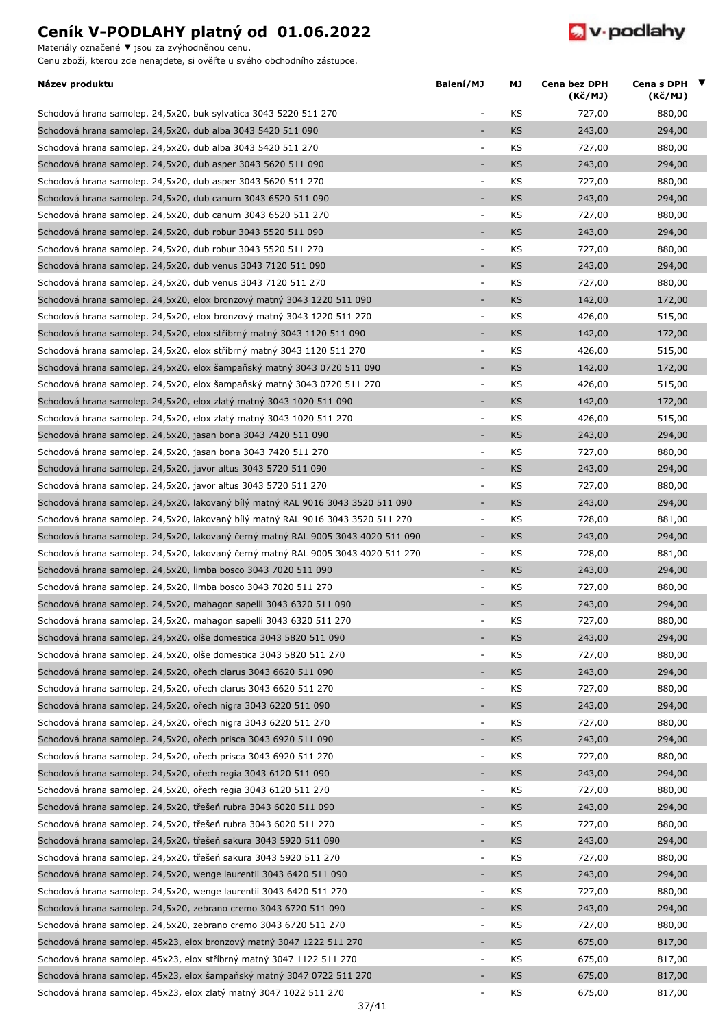# Ceník V-PODLAHY platný od 01.06.2022

Materiály označené ▼ jsou za zvýhodněnou cenu.
Cenu zboží, kterou zde nenajdete, si ověřte u svého obchodního zástupce.

| Název produktu | Balení/MJ | MJ | Cena bez DPH (Kč/MJ) | Cena s DPH (Kč/MJ) | ▼ |
|---|---|---|---|---|---|
| Schodová hrana samolep. 24,5x20, buk sylvatica 3043 5220 511 270 | - | KS | 727,00 | 880,00 | |
| Schodová hrana samolep. 24,5x20, dub alba 3043 5420 511 090 | - | KS | 243,00 | 294,00 | |
| Schodová hrana samolep. 24,5x20, dub alba 3043 5420 511 270 | - | KS | 727,00 | 880,00 | |
| Schodová hrana samolep. 24,5x20, dub asper 3043 5620 511 090 | - | KS | 243,00 | 294,00 | |
| Schodová hrana samolep. 24,5x20, dub asper 3043 5620 511 270 | - | KS | 727,00 | 880,00 | |
| Schodová hrana samolep. 24,5x20, dub canum 3043 6520 511 090 | - | KS | 243,00 | 294,00 | |
| Schodová hrana samolep. 24,5x20, dub canum 3043 6520 511 270 | - | KS | 727,00 | 880,00 | |
| Schodová hrana samolep. 24,5x20, dub robur 3043 5520 511 090 | - | KS | 243,00 | 294,00 | |
| Schodová hrana samolep. 24,5x20, dub robur 3043 5520 511 270 | - | KS | 727,00 | 880,00 | |
| Schodová hrana samolep. 24,5x20, dub venus 3043 7120 511 090 | - | KS | 243,00 | 294,00 | |
| Schodová hrana samolep. 24,5x20, dub venus 3043 7120 511 270 | - | KS | 727,00 | 880,00 | |
| Schodová hrana samolep. 24,5x20, elox bronzový matný 3043 1220 511 090 | - | KS | 142,00 | 172,00 | |
| Schodová hrana samolep. 24,5x20, elox bronzový matný 3043 1220 511 270 | - | KS | 426,00 | 515,00 | |
| Schodová hrana samolep. 24,5x20, elox stříbrný matný 3043 1120 511 090 | - | KS | 142,00 | 172,00 | |
| Schodová hrana samolep. 24,5x20, elox stříbrný matný 3043 1120 511 270 | - | KS | 426,00 | 515,00 | |
| Schodová hrana samolep. 24,5x20, elox šampaňský matný 3043 0720 511 090 | - | KS | 142,00 | 172,00 | |
| Schodová hrana samolep. 24,5x20, elox šampaňský matný 3043 0720 511 270 | - | KS | 426,00 | 515,00 | |
| Schodová hrana samolep. 24,5x20, elox zlatý matný 3043 1020 511 090 | - | KS | 142,00 | 172,00 | |
| Schodová hrana samolep. 24,5x20, elox zlatý matný 3043 1020 511 270 | - | KS | 426,00 | 515,00 | |
| Schodová hrana samolep. 24,5x20, jasan bona 3043 7420 511 090 | - | KS | 243,00 | 294,00 | |
| Schodová hrana samolep. 24,5x20, jasan bona 3043 7420 511 270 | - | KS | 727,00 | 880,00 | |
| Schodová hrana samolep. 24,5x20, javor altus 3043 5720 511 090 | - | KS | 243,00 | 294,00 | |
| Schodová hrana samolep. 24,5x20, javor altus 3043 5720 511 270 | - | KS | 727,00 | 880,00 | |
| Schodová hrana samolep. 24,5x20, lakovaný bílý matný RAL 9016 3043 3520 511 090 | - | KS | 243,00 | 294,00 | |
| Schodová hrana samolep. 24,5x20, lakovaný bílý matný RAL 9016 3043 3520 511 270 | - | KS | 728,00 | 881,00 | |
| Schodová hrana samolep. 24,5x20, lakovaný černý matný RAL 9005 3043 4020 511 090 | - | KS | 243,00 | 294,00 | |
| Schodová hrana samolep. 24,5x20, lakovaný černý matný RAL 9005 3043 4020 511 270 | - | KS | 728,00 | 881,00 | |
| Schodová hrana samolep. 24,5x20, limba bosco 3043 7020 511 090 | - | KS | 243,00 | 294,00 | |
| Schodová hrana samolep. 24,5x20, limba bosco 3043 7020 511 270 | - | KS | 727,00 | 880,00 | |
| Schodová hrana samolep. 24,5x20, mahagon sapelli 3043 6320 511 090 | - | KS | 243,00 | 294,00 | |
| Schodová hrana samolep. 24,5x20, mahagon sapelli 3043 6320 511 270 | - | KS | 727,00 | 880,00 | |
| Schodová hrana samolep. 24,5x20, olše domestica 3043 5820 511 090 | - | KS | 243,00 | 294,00 | |
| Schodová hrana samolep. 24,5x20, olše domestica 3043 5820 511 270 | - | KS | 727,00 | 880,00 | |
| Schodová hrana samolep. 24,5x20, ořech clarus 3043 6620 511 090 | - | KS | 243,00 | 294,00 | |
| Schodová hrana samolep. 24,5x20, ořech clarus 3043 6620 511 270 | - | KS | 727,00 | 880,00 | |
| Schodová hrana samolep. 24,5x20, ořech nigra 3043 6220 511 090 | - | KS | 243,00 | 294,00 | |
| Schodová hrana samolep. 24,5x20, ořech nigra 3043 6220 511 270 | - | KS | 727,00 | 880,00 | |
| Schodová hrana samolep. 24,5x20, ořech prisca 3043 6920 511 090 | - | KS | 243,00 | 294,00 | |
| Schodová hrana samolep. 24,5x20, ořech prisca 3043 6920 511 270 | - | KS | 727,00 | 880,00 | |
| Schodová hrana samolep. 24,5x20, ořech regia 3043 6120 511 090 | - | KS | 243,00 | 294,00 | |
| Schodová hrana samolep. 24,5x20, ořech regia 3043 6120 511 270 | - | KS | 727,00 | 880,00 | |
| Schodová hrana samolep. 24,5x20, třešeň rubra 3043 6020 511 090 | - | KS | 243,00 | 294,00 | |
| Schodová hrana samolep. 24,5x20, třešeň rubra 3043 6020 511 270 | - | KS | 727,00 | 880,00 | |
| Schodová hrana samolep. 24,5x20, třešeň sakura 3043 5920 511 090 | - | KS | 243,00 | 294,00 | |
| Schodová hrana samolep. 24,5x20, třešeň sakura 3043 5920 511 270 | - | KS | 727,00 | 880,00 | |
| Schodová hrana samolep. 24,5x20, wenge laurentii 3043 6420 511 090 | - | KS | 243,00 | 294,00 | |
| Schodová hrana samolep. 24,5x20, wenge laurentii 3043 6420 511 270 | - | KS | 727,00 | 880,00 | |
| Schodová hrana samolep. 24,5x20, zebrano cremo 3043 6720 511 090 | - | KS | 243,00 | 294,00 | |
| Schodová hrana samolep. 24,5x20, zebrano cremo 3043 6720 511 270 | - | KS | 727,00 | 880,00 | |
| Schodová hrana samolep. 45x23, elox bronzový matný 3047 1222 511 270 | - | KS | 675,00 | 817,00 | |
| Schodová hrana samolep. 45x23, elox stříbrný matný 3047 1122 511 270 | - | KS | 675,00 | 817,00 | |
| Schodová hrana samolep. 45x23, elox šampaňský matný 3047 0722 511 270 | - | KS | 675,00 | 817,00 | |
| Schodová hrana samolep. 45x23, elox zlatý matný 3047 1022 511 270 | - | KS | 675,00 | 817,00 | |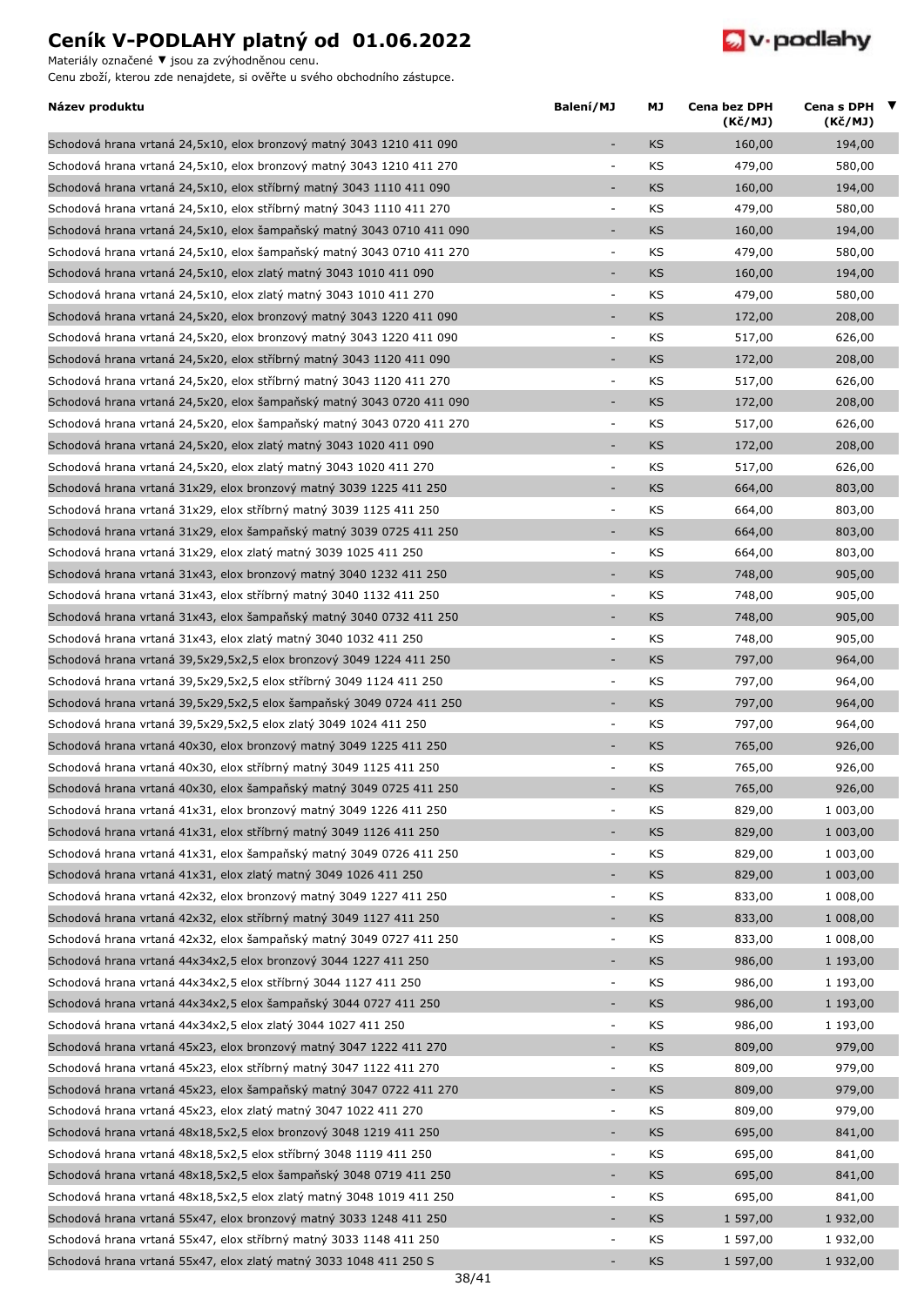# Ceník V-PODLAHY platný od 01.06.2022

Materiály označené ▼ jsou za zvýhodněnou cenu.
Cenu zboží, kterou zde nenajdete, si ověřte u svého obchodního zástupce.

| Název produktu | Balení/MJ | MJ | Cena bez DPH (Kč/MJ) | Cena s DPH (Kč/MJ) | ▼ |
|---|---|---|---|---|---|
| Schodová hrana vrtaná 24,5x10, elox bronzový matný 3043 1210 411 090 | - | KS | 160,00 | 194,00 | |
| Schodová hrana vrtaná 24,5x10, elox bronzový matný 3043 1210 411 270 | - | KS | 479,00 | 580,00 | |
| Schodová hrana vrtaná 24,5x10, elox stříbrný matný 3043 1110 411 090 | - | KS | 160,00 | 194,00 | |
| Schodová hrana vrtaná 24,5x10, elox stříbrný matný 3043 1110 411 270 | - | KS | 479,00 | 580,00 | |
| Schodová hrana vrtaná 24,5x10, elox šampaňský matný 3043 0710 411 090 | - | KS | 160,00 | 194,00 | |
| Schodová hrana vrtaná 24,5x10, elox šampaňský matný 3043 0710 411 270 | - | KS | 479,00 | 580,00 | |
| Schodová hrana vrtaná 24,5x10, elox zlatý matný 3043 1010 411 090 | - | KS | 160,00 | 194,00 | |
| Schodová hrana vrtaná 24,5x10, elox zlatý matný 3043 1010 411 270 | - | KS | 479,00 | 580,00 | |
| Schodová hrana vrtaná 24,5x20, elox bronzový matný 3043 1220 411 090 | - | KS | 172,00 | 208,00 | |
| Schodová hrana vrtaná 24,5x20, elox bronzový matný 3043 1220 411 090 | - | KS | 517,00 | 626,00 | |
| Schodová hrana vrtaná 24,5x20, elox stříbrný matný 3043 1120 411 090 | - | KS | 172,00 | 208,00 | |
| Schodová hrana vrtaná 24,5x20, elox stříbrný matný 3043 1120 411 270 | - | KS | 517,00 | 626,00 | |
| Schodová hrana vrtaná 24,5x20, elox šampaňský matný 3043 0720 411 090 | - | KS | 172,00 | 208,00 | |
| Schodová hrana vrtaná 24,5x20, elox šampaňský matný 3043 0720 411 270 | - | KS | 517,00 | 626,00 | |
| Schodová hrana vrtaná 24,5x20, elox zlatý matný 3043 1020 411 090 | - | KS | 172,00 | 208,00 | |
| Schodová hrana vrtaná 24,5x20, elox zlatý matný 3043 1020 411 270 | - | KS | 517,00 | 626,00 | |
| Schodová hrana vrtaná 31x29, elox bronzový matný 3039 1225 411 250 | - | KS | 664,00 | 803,00 | |
| Schodová hrana vrtaná 31x29, elox stříbrný matný 3039 1125 411 250 | - | KS | 664,00 | 803,00 | |
| Schodová hrana vrtaná 31x29, elox šampaňský matný 3039 0725 411 250 | - | KS | 664,00 | 803,00 | |
| Schodová hrana vrtaná 31x29, elox zlatý matný 3039 1025 411 250 | - | KS | 664,00 | 803,00 | |
| Schodová hrana vrtaná 31x43, elox bronzový matný 3040 1232 411 250 | - | KS | 748,00 | 905,00 | |
| Schodová hrana vrtaná 31x43, elox stříbrný matný 3040 1132 411 250 | - | KS | 748,00 | 905,00 | |
| Schodová hrana vrtaná 31x43, elox šampaňský matný 3040 0732 411 250 | - | KS | 748,00 | 905,00 | |
| Schodová hrana vrtaná 31x43, elox zlatý matný 3040 1032 411 250 | - | KS | 748,00 | 905,00 | |
| Schodová hrana vrtaná 39,5x29,5x2,5 elox bronzový 3049 1224 411 250 | - | KS | 797,00 | 964,00 | |
| Schodová hrana vrtaná 39,5x29,5x2,5 elox stříbrný 3049 1124 411 250 | - | KS | 797,00 | 964,00 | |
| Schodová hrana vrtaná 39,5x29,5x2,5 elox šampaňský 3049 0724 411 250 | - | KS | 797,00 | 964,00 | |
| Schodová hrana vrtaná 39,5x29,5x2,5 elox zlatý 3049 1024 411 250 | - | KS | 797,00 | 964,00 | |
| Schodová hrana vrtaná 40x30, elox bronzový matný 3049 1225 411 250 | - | KS | 765,00 | 926,00 | |
| Schodová hrana vrtaná 40x30, elox stříbrný matný 3049 1125 411 250 | - | KS | 765,00 | 926,00 | |
| Schodová hrana vrtaná 40x30, elox šampaňský matný 3049 0725 411 250 | - | KS | 765,00 | 926,00 | |
| Schodová hrana vrtaná 41x31, elox bronzový matný 3049 1226 411 250 | - | KS | 829,00 | 1 003,00 | |
| Schodová hrana vrtaná 41x31, elox stříbrný matný 3049 1126 411 250 | - | KS | 829,00 | 1 003,00 | |
| Schodová hrana vrtaná 41x31, elox šampaňský matný 3049 0726 411 250 | - | KS | 829,00 | 1 003,00 | |
| Schodová hrana vrtaná 41x31, elox zlatý matný 3049 1026 411 250 | - | KS | 829,00 | 1 003,00 | |
| Schodová hrana vrtaná 42x32, elox bronzový matný 3049 1227 411 250 | - | KS | 833,00 | 1 008,00 | |
| Schodová hrana vrtaná 42x32, elox stříbrný matný 3049 1127 411 250 | - | KS | 833,00 | 1 008,00 | |
| Schodová hrana vrtaná 42x32, elox šampaňský matný 3049 0727 411 250 | - | KS | 833,00 | 1 008,00 | |
| Schodová hrana vrtaná 44x34x2,5 elox bronzový 3044 1227 411 250 | - | KS | 986,00 | 1 193,00 | |
| Schodová hrana vrtaná 44x34x2,5 elox stříbrný 3044 1127 411 250 | - | KS | 986,00 | 1 193,00 | |
| Schodová hrana vrtaná 44x34x2,5 elox šampaňský 3044 0727 411 250 | - | KS | 986,00 | 1 193,00 | |
| Schodová hrana vrtaná 44x34x2,5 elox zlatý 3044 1027 411 250 | - | KS | 986,00 | 1 193,00 | |
| Schodová hrana vrtaná 45x23, elox bronzový matný 3047 1222 411 270 | - | KS | 809,00 | 979,00 | |
| Schodová hrana vrtaná 45x23, elox stříbrný matný 3047 1122 411 270 | - | KS | 809,00 | 979,00 | |
| Schodová hrana vrtaná 45x23, elox šampaňský matný 3047 0722 411 270 | - | KS | 809,00 | 979,00 | |
| Schodová hrana vrtaná 45x23, elox zlatý matný 3047 1022 411 270 | - | KS | 809,00 | 979,00 | |
| Schodová hrana vrtaná 48x18,5x2,5 elox bronzový 3048 1219 411 250 | - | KS | 695,00 | 841,00 | |
| Schodová hrana vrtaná 48x18,5x2,5 elox stříbrný 3048 1119 411 250 | - | KS | 695,00 | 841,00 | |
| Schodová hrana vrtaná 48x18,5x2,5 elox šampaňský 3048 0719 411 250 | - | KS | 695,00 | 841,00 | |
| Schodová hrana vrtaná 48x18,5x2,5 elox zlatý matný 3048 1019 411 250 | - | KS | 695,00 | 841,00 | |
| Schodová hrana vrtaná 55x47, elox bronzový matný 3033 1248 411 250 | - | KS | 1 597,00 | 1 932,00 | |
| Schodová hrana vrtaná 55x47, elox stříbrný matný 3033 1148 411 250 | - | KS | 1 597,00 | 1 932,00 | |
| Schodová hrana vrtaná 55x47, elox zlatý matný 3033 1048 411 250 S | - | KS | 1 597,00 | 1 932,00 | |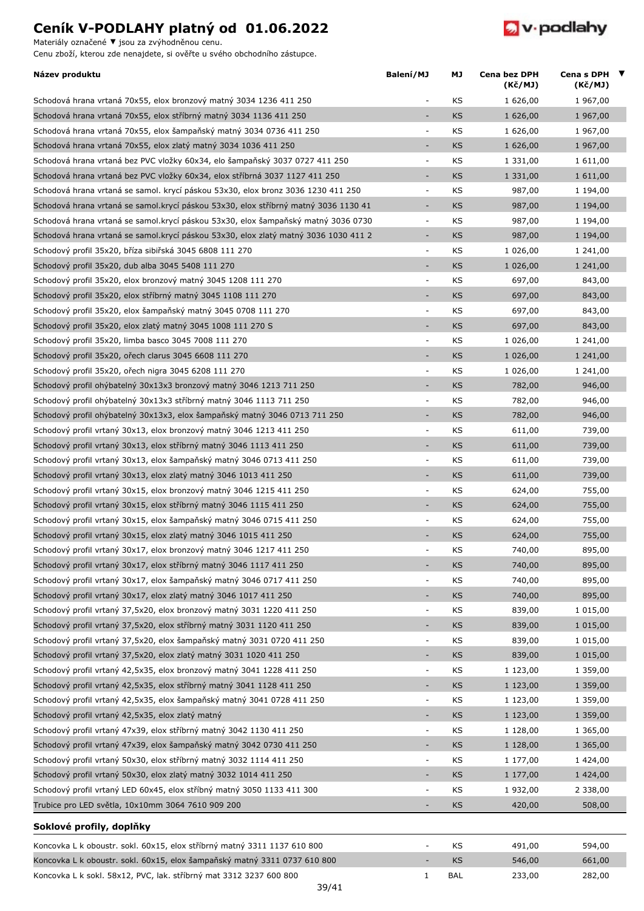# Ceník V-PODLAHY platný od 01.06.2022

Materiály označené ▼ jsou za zvýhodněnou cenu.
Cenu zboží, kterou zde nenajdete, si ověřte u svého obchodního zástupce.

| Název produktu | Balení/MJ | MJ | Cena bez DPH (Kč/MJ) | Cena s DPH (Kč/MJ) | ▼ |
|---|---|---|---|---|---|
| Schodová hrana vrtaná 70x55, elox bronzový matný 3034 1236 411 250 | - | KS | 1 626,00 | 1 967,00 | |
| Schodová hrana vrtaná 70x55, elox stříbrný matný 3034 1136 411 250 | - | KS | 1 626,00 | 1 967,00 | |
| Schodová hrana vrtaná 70x55, elox šampaňský matný 3034 0736 411 250 | - | KS | 1 626,00 | 1 967,00 | |
| Schodová hrana vrtaná 70x55, elox zlatý matný 3034 1036 411 250 | - | KS | 1 626,00 | 1 967,00 | |
| Schodová hrana vrtaná bez PVC vložky 60x34, elo šampaňský 3037 0727 411 250 | - | KS | 1 331,00 | 1 611,00 | |
| Schodová hrana vrtaná bez PVC vložky 60x34, elox stříbrná 3037 1127 411 250 | - | KS | 1 331,00 | 1 611,00 | |
| Schodová hrana vrtaná se samol. krycí páskou 53x30, elox bronz 3036 1230 411 250 | - | KS | 987,00 | 1 194,00 | |
| Schodová hrana vrtaná se samol.krycí páskou 53x30, elox stříbrný matný 3036 1130 41 | - | KS | 987,00 | 1 194,00 | |
| Schodová hrana vrtaná se samol.krycí páskou 53x30, elox šampaňský matný 3036 0730 | - | KS | 987,00 | 1 194,00 | |
| Schodová hrana vrtaná se samol.krycí páskou 53x30, elox zlatý matný 3036 1030 411 2 | - | KS | 987,00 | 1 194,00 | |
| Schodový profil 35x20, bříza sibiřská 3045 6808 111 270 | - | KS | 1 026,00 | 1 241,00 | |
| Schodový profil 35x20, dub alba 3045 5408 111 270 | - | KS | 1 026,00 | 1 241,00 | |
| Schodový profil 35x20, elox bronzový matný 3045 1208 111 270 | - | KS | 697,00 | 843,00 | |
| Schodový profil 35x20, elox stříbrný matný 3045 1108 111 270 | - | KS | 697,00 | 843,00 | |
| Schodový profil 35x20, elox šampaňský matný 3045 0708 111 270 | - | KS | 697,00 | 843,00 | |
| Schodový profil 35x20, elox zlatý matný 3045 1008 111 270 S | - | KS | 697,00 | 843,00 | |
| Schodový profil 35x20, limba basco 3045 7008 111 270 | - | KS | 1 026,00 | 1 241,00 | |
| Schodový profil 35x20, ořech clarus 3045 6608 111 270 | - | KS | 1 026,00 | 1 241,00 | |
| Schodový profil 35x20, ořech nigra 3045 6208 111 270 | - | KS | 1 026,00 | 1 241,00 | |
| Schodový profil ohýbatelný 30x13x3 bronzový matný 3046 1213 711 250 | - | KS | 782,00 | 946,00 | |
| Schodový profil ohýbatelný 30x13x3 stříbrný matný 3046 1113 711 250 | - | KS | 782,00 | 946,00 | |
| Schodový profil ohýbatelný 30x13x3, elox šampaňský matný 3046 0713 711 250 | - | KS | 782,00 | 946,00 | |
| Schodový profil vrtaný 30x13, elox bronzový matný 3046 1213 411 250 | - | KS | 611,00 | 739,00 | |
| Schodový profil vrtaný 30x13, elox stříbrný matný 3046 1113 411 250 | - | KS | 611,00 | 739,00 | |
| Schodový profil vrtaný 30x13, elox šampaňský matný 3046 0713 411 250 | - | KS | 611,00 | 739,00 | |
| Schodový profil vrtaný 30x13, elox zlatý matný 3046 1013 411 250 | - | KS | 611,00 | 739,00 | |
| Schodový profil vrtaný 30x15, elox bronzový matný 3046 1215 411 250 | - | KS | 624,00 | 755,00 | |
| Schodový profil vrtaný 30x15, elox stříbrný matný 3046 1115 411 250 | - | KS | 624,00 | 755,00 | |
| Schodový profil vrtaný 30x15, elox šampaňský matný 3046 0715 411 250 | - | KS | 624,00 | 755,00 | |
| Schodový profil vrtaný 30x15, elox zlatý matný 3046 1015 411 250 | - | KS | 624,00 | 755,00 | |
| Schodový profil vrtaný 30x17, elox bronzový matný 3046 1217 411 250 | - | KS | 740,00 | 895,00 | |
| Schodový profil vrtaný 30x17, elox stříbrný matný 3046 1117 411 250 | - | KS | 740,00 | 895,00 | |
| Schodový profil vrtaný 30x17, elox šampaňský matný 3046 0717 411 250 | - | KS | 740,00 | 895,00 | |
| Schodový profil vrtaný 30x17, elox zlatý matný 3046 1017 411 250 | - | KS | 740,00 | 895,00 | |
| Schodový profil vrtaný 37,5x20, elox bronzový matný 3031 1220 411 250 | - | KS | 839,00 | 1 015,00 | |
| Schodový profil vrtaný 37,5x20, elox stříbrný matný 3031 1120 411 250 | - | KS | 839,00 | 1 015,00 | |
| Schodový profil vrtaný 37,5x20, elox šampaňský matný 3031 0720 411 250 | - | KS | 839,00 | 1 015,00 | |
| Schodový profil vrtaný 37,5x20, elox zlatý matný 3031 1020 411 250 | - | KS | 839,00 | 1 015,00 | |
| Schodový profil vrtaný 42,5x35, elox bronzový matný 3041 1228 411 250 | - | KS | 1 123,00 | 1 359,00 | |
| Schodový profil vrtaný 42,5x35, elox stříbrný matný 3041 1128 411 250 | - | KS | 1 123,00 | 1 359,00 | |
| Schodový profil vrtaný 42,5x35, elox šampaňský matný 3041 0728 411 250 | - | KS | 1 123,00 | 1 359,00 | |
| Schodový profil vrtaný 42,5x35, elox zlatý matný | - | KS | 1 123,00 | 1 359,00 | |
| Schodový profil vrtaný 47x39, elox stříbrný matný 3042 1130 411 250 | - | KS | 1 128,00 | 1 365,00 | |
| Schodový profil vrtaný 47x39, elox šampaňský matný 3042 0730 411 250 | - | KS | 1 128,00 | 1 365,00 | |
| Schodový profil vrtaný 50x30, elox stříbrný matný 3032 1114 411 250 | - | KS | 1 177,00 | 1 424,00 | |
| Schodový profil vrtaný 50x30, elox zlatý matný 3032 1014 411 250 | - | KS | 1 177,00 | 1 424,00 | |
| Schodový profil vrtaný LED 60x45, elox stříbrný matný 3050 1133 411 300 | - | KS | 1 932,00 | 2 338,00 | |
| Trubice pro LED světla, 10x10mm 3064 7610 909 200 | - | KS | 420,00 | 508,00 | |

## Soklové profily, doplňky

| Název produktu | Balení/MJ | MJ | Cena bez DPH (Kč/MJ) | Cena s DPH (Kč/MJ) | ▼ |
|---|---|---|---|---|---|
| Koncovka L k oboustr. sokl. 60x15, elox stříbrný matný 3311 1137 610 800 | - | KS | 491,00 | 594,00 | |
| Koncovka L k oboustr. sokl. 60x15, elox šampaňský matný 3311 0737 610 800 | - | KS | 546,00 | 661,00 | |
| Koncovka L k sokl. 58x12, PVC, lak. stříbrný mat 3312 3237 600 800 | 1 | BAL | 233,00 | 282,00 | |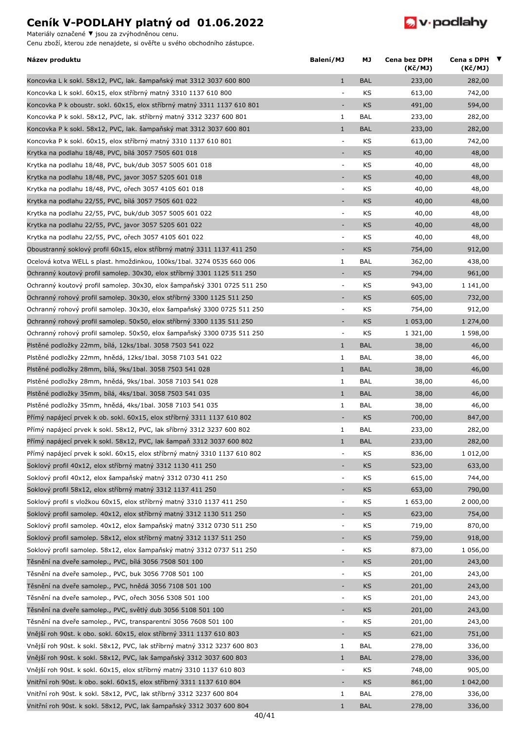# Ceník V-PODLAHY platný od 01.06.2022

Materiály označené ▼ jsou za zvýhodněnou cenu.
Cenu zboží, kterou zde nenajdete, si ověřte u svého obchodního zástupce.

| Název produktu | Balení/MJ | MJ | Cena bez DPH (Kč/MJ) | Cena s DPH (Kč/MJ) | ▼ |
|---|---|---|---|---|---|
| Koncovka L k sokl. 58x12, PVC, lak. šampaňský mat 3312 3037 600 800 | 1 | BAL | 233,00 | 282,00 | |
| Koncovka L k sokl. 60x15, elox stříbrný matný 3310 1137 610 800 | - | KS | 613,00 | 742,00 | |
| Koncovka P k oboustr. sokl. 60x15, elox stříbrný matný 3311 1137 610 801 | - | KS | 491,00 | 594,00 | |
| Koncovka P k sokl. 58x12, PVC, lak. stříbrný matný 3312 3237 600 801 | 1 | BAL | 233,00 | 282,00 | |
| Koncovka P k sokl. 58x12, PVC, lak. šampaňský mat 3312 3037 600 801 | 1 | BAL | 233,00 | 282,00 | |
| Koncovka P k sokl. 60x15, elox stříbrný matný 3310 1137 610 801 | - | KS | 613,00 | 742,00 | |
| Krytka na podlahu 18/48, PVC, bílá 3057 7505 601 018 | - | KS | 40,00 | 48,00 | |
| Krytka na podlahu 18/48, PVC, buk/dub 3057 5005 601 018 | - | KS | 40,00 | 48,00 | |
| Krytka na podlahu 18/48, PVC, javor 3057 5205 601 018 | - | KS | 40,00 | 48,00 | |
| Krytka na podlahu 18/48, PVC, ořech 3057 4105 601 018 | - | KS | 40,00 | 48,00 | |
| Krytka na podlahu 22/55, PVC, bílá 3057 7505 601 022 | - | KS | 40,00 | 48,00 | |
| Krytka na podlahu 22/55, PVC, buk/dub 3057 5005 601 022 | - | KS | 40,00 | 48,00 | |
| Krytka na podlahu 22/55, PVC, javor 3057 5205 601 022 | - | KS | 40,00 | 48,00 | |
| Krytka na podlahu 22/55, PVC, ořech 3057 4105 601 022 | - | KS | 40,00 | 48,00 | |
| Oboustranný soklový profil 60x15, elox stříbrný matný 3311 1137 411 250 | - | KS | 754,00 | 912,00 | |
| Ocelová kotva WELL s plast. hmoždinkou, 100ks/1bal. 3274 0535 660 006 | 1 | BAL | 362,00 | 438,00 | |
| Ochranný koutový profil samolep. 30x30, elox stříbrný 3301 1125 511 250 | - | KS | 794,00 | 961,00 | |
| Ochranný koutový profil samolep. 30x30, elox šampaňský 3301 0725 511 250 | - | KS | 943,00 | 1 141,00 | |
| Ochranný rohový profil samolep. 30x30, elox stříbrný 3300 1125 511 250 | - | KS | 605,00 | 732,00 | |
| Ochranný rohový profil samolep. 30x30, elox šampaňský 3300 0725 511 250 | - | KS | 754,00 | 912,00 | |
| Ochranný rohový profil samolep. 50x50, elox stříbrný 3300 1135 511 250 | - | KS | 1 053,00 | 1 274,00 | |
| Ochranný rohový profil samolep. 50x50, elox šampaňský 3300 0735 511 250 | - | KS | 1 321,00 | 1 598,00 | |
| Plstěné podložky 22mm, bílá, 12ks/1bal. 3058 7503 541 022 | 1 | BAL | 38,00 | 46,00 | |
| Plstěné podložky 22mm, hnědá, 12ks/1bal. 3058 7103 541 022 | 1 | BAL | 38,00 | 46,00 | |
| Plstěné podložky 28mm, bílá, 9ks/1bal. 3058 7503 541 028 | 1 | BAL | 38,00 | 46,00 | |
| Plstěné podložky 28mm, hnědá, 9ks/1bal. 3058 7103 541 028 | 1 | BAL | 38,00 | 46,00 | |
| Plstěné podložky 35mm, bílá, 4ks/1bal. 3058 7503 541 035 | 1 | BAL | 38,00 | 46,00 | |
| Plstěné podložky 35mm, hnědá, 4ks/1bal. 3058 7103 541 035 | 1 | BAL | 38,00 | 46,00 | |
| Přímý napájecí prvek k ob. sokl. 60x15, elox stříbrný 3311 1137 610 802 | - | KS | 700,00 | 847,00 | |
| Přímý napájecí prvek k sokl. 58x12, PVC, lak sříbrný 3312 3237 600 802 | 1 | BAL | 233,00 | 282,00 | |
| Přímý napájecí prvek k sokl. 58x12, PVC, lak šampaň 3312 3037 600 802 | 1 | BAL | 233,00 | 282,00 | |
| Přímý napájecí prvek k sokl. 60x15, elox stříbrný matný 3310 1137 610 802 | - | KS | 836,00 | 1 012,00 | |
| Soklový profil 40x12, elox stříbrný matný 3312 1130 411 250 | - | KS | 523,00 | 633,00 | |
| Soklový profil 40x12, elox šampaňský matný 3312 0730 411 250 | - | KS | 615,00 | 744,00 | |
| Soklový profil 58x12, elox stříbrný matný 3312 1137 411 250 | - | KS | 653,00 | 790,00 | |
| Soklový profil s vložkou 60x15, elox stříbrný matný 3310 1137 411 250 | - | KS | 1 653,00 | 2 000,00 | |
| Soklový profil samolep. 40x12, elox stříbrný matný 3312 1130 511 250 | - | KS | 623,00 | 754,00 | |
| Soklový profil samolep. 40x12, elox šampaňský matný 3312 0730 511 250 | - | KS | 719,00 | 870,00 | |
| Soklový profil samolep. 58x12, elox stříbrný matný 3312 1137 511 250 | - | KS | 759,00 | 918,00 | |
| Soklový profil samolep. 58x12, elox šampaňský matný 3312 0737 511 250 | - | KS | 873,00 | 1 056,00 | |
| Těsnění na dveře samolep., PVC, bílá 3056 7508 501 100 | - | KS | 201,00 | 243,00 | |
| Těsnění na dveře samolep., PVC, buk 3056 7708 501 100 | - | KS | 201,00 | 243,00 | |
| Těsnění na dveře samolep., PVC, hnědá 3056 7108 501 100 | - | KS | 201,00 | 243,00 | |
| Těsnění na dveře samolep., PVC, ořech 3056 5308 501 100 | - | KS | 201,00 | 243,00 | |
| Těsnění na dveře samolep., PVC, světlý dub 3056 5108 501 100 | - | KS | 201,00 | 243,00 | |
| Těsnění na dveře samolep., PVC, transparentní 3056 7608 501 100 | - | KS | 201,00 | 243,00 | |
| Vnější roh 90st. k obo. sokl. 60x15, elox stříbrný 3311 1137 610 803 | - | KS | 621,00 | 751,00 | |
| Vnější roh 90st. k sokl. 58x12, PVC, lak stříbrný matný 3312 3237 600 803 | 1 | BAL | 278,00 | 336,00 | |
| Vnější roh 90st. k sokl. 58x12, PVC, lak šampaňský 3312 3037 600 803 | 1 | BAL | 278,00 | 336,00 | |
| Vnější roh 90st. k sokl. 60x15, elox stříbrný matný 3310 1137 610 803 | - | KS | 748,00 | 905,00 | |
| Vnitřní roh 90st. k obo. sokl. 60x15, elox stříbrný 3311 1137 610 804 | - | KS | 861,00 | 1 042,00 | |
| Vnitřní roh 90st. k sokl. 58x12, PVC, lak stříbrný 3312 3237 600 804 | 1 | BAL | 278,00 | 336,00 | |
| Vnitřní roh 90st. k sokl. 58x12, PVC, lak šampaňský 3312 3037 600 804 | 1 | BAL | 278,00 | 336,00 | |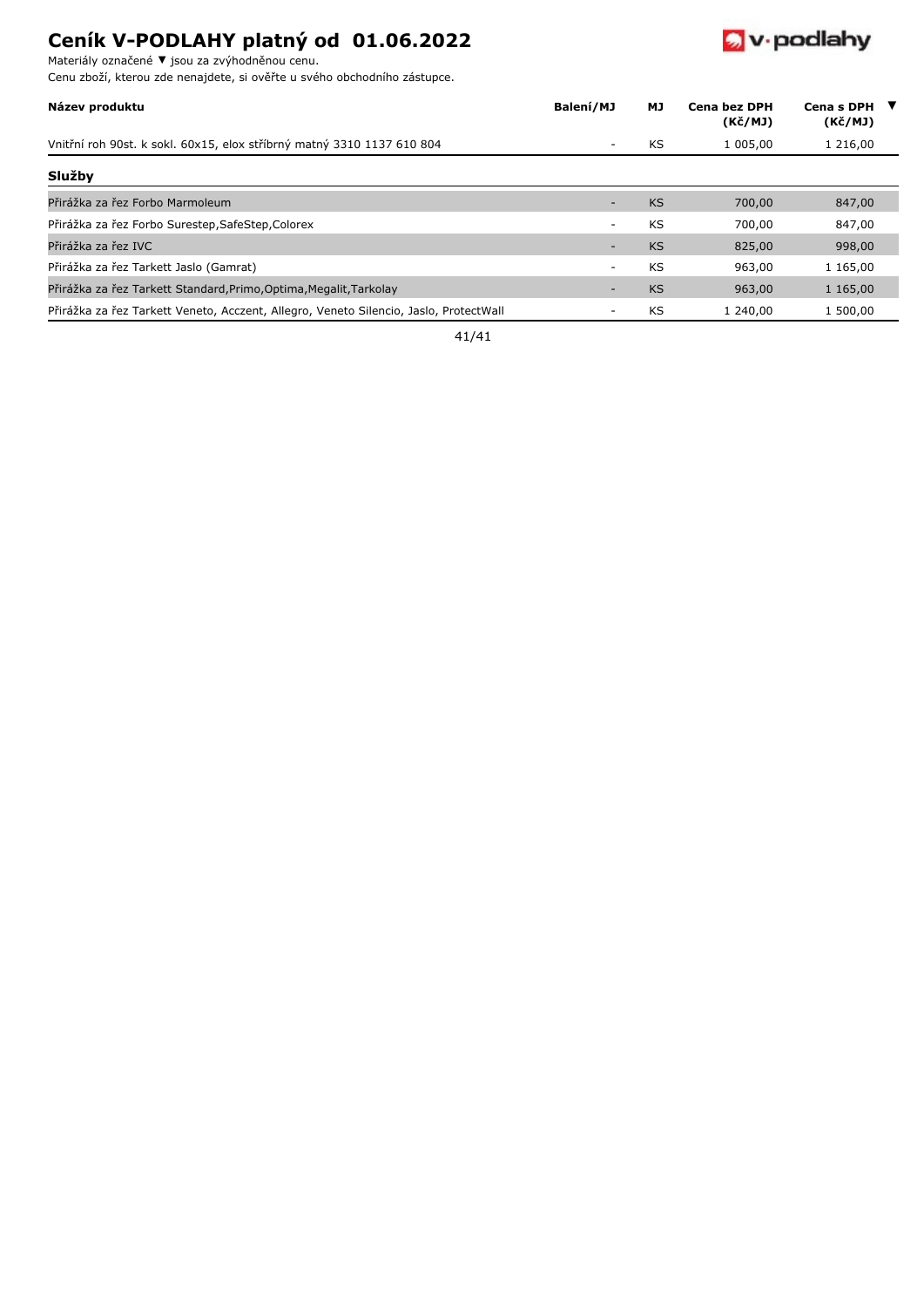# Ceník V-PODLAHY platný od 01.06.2022

Materiály označené ▼ jsou za zvýhodněnou cenu.
Cenu zboží, kterou zde nenajdete, si ověřte u svého obchodního zástupce.

| Název produktu | Balení/MJ | MJ | Cena bez DPH (Kč/MJ) | Cena s DPH (Kč/MJ) | ▼ |
|---|---|---|---|---|---|
| Vnitřní roh 90st. k sokl. 60x15, elox stříbrný matný 3310 1137 610 804 | - | KS | 1 005,00 | 1 216,00 | |
| **Služby** | | | | | |
| Přirážka za řez Forbo Marmoleum | - | KS | 700,00 | 847,00 | |
| Přirážka za řez Forbo Surestep,SafeStep,Colorex | - | KS | 700,00 | 847,00 | |
| Přirážka za řez IVC | - | KS | 825,00 | 998,00 | |
| Přirážka za řez Tarkett Jaslo (Gamrat) | - | KS | 963,00 | 1 165,00 | |
| Přirážka za řez Tarkett Standard,Primo,Optima,Megalit,Tarkolay | - | KS | 963,00 | 1 165,00 | |
| Přirážka za řez Tarkett Veneto, Acczent, Allegro, Veneto Silencio, Jaslo, ProtectWall | - | KS | 1 240,00 | 1 500,00 | |